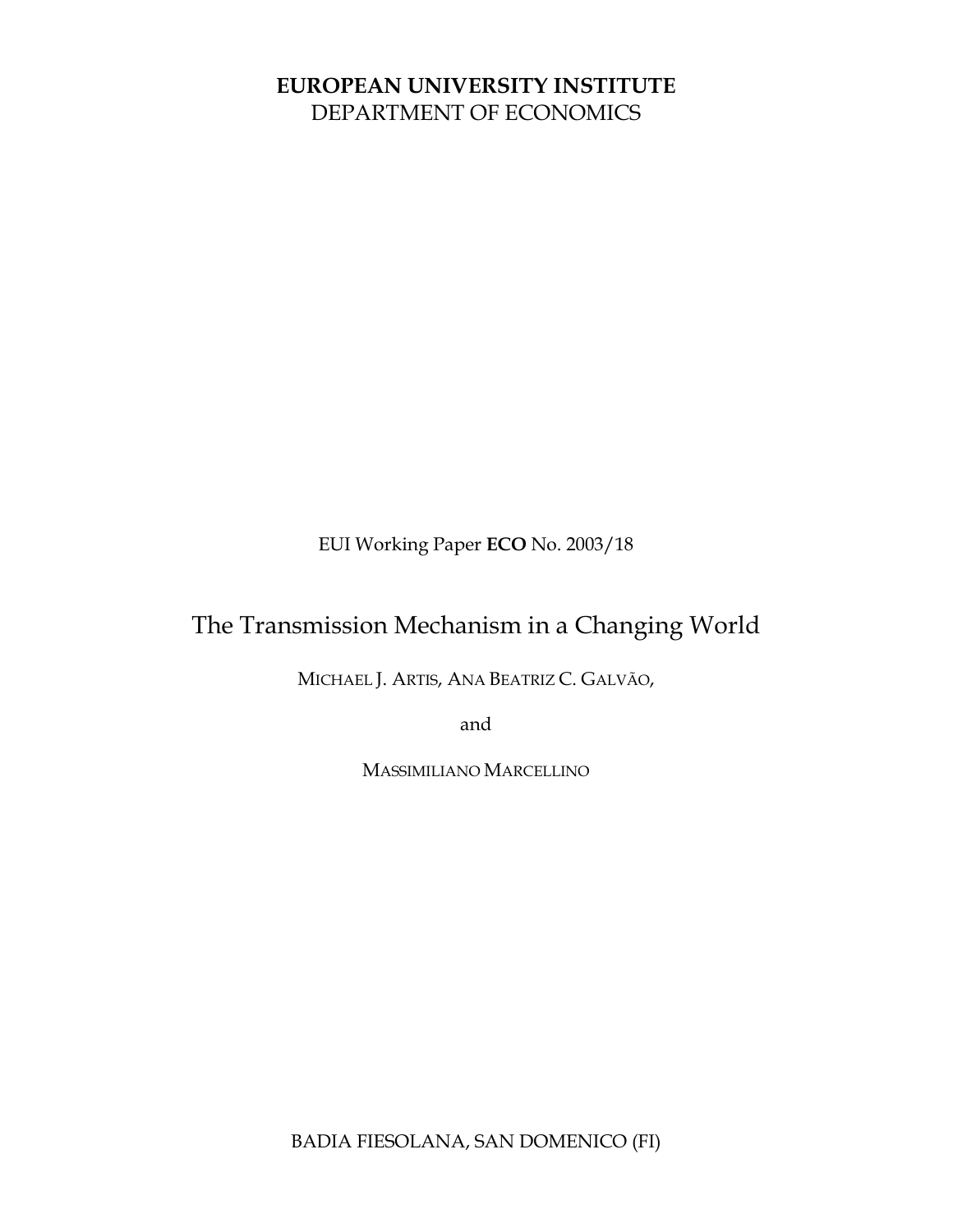**EUROPEAN UNIVERSITY INSTITUTE**
DEPARTMENT OF ECONOMICS

EUI Working Paper **ECO** No. 2003/18

# The Transmission Mechanism in a Changing World

MICHAEL J. ARTIS, ANA BEATRIZ C. GALVÃO,

and

MASSIMILIANO MARCELLINO

BADIA FIESOLANA, SAN DOMENICO (FI)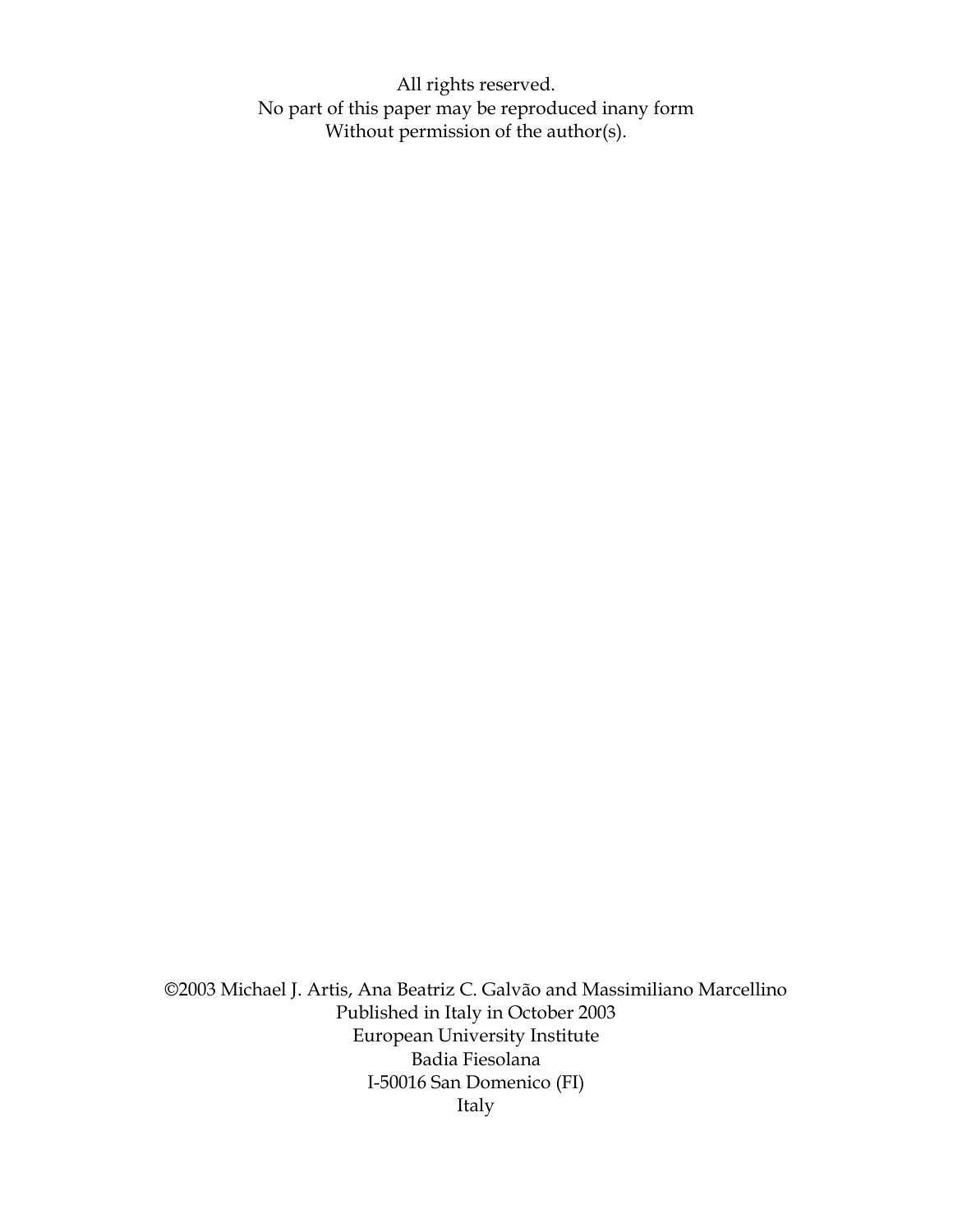All rights reserved.
No part of this paper may be reproduced inany form
Without permission of the author(s).

©2003 Michael J. Artis, Ana Beatriz C. Galvão and Massimiliano Marcellino
Published in Italy in October 2003
European University Institute
Badia Fiesolana
I-50016 San Domenico (FI)
Italy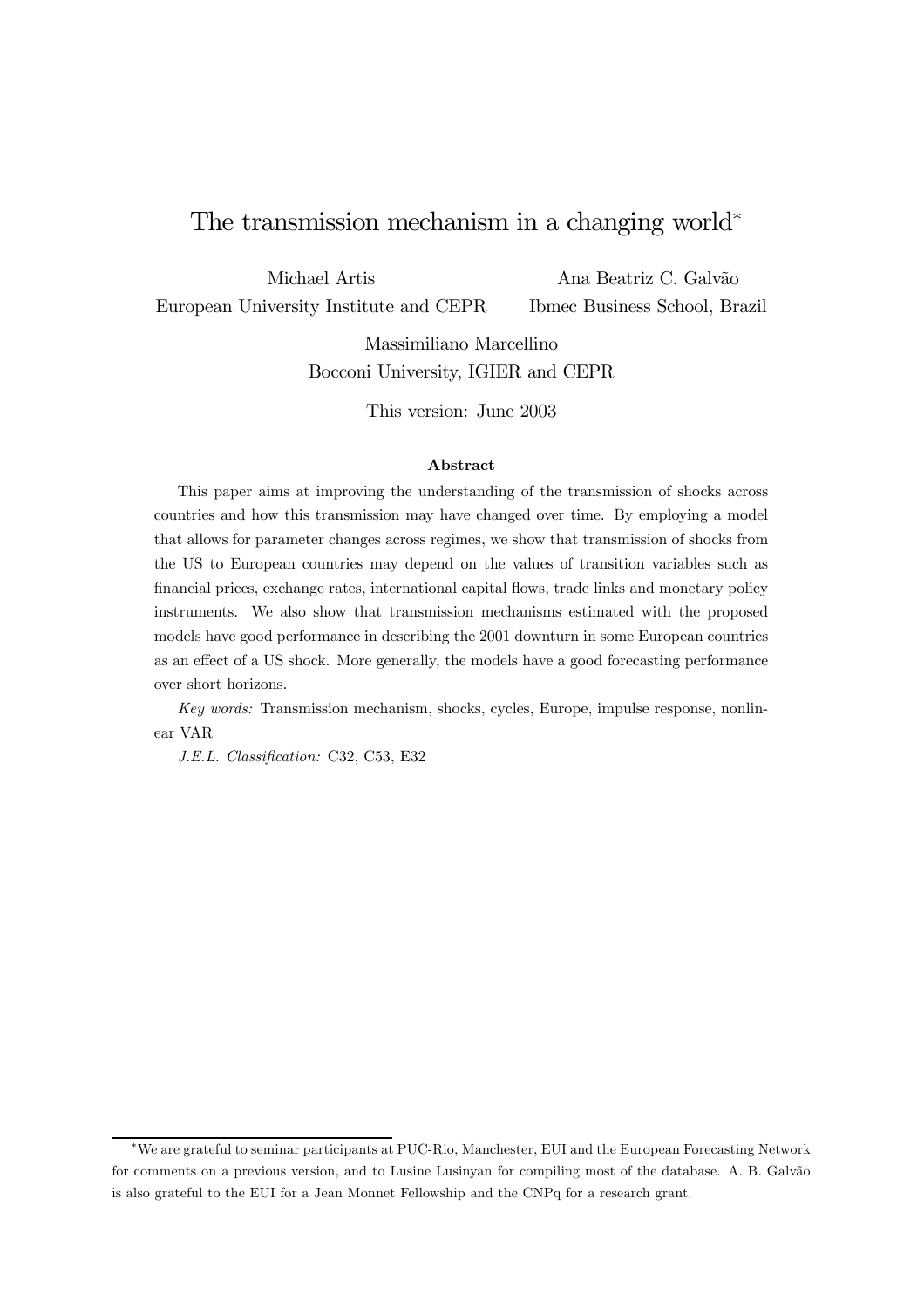# The transmission mechanism in a changing world*

Michael Artis
European University Institute and CEPR

Ana Beatriz C. Galvão
Ibmec Business School, Brazil

Massimiliano Marcellino
Bocconi University, IGIER and CEPR

This version: June 2003

### Abstract

This paper aims at improving the understanding of the transmission of shocks across countries and how this transmission may have changed over time. By employing a model that allows for parameter changes across regimes, we show that transmission of shocks from the US to European countries may depend on the values of transition variables such as financial prices, exchange rates, international capital flows, trade links and monetary policy instruments. We also show that transmission mechanisms estimated with the proposed models have good performance in describing the 2001 downturn in some European countries as an effect of a US shock. More generally, the models have a good forecasting performance over short horizons.

*Key words:* Transmission mechanism, shocks, cycles, Europe, impulse response, nonlinear VAR

*J.E.L. Classification:* C32, C53, E32

---

*We are grateful to seminar participants at PUC-Rio, Manchester, EUI and the European Forecasting Network for comments on a previous version, and to Lusine Lusinyan for compiling most of the database. A. B. Galvão is also grateful to the EUI for a Jean Monnet Fellowship and the CNPq for a research grant.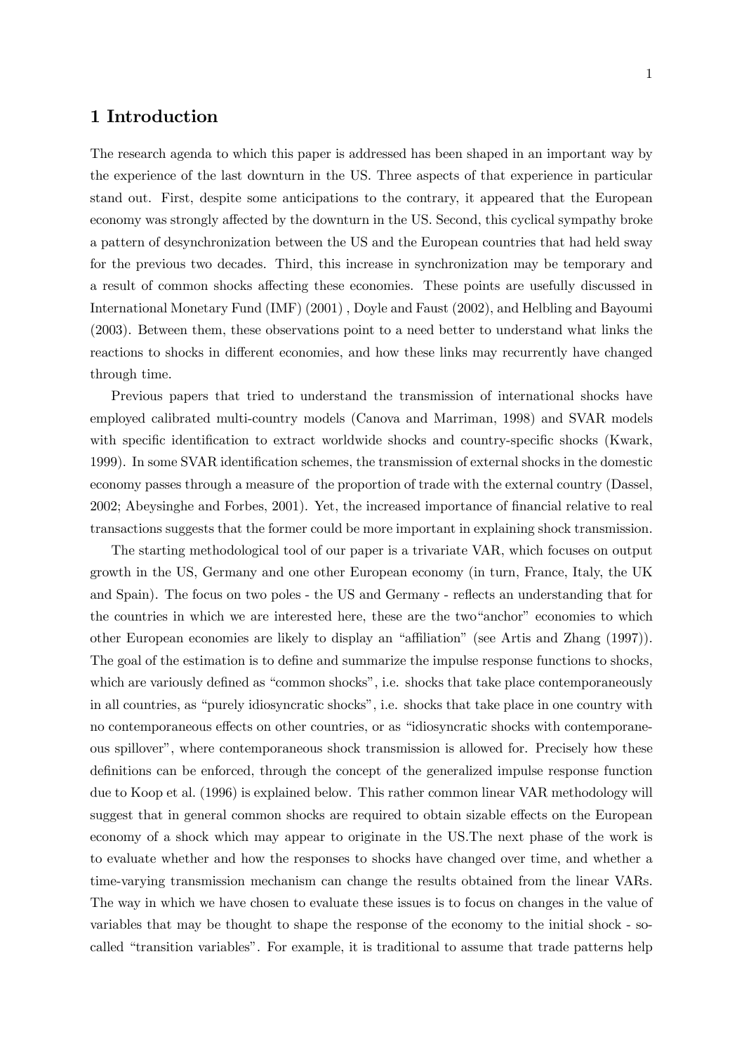# 1 Introduction

The research agenda to which this paper is addressed has been shaped in an important way by the experience of the last downturn in the US. Three aspects of that experience in particular stand out. First, despite some anticipations to the contrary, it appeared that the European economy was strongly affected by the downturn in the US. Second, this cyclical sympathy broke a pattern of desynchronization between the US and the European countries that had held sway for the previous two decades. Third, this increase in synchronization may be temporary and a result of common shocks affecting these economies. These points are usefully discussed in International Monetary Fund (IMF) (2001) , Doyle and Faust (2002), and Helbling and Bayoumi (2003). Between them, these observations point to a need better to understand what links the reactions to shocks in different economies, and how these links may recurrently have changed through time.

Previous papers that tried to understand the transmission of international shocks have employed calibrated multi-country models (Canova and Marriman, 1998) and SVAR models with specific identification to extract worldwide shocks and country-specific shocks (Kwark, 1999). In some SVAR identification schemes, the transmission of external shocks in the domestic economy passes through a measure of the proportion of trade with the external country (Dassel, 2002; Abeysinghe and Forbes, 2001). Yet, the increased importance of financial relative to real transactions suggests that the former could be more important in explaining shock transmission.

The starting methodological tool of our paper is a trivariate VAR, which focuses on output growth in the US, Germany and one other European economy (in turn, France, Italy, the UK and Spain). The focus on two poles - the US and Germany - reflects an understanding that for the countries in which we are interested here, these are the two "anchor" economies to which other European economies are likely to display an "affiliation" (see Artis and Zhang (1997)). The goal of the estimation is to define and summarize the impulse response functions to shocks, which are variously defined as "common shocks", i.e. shocks that take place contemporaneously in all countries, as "purely idiosyncratic shocks", i.e. shocks that take place in one country with no contemporaneous effects on other countries, or as "idiosyncratic shocks with contemporaneous spillover", where contemporaneous shock transmission is allowed for. Precisely how these definitions can be enforced, through the concept of the generalized impulse response function due to Koop et al. (1996) is explained below. This rather common linear VAR methodology will suggest that in general common shocks are required to obtain sizable effects on the European economy of a shock which may appear to originate in the US.The next phase of the work is to evaluate whether and how the responses to shocks have changed over time, and whether a time-varying transmission mechanism can change the results obtained from the linear VARs. The way in which we have chosen to evaluate these issues is to focus on changes in the value of variables that may be thought to shape the response of the economy to the initial shock - so-called "transition variables". For example, it is traditional to assume that trade patterns help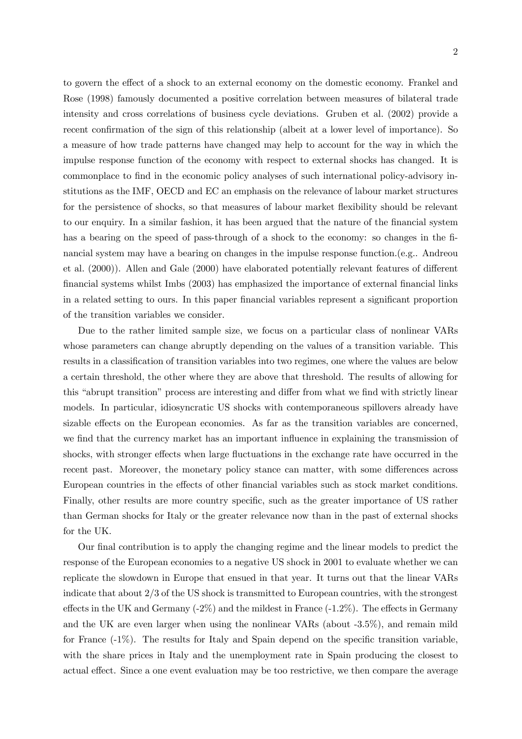to govern the effect of a shock to an external economy on the domestic economy. Frankel and Rose (1998) famously documented a positive correlation between measures of bilateral trade intensity and cross correlations of business cycle deviations. Gruben et al. (2002) provide a recent confirmation of the sign of this relationship (albeit at a lower level of importance). So a measure of how trade patterns have changed may help to account for the way in which the impulse response function of the economy with respect to external shocks has changed. It is commonplace to find in the economic policy analyses of such international policy-advisory institutions as the IMF, OECD and EC an emphasis on the relevance of labour market structures for the persistence of shocks, so that measures of labour market flexibility should be relevant to our enquiry. In a similar fashion, it has been argued that the nature of the financial system has a bearing on the speed of pass-through of a shock to the economy: so changes in the financial system may have a bearing on changes in the impulse response function.(e.g.. Andreou et al. (2000)). Allen and Gale (2000) have elaborated potentially relevant features of different financial systems whilst Imbs (2003) has emphasized the importance of external financial links in a related setting to ours. In this paper financial variables represent a significant proportion of the transition variables we consider.

Due to the rather limited sample size, we focus on a particular class of nonlinear VARs whose parameters can change abruptly depending on the values of a transition variable. This results in a classification of transition variables into two regimes, one where the values are below a certain threshold, the other where they are above that threshold. The results of allowing for this "abrupt transition" process are interesting and differ from what we find with strictly linear models. In particular, idiosyncratic US shocks with contemporaneous spillovers already have sizable effects on the European economies. As far as the transition variables are concerned, we find that the currency market has an important influence in explaining the transmission of shocks, with stronger effects when large fluctuations in the exchange rate have occurred in the recent past. Moreover, the monetary policy stance can matter, with some differences across European countries in the effects of other financial variables such as stock market conditions. Finally, other results are more country specific, such as the greater importance of US rather than German shocks for Italy or the greater relevance now than in the past of external shocks for the UK.

Our final contribution is to apply the changing regime and the linear models to predict the response of the European economies to a negative US shock in 2001 to evaluate whether we can replicate the slowdown in Europe that ensued in that year. It turns out that the linear VARs indicate that about 2/3 of the US shock is transmitted to European countries, with the strongest effects in the UK and Germany (-2%) and the mildest in France (-1.2%). The effects in Germany and the UK are even larger when using the nonlinear VARs (about -3.5%), and remain mild for France (-1%). The results for Italy and Spain depend on the specific transition variable, with the share prices in Italy and the unemployment rate in Spain producing the closest to actual effect. Since a one event evaluation may be too restrictive, we then compare the average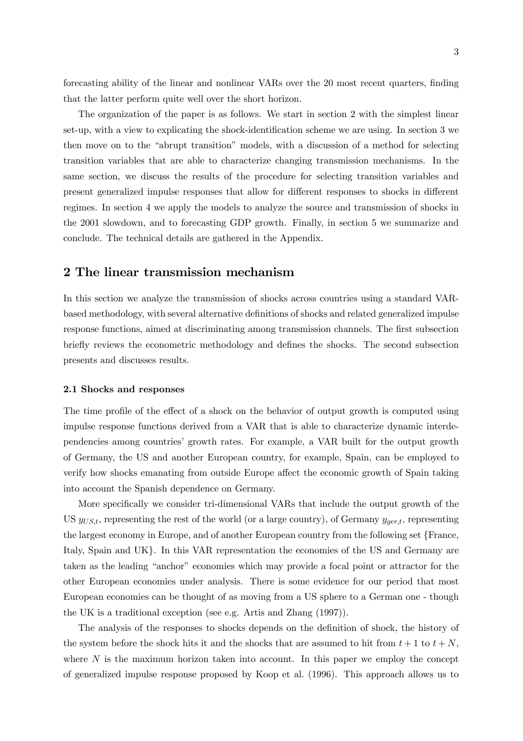forecasting ability of the linear and nonlinear VARs over the 20 most recent quarters, finding that the latter perform quite well over the short horizon.

The organization of the paper is as follows. We start in section 2 with the simplest linear set-up, with a view to explicating the shock-identification scheme we are using. In section 3 we then move on to the "abrupt transition" models, with a discussion of a method for selecting transition variables that are able to characterize changing transmission mechanisms. In the same section, we discuss the results of the procedure for selecting transition variables and present generalized impulse responses that allow for different responses to shocks in different regimes. In section 4 we apply the models to analyze the source and transmission of shocks in the 2001 slowdown, and to forecasting GDP growth. Finally, in section 5 we summarize and conclude. The technical details are gathered in the Appendix.

## 2 The linear transmission mechanism

In this section we analyze the transmission of shocks across countries using a standard VAR-based methodology, with several alternative definitions of shocks and related generalized impulse response functions, aimed at discriminating among transmission channels. The first subsection briefly reviews the econometric methodology and defines the shocks. The second subsection presents and discusses results.

### 2.1 Shocks and responses

The time profile of the effect of a shock on the behavior of output growth is computed using impulse response functions derived from a VAR that is able to characterize dynamic interdependencies among countries' growth rates. For example, a VAR built for the output growth of Germany, the US and another European country, for example, Spain, can be employed to verify how shocks emanating from outside Europe affect the economic growth of Spain taking into account the Spanish dependence on Germany.

More specifically we consider tri-dimensional VARs that include the output growth of the US $y_{US,t}$, representing the rest of the world (or a large country), of Germany $y_{ger,t}$, representing the largest economy in Europe, and of another European country from the following set {France, Italy, Spain and UK}. In this VAR representation the economies of the US and Germany are taken as the leading "anchor" economies which may provide a focal point or attractor for the other European economies under analysis. There is some evidence for our period that most European economies can be thought of as moving from a US sphere to a German one - though the UK is a traditional exception (see e.g. Artis and Zhang (1997)).

The analysis of the responses to shocks depends on the definition of shock, the history of the system before the shock hits it and the shocks that are assumed to hit from $t+1$ to $t+N$, where $N$ is the maximum horizon taken into account. In this paper we employ the concept of generalized impulse response proposed by Koop et al. (1996). This approach allows us to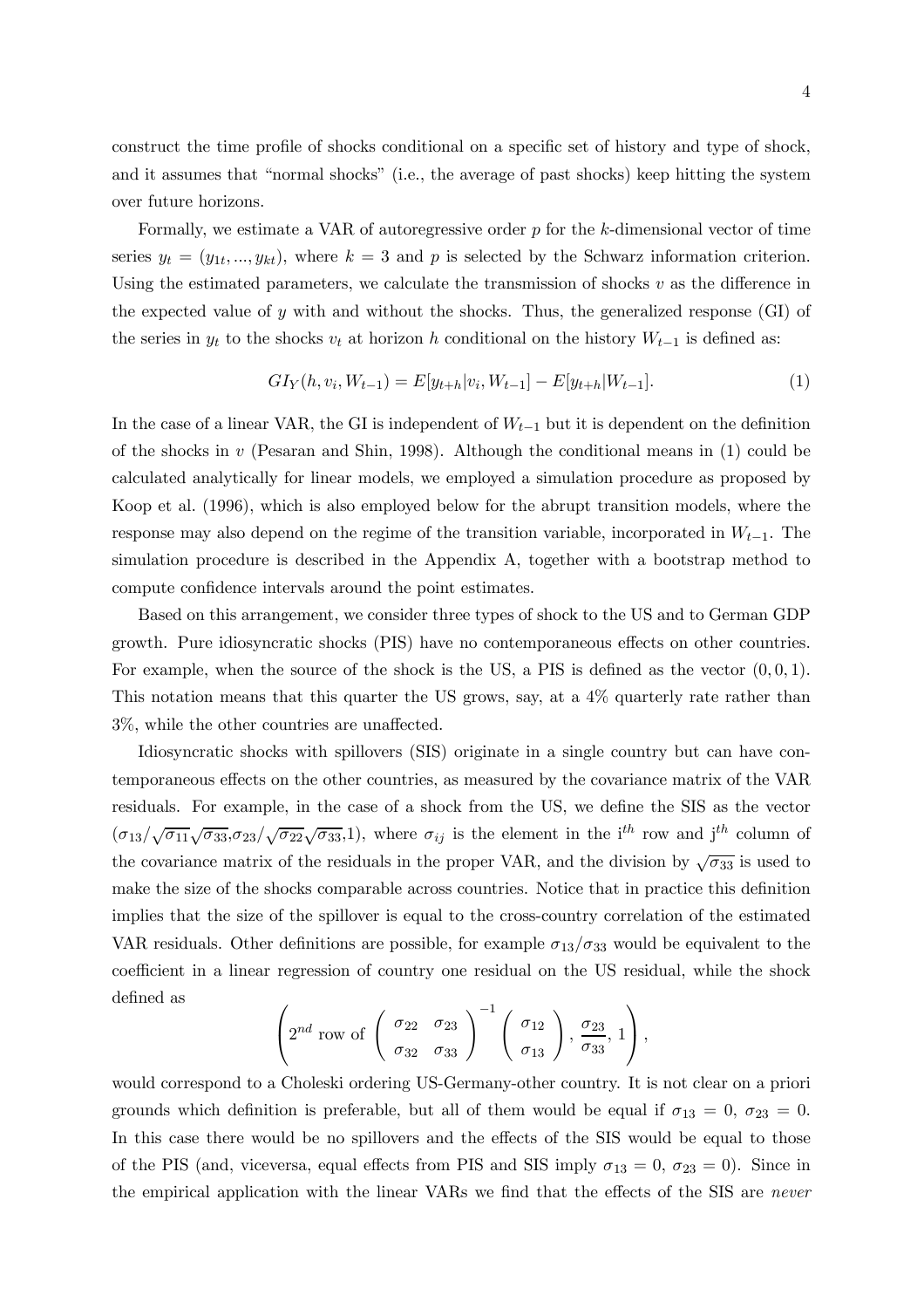construct the time profile of shocks conditional on a specific set of history and type of shock, and it assumes that "normal shocks" (i.e., the average of past shocks) keep hitting the system over future horizons.

Formally, we estimate a VAR of autoregressive order $p$ for the $k$-dimensional vector of time series $y_t = (y_{1t}, ..., y_{kt})$, where $k = 3$ and $p$ is selected by the Schwarz information criterion. Using the estimated parameters, we calculate the transmission of shocks $v$ as the difference in the expected value of $y$ with and without the shocks. Thus, the generalized response (GI) of the series in $y_t$ to the shocks $v_t$ at horizon $h$ conditional on the history $W_{t-1}$ is defined as:

$$GI_Y(h, v_i, W_{t-1}) = E[y_{t+h}|v_i, W_{t-1}] - E[y_{t+h}|W_{t-1}]. \tag{1}$$

In the case of a linear VAR, the GI is independent of $W_{t-1}$ but it is dependent on the definition of the shocks in $v$ (Pesaran and Shin, 1998). Although the conditional means in (1) could be calculated analytically for linear models, we employed a simulation procedure as proposed by Koop et al. (1996), which is also employed below for the abrupt transition models, where the response may also depend on the regime of the transition variable, incorporated in $W_{t-1}$. The simulation procedure is described in the Appendix A, together with a bootstrap method to compute confidence intervals around the point estimates.

Based on this arrangement, we consider three types of shock to the US and to German GDP growth. Pure idiosyncratic shocks (PIS) have no contemporaneous effects on other countries. For example, when the source of the shock is the US, a PIS is defined as the vector $(0, 0, 1)$. This notation means that this quarter the US grows, say, at a 4% quarterly rate rather than 3%, while the other countries are unaffected.

Idiosyncratic shocks with spillovers (SIS) originate in a single country but can have contemporaneous effects on the other countries, as measured by the covariance matrix of the VAR residuals. For example, in the case of a shock from the US, we define the SIS as the vector $(\sigma_{13}/\sqrt{\sigma_{11}}\sqrt{\sigma_{33}}, \sigma_{23}/\sqrt{\sigma_{22}}\sqrt{\sigma_{33}}, 1)$, where $\sigma_{ij}$ is the element in the i$^{th}$ row and j$^{th}$ column of the covariance matrix of the residuals in the proper VAR, and the division by $\sqrt{\sigma_{33}}$ is used to make the size of the shocks comparable across countries. Notice that in practice this definition implies that the size of the spillover is equal to the cross-country correlation of the estimated VAR residuals. Other definitions are possible, for example $\sigma_{13}/\sigma_{33}$ would be equivalent to the coefficient in a linear regression of country one residual on the US residual, while the shock defined as

$$\left( 2^{nd} \text{ row of } \begin{pmatrix} \sigma_{22} & \sigma_{23} \\ \sigma_{32} & \sigma_{33} \end{pmatrix}^{-1} \begin{pmatrix} \sigma_{12} \\ \sigma_{13} \end{pmatrix}, \frac{\sigma_{23}}{\sigma_{33}}, 1 \right),$$

would correspond to a Choleski ordering US-Germany-other country. It is not clear on a priori grounds which definition is preferable, but all of them would be equal if $\sigma_{13} = 0$, $\sigma_{23} = 0$. In this case there would be no spillovers and the effects of the SIS would be equal to those of the PIS (and, viceversa, equal effects from PIS and SIS imply $\sigma_{13} = 0$, $\sigma_{23} = 0$). Since in the empirical application with the linear VARs we find that the effects of the SIS are *never*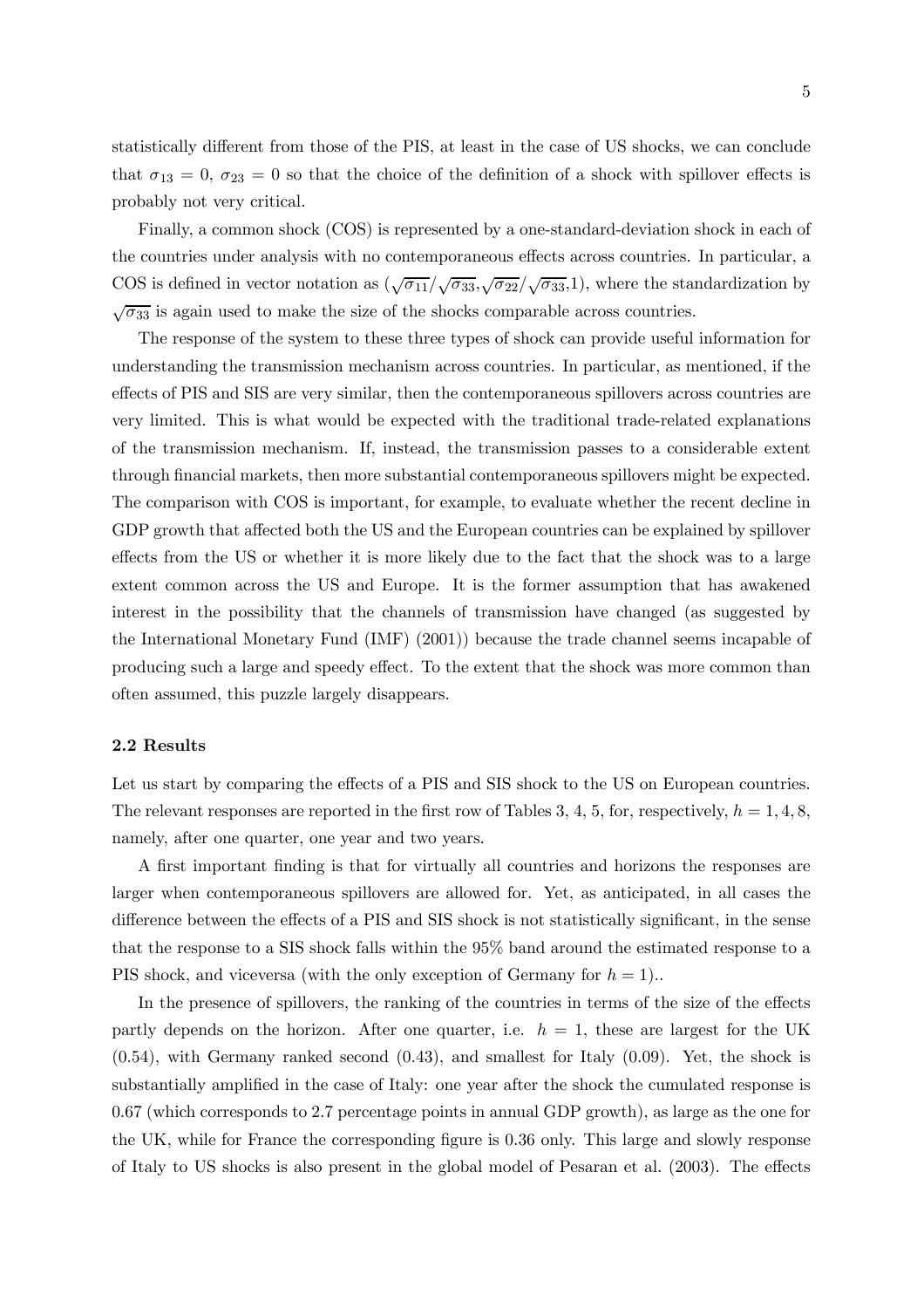statistically different from those of the PIS, at least in the case of US shocks, we can conclude that $\sigma_{13} = 0$, $\sigma_{23} = 0$ so that the choice of the definition of a shock with spillover effects is probably not very critical.

Finally, a common shock (COS) is represented by a one-standard-deviation shock in each of the countries under analysis with no contemporaneous effects across countries. In particular, a COS is defined in vector notation as $(\sqrt{\sigma_{11}}/\sqrt{\sigma_{33}}, \sqrt{\sigma_{22}}/\sqrt{\sigma_{33}}, 1)$, where the standardization by $\sqrt{\sigma_{33}}$ is again used to make the size of the shocks comparable across countries.

The response of the system to these three types of shock can provide useful information for understanding the transmission mechanism across countries. In particular, as mentioned, if the effects of PIS and SIS are very similar, then the contemporaneous spillovers across countries are very limited. This is what would be expected with the traditional trade-related explanations of the transmission mechanism. If, instead, the transmission passes to a considerable extent through financial markets, then more substantial contemporaneous spillovers might be expected. The comparison with COS is important, for example, to evaluate whether the recent decline in GDP growth that affected both the US and the European countries can be explained by spillover effects from the US or whether it is more likely due to the fact that the shock was to a large extent common across the US and Europe. It is the former assumption that has awakened interest in the possibility that the channels of transmission have changed (as suggested by the International Monetary Fund (IMF) (2001)) because the trade channel seems incapable of producing such a large and speedy effect. To the extent that the shock was more common than often assumed, this puzzle largely disappears.

### 2.2 Results

Let us start by comparing the effects of a PIS and SIS shock to the US on European countries. The relevant responses are reported in the first row of Tables 3, 4, 5, for, respectively, $h = 1, 4, 8$, namely, after one quarter, one year and two years.

A first important finding is that for virtually all countries and horizons the responses are larger when contemporaneous spillovers are allowed for. Yet, as anticipated, in all cases the difference between the effects of a PIS and SIS shock is not statistically significant, in the sense that the response to a SIS shock falls within the 95% band around the estimated response to a PIS shock, and viceversa (with the only exception of Germany for $h = 1$)..

In the presence of spillovers, the ranking of the countries in terms of the size of the effects partly depends on the horizon. After one quarter, i.e. $h = 1$, these are largest for the UK (0.54), with Germany ranked second (0.43), and smallest for Italy (0.09). Yet, the shock is substantially amplified in the case of Italy: one year after the shock the cumulated response is 0.67 (which corresponds to 2.7 percentage points in annual GDP growth), as large as the one for the UK, while for France the corresponding figure is 0.36 only. This large and slowly response of Italy to US shocks is also present in the global model of Pesaran et al. (2003). The effects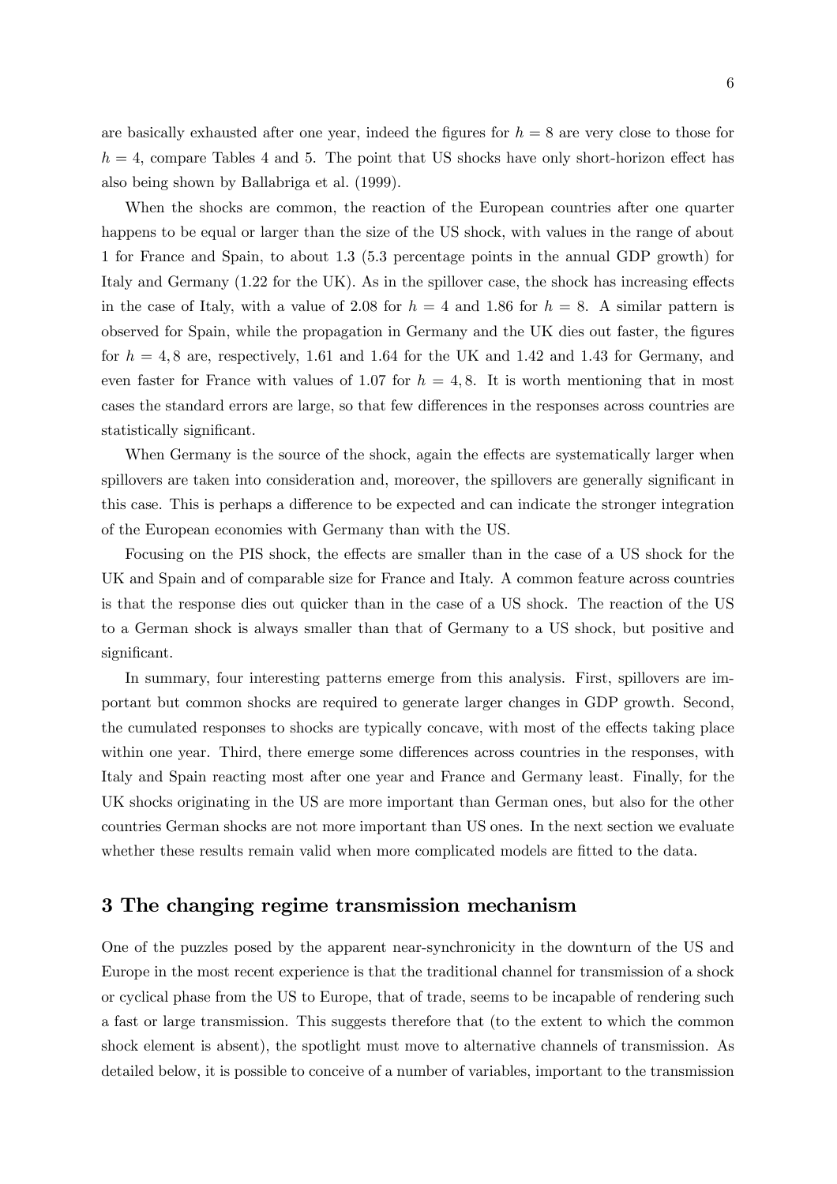are basically exhausted after one year, indeed the figures for $h = 8$ are very close to those for $h = 4$, compare Tables 4 and 5. The point that US shocks have only short-horizon effect has also being shown by Ballabriga et al. (1999).

When the shocks are common, the reaction of the European countries after one quarter happens to be equal or larger than the size of the US shock, with values in the range of about 1 for France and Spain, to about 1.3 (5.3 percentage points in the annual GDP growth) for Italy and Germany (1.22 for the UK). As in the spillover case, the shock has increasing effects in the case of Italy, with a value of 2.08 for $h = 4$ and 1.86 for $h = 8$. A similar pattern is observed for Spain, while the propagation in Germany and the UK dies out faster, the figures for $h = 4, 8$ are, respectively, 1.61 and 1.64 for the UK and 1.42 and 1.43 for Germany, and even faster for France with values of 1.07 for $h = 4, 8$. It is worth mentioning that in most cases the standard errors are large, so that few differences in the responses across countries are statistically significant.

When Germany is the source of the shock, again the effects are systematically larger when spillovers are taken into consideration and, moreover, the spillovers are generally significant in this case. This is perhaps a difference to be expected and can indicate the stronger integration of the European economies with Germany than with the US.

Focusing on the PIS shock, the effects are smaller than in the case of a US shock for the UK and Spain and of comparable size for France and Italy. A common feature across countries is that the response dies out quicker than in the case of a US shock. The reaction of the US to a German shock is always smaller than that of Germany to a US shock, but positive and significant.

In summary, four interesting patterns emerge from this analysis. First, spillovers are important but common shocks are required to generate larger changes in GDP growth. Second, the cumulated responses to shocks are typically concave, with most of the effects taking place within one year. Third, there emerge some differences across countries in the responses, with Italy and Spain reacting most after one year and France and Germany least. Finally, for the UK shocks originating in the US are more important than German ones, but also for the other countries German shocks are not more important than US ones. In the next section we evaluate whether these results remain valid when more complicated models are fitted to the data.

## 3 The changing regime transmission mechanism

One of the puzzles posed by the apparent near-synchronicity in the downturn of the US and Europe in the most recent experience is that the traditional channel for transmission of a shock or cyclical phase from the US to Europe, that of trade, seems to be incapable of rendering such a fast or large transmission. This suggests therefore that (to the extent to which the common shock element is absent), the spotlight must move to alternative channels of transmission. As detailed below, it is possible to conceive of a number of variables, important to the transmission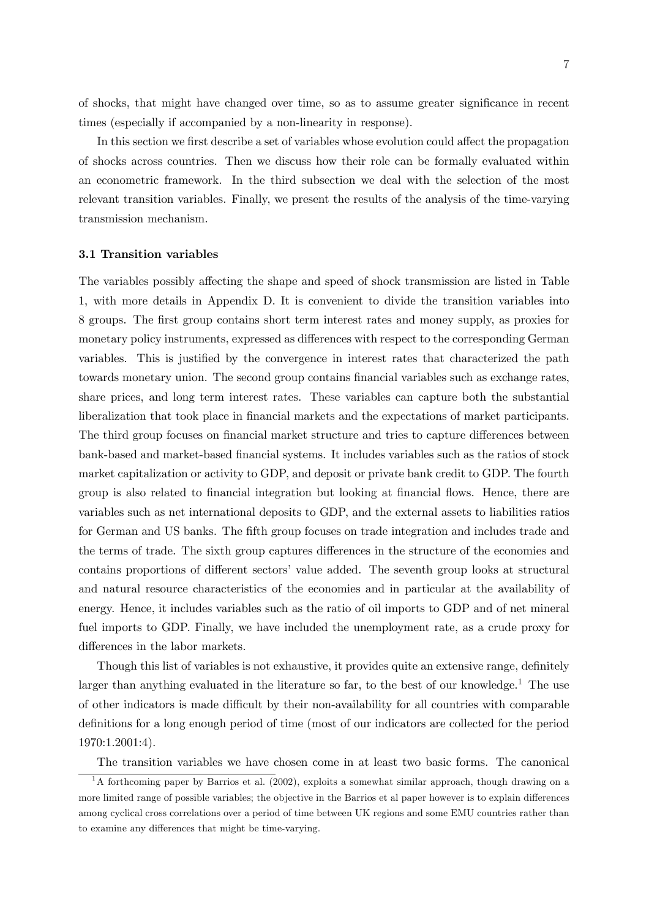of shocks, that might have changed over time, so as to assume greater significance in recent times (especially if accompanied by a non-linearity in response).

In this section we first describe a set of variables whose evolution could affect the propagation of shocks across countries. Then we discuss how their role can be formally evaluated within an econometric framework. In the third subsection we deal with the selection of the most relevant transition variables. Finally, we present the results of the analysis of the time-varying transmission mechanism.

### 3.1 Transition variables

The variables possibly affecting the shape and speed of shock transmission are listed in Table 1, with more details in Appendix D. It is convenient to divide the transition variables into 8 groups. The first group contains short term interest rates and money supply, as proxies for monetary policy instruments, expressed as differences with respect to the corresponding German variables. This is justified by the convergence in interest rates that characterized the path towards monetary union. The second group contains financial variables such as exchange rates, share prices, and long term interest rates. These variables can capture both the substantial liberalization that took place in financial markets and the expectations of market participants. The third group focuses on financial market structure and tries to capture differences between bank-based and market-based financial systems. It includes variables such as the ratios of stock market capitalization or activity to GDP, and deposit or private bank credit to GDP. The fourth group is also related to financial integration but looking at financial flows. Hence, there are variables such as net international deposits to GDP, and the external assets to liabilities ratios for German and US banks. The fifth group focuses on trade integration and includes trade and the terms of trade. The sixth group captures differences in the structure of the economies and contains proportions of different sectors' value added. The seventh group looks at structural and natural resource characteristics of the economies and in particular at the availability of energy. Hence, it includes variables such as the ratio of oil imports to GDP and of net mineral fuel imports to GDP. Finally, we have included the unemployment rate, as a crude proxy for differences in the labor markets.

Though this list of variables is not exhaustive, it provides quite an extensive range, definitely larger than anything evaluated in the literature so far, to the best of our knowledge.[1] The use of other indicators is made difficult by their non-availability for all countries with comparable definitions for a long enough period of time (most of our indicators are collected for the period 1970:1.2001:4).

The transition variables we have chosen come in at least two basic forms. The canonical

[1] A forthcoming paper by Barrios et al. (2002), exploits a somewhat similar approach, though drawing on a more limited range of possible variables; the objective in the Barrios et al paper however is to explain differences among cyclical cross correlations over a period of time between UK regions and some EMU countries rather than to examine any differences that might be time-varying.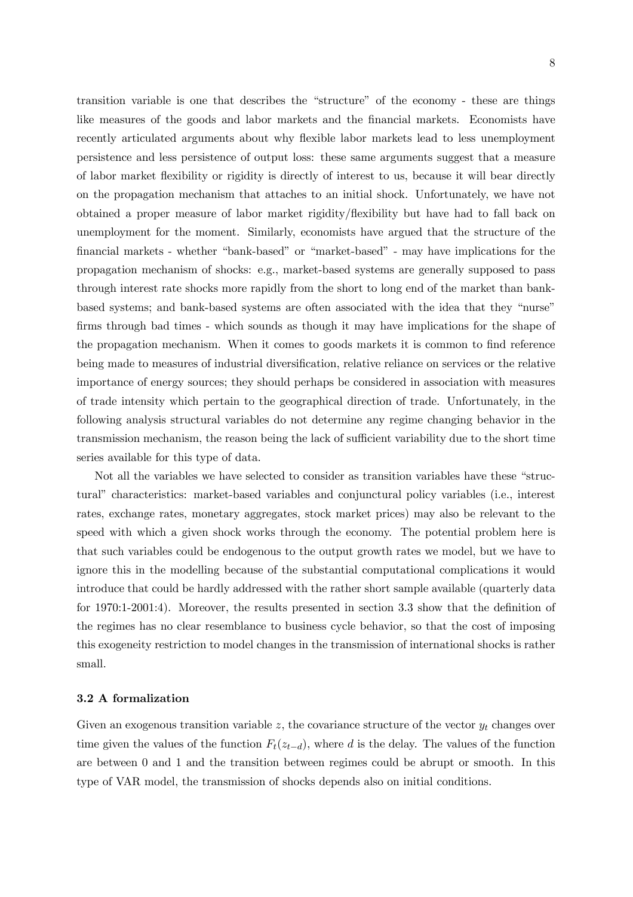transition variable is one that describes the "structure" of the economy - these are things like measures of the goods and labor markets and the financial markets. Economists have recently articulated arguments about why flexible labor markets lead to less unemployment persistence and less persistence of output loss: these same arguments suggest that a measure of labor market flexibility or rigidity is directly of interest to us, because it will bear directly on the propagation mechanism that attaches to an initial shock. Unfortunately, we have not obtained a proper measure of labor market rigidity/flexibility but have had to fall back on unemployment for the moment. Similarly, economists have argued that the structure of the financial markets - whether "bank-based" or "market-based" - may have implications for the propagation mechanism of shocks: e.g., market-based systems are generally supposed to pass through interest rate shocks more rapidly from the short to long end of the market than bank-based systems; and bank-based systems are often associated with the idea that they "nurse" firms through bad times - which sounds as though it may have implications for the shape of the propagation mechanism. When it comes to goods markets it is common to find reference being made to measures of industrial diversification, relative reliance on services or the relative importance of energy sources; they should perhaps be considered in association with measures of trade intensity which pertain to the geographical direction of trade. Unfortunately, in the following analysis structural variables do not determine any regime changing behavior in the transmission mechanism, the reason being the lack of sufficient variability due to the short time series available for this type of data.

Not all the variables we have selected to consider as transition variables have these "structural" characteristics: market-based variables and conjunctural policy variables (i.e., interest rates, exchange rates, monetary aggregates, stock market prices) may also be relevant to the speed with which a given shock works through the economy. The potential problem here is that such variables could be endogenous to the output growth rates we model, but we have to ignore this in the modelling because of the substantial computational complications it would introduce that could be hardly addressed with the rather short sample available (quarterly data for 1970:1-2001:4). Moreover, the results presented in section 3.3 show that the definition of the regimes has no clear resemblance to business cycle behavior, so that the cost of imposing this exogeneity restriction to model changes in the transmission of international shocks is rather small.

### 3.2 A formalization

Given an exogenous transition variable $z$, the covariance structure of the vector $y_t$ changes over time given the values of the function $F_t(z_{t-d})$, where $d$ is the delay. The values of the function are between 0 and 1 and the transition between regimes could be abrupt or smooth. In this type of VAR model, the transmission of shocks depends also on initial conditions.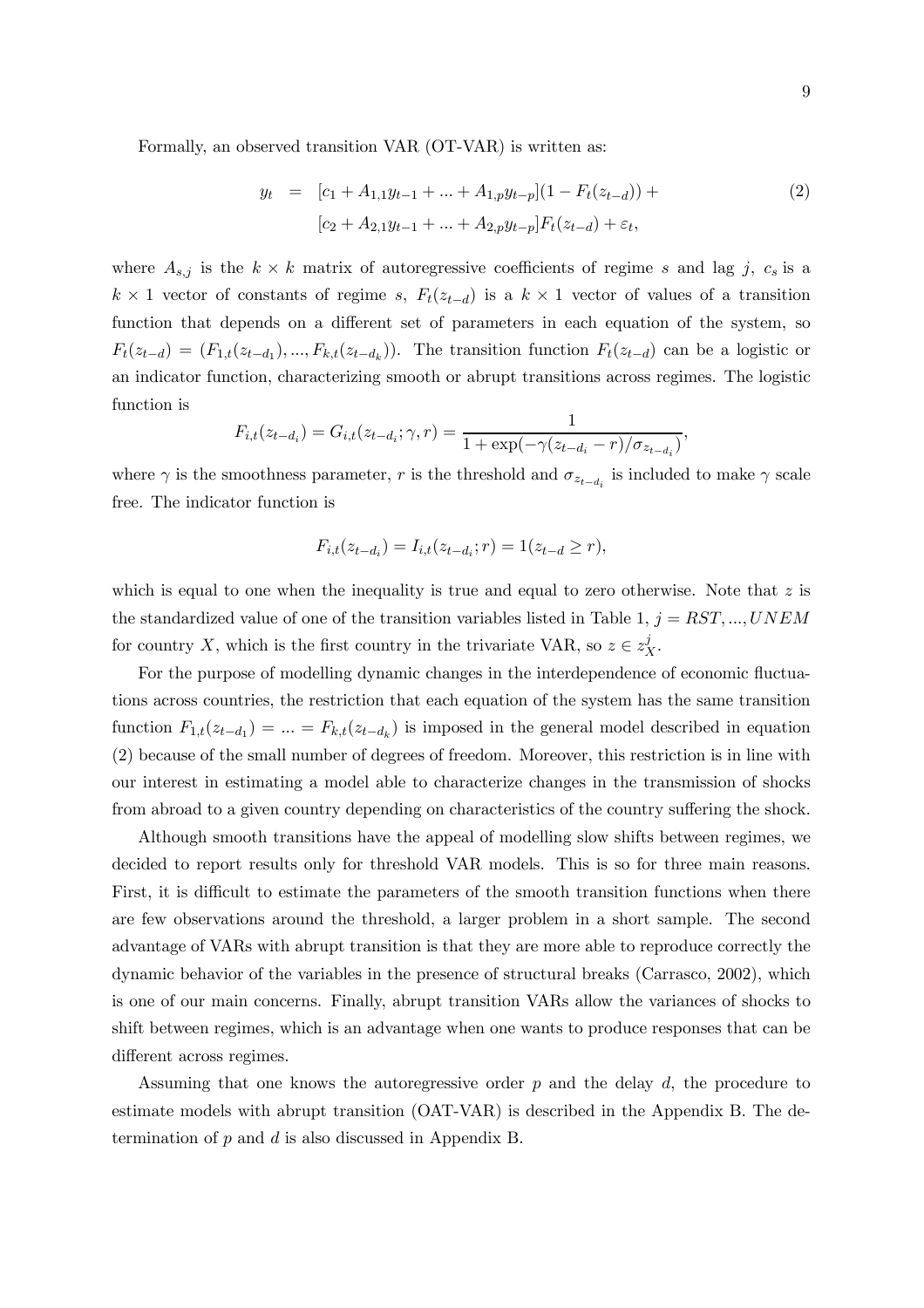Formally, an observed transition VAR (OT-VAR) is written as:

$$
\begin{aligned}
y_t &= [c_1 + A_{1,1}y_{t-1} + ... + A_{1,p}y_{t-p}](1 - F_t(z_{t-d})) + \\
&\quad [c_2 + A_{2,1}y_{t-1} + ... + A_{2,p}y_{t-p}]F_t(z_{t-d}) + \varepsilon_t,
\end{aligned}
\tag{2}
$$

where $A_{s,j}$ is the $k \times k$ matrix of autoregressive coefficients of regime $s$ and lag $j$, $c_s$ is a $k \times 1$ vector of constants of regime $s$, $F_t(z_{t-d})$ is a $k \times 1$ vector of values of a transition function that depends on a different set of parameters in each equation of the system, so $F_t(z_{t-d}) = (F_{1,t}(z_{t-d_1}), ..., F_{k,t}(z_{t-d_k}))$. The transition function $F_t(z_{t-d})$ can be a logistic or an indicator function, characterizing smooth or abrupt transitions across regimes. The logistic function is

$$
F_{i,t}(z_{t-d_i}) = G_{i,t}(z_{t-d_i}; \gamma, r) = \frac{1}{1 + \exp(-\gamma(z_{t-d_i} - r)/\sigma_{z_{t-d_i}})},
$$

where $\gamma$ is the smoothness parameter, $r$ is the threshold and $\sigma_{z_{t-d_i}}$ is included to make $\gamma$ scale free. The indicator function is

$$
F_{i,t}(z_{t-d_i}) = I_{i,t}(z_{t-d_i}; r) = 1(z_{t-d} \geq r),
$$

which is equal to one when the inequality is true and equal to zero otherwise. Note that $z$ is the standardized value of one of the transition variables listed in Table 1, $j = RST, ..., UNEM$ for country $X$, which is the first country in the trivariate VAR, so $z \in z_X^j$.

For the purpose of modelling dynamic changes in the interdependence of economic fluctuations across countries, the restriction that each equation of the system has the same transition function $F_{1,t}(z_{t-d_1}) = ... = F_{k,t}(z_{t-d_k})$ is imposed in the general model described in equation (2) because of the small number of degrees of freedom. Moreover, this restriction is in line with our interest in estimating a model able to characterize changes in the transmission of shocks from abroad to a given country depending on characteristics of the country suffering the shock.

Although smooth transitions have the appeal of modelling slow shifts between regimes, we decided to report results only for threshold VAR models. This is so for three main reasons. First, it is difficult to estimate the parameters of the smooth transition functions when there are few observations around the threshold, a larger problem in a short sample. The second advantage of VARs with abrupt transition is that they are more able to reproduce correctly the dynamic behavior of the variables in the presence of structural breaks (Carrasco, 2002), which is one of our main concerns. Finally, abrupt transition VARs allow the variances of shocks to shift between regimes, which is an advantage when one wants to produce responses that can be different across regimes.

Assuming that one knows the autoregressive order $p$ and the delay $d$, the procedure to estimate models with abrupt transition (OAT-VAR) is described in the Appendix B. The determination of $p$ and $d$ is also discussed in Appendix B.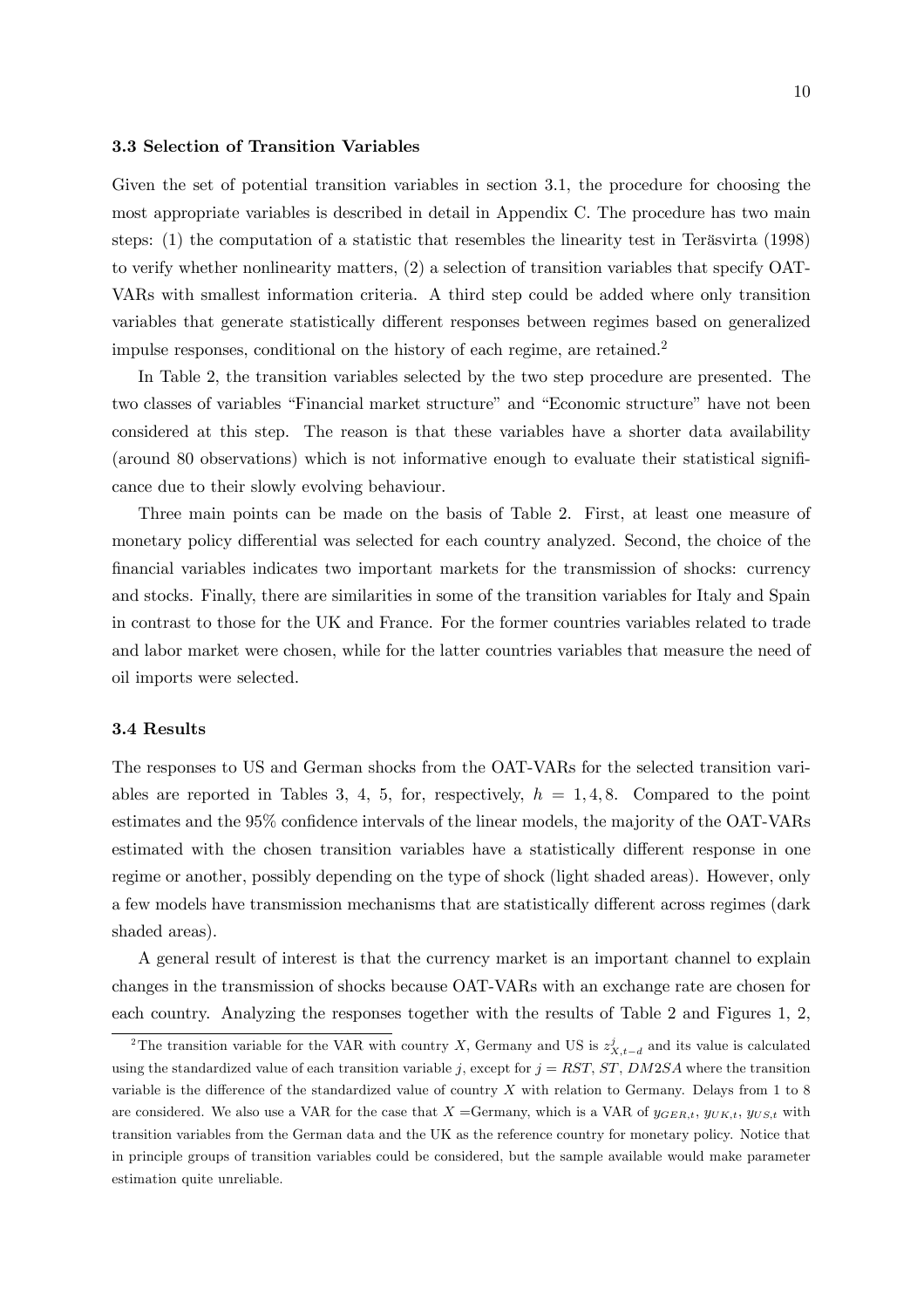### 3.3 Selection of Transition Variables

Given the set of potential transition variables in section 3.1, the procedure for choosing the most appropriate variables is described in detail in Appendix C. The procedure has two main steps: (1) the computation of a statistic that resembles the linearity test in Teräsvirta (1998) to verify whether nonlinearity matters, (2) a selection of transition variables that specify OAT-VARs with smallest information criteria. A third step could be added where only transition variables that generate statistically different responses between regimes based on generalized impulse responses, conditional on the history of each regime, are retained.[2]

In Table 2, the transition variables selected by the two step procedure are presented. The two classes of variables "Financial market structure" and "Economic structure" have not been considered at this step. The reason is that these variables have a shorter data availability (around 80 observations) which is not informative enough to evaluate their statistical significance due to their slowly evolving behaviour.

Three main points can be made on the basis of Table 2. First, at least one measure of monetary policy differential was selected for each country analyzed. Second, the choice of the financial variables indicates two important markets for the transmission of shocks: currency and stocks. Finally, there are similarities in some of the transition variables for Italy and Spain in contrast to those for the UK and France. For the former countries variables related to trade and labor market were chosen, while for the latter countries variables that measure the need of oil imports were selected.

### 3.4 Results

The responses to US and German shocks from the OAT-VARs for the selected transition variables are reported in Tables 3, 4, 5, for, respectively, $h = 1, 4, 8$. Compared to the point estimates and the 95% confidence intervals of the linear models, the majority of the OAT-VARs estimated with the chosen transition variables have a statistically different response in one regime or another, possibly depending on the type of shock (light shaded areas). However, only a few models have transmission mechanisms that are statistically different across regimes (dark shaded areas).

A general result of interest is that the currency market is an important channel to explain changes in the transmission of shocks because OAT-VARs with an exchange rate are chosen for each country. Analyzing the responses together with the results of Table 2 and Figures 1, 2,

[2] The transition variable for the VAR with country $X$, Germany and US is $z^{j}_{X,t-d}$ and its value is calculated using the standardized value of each transition variable $j$, except for $j = RST$, $ST$, $DM2SA$ where the transition variable is the difference of the standardized value of country $X$ with relation to Germany. Delays from 1 to 8 are considered. We also use a VAR for the case that $X$ =Germany, which is a VAR of $y_{GER,t}$, $y_{UK,t}$, $y_{US,t}$ with transition variables from the German data and the UK as the reference country for monetary policy. Notice that in principle groups of transition variables could be considered, but the sample available would make parameter estimation quite unreliable.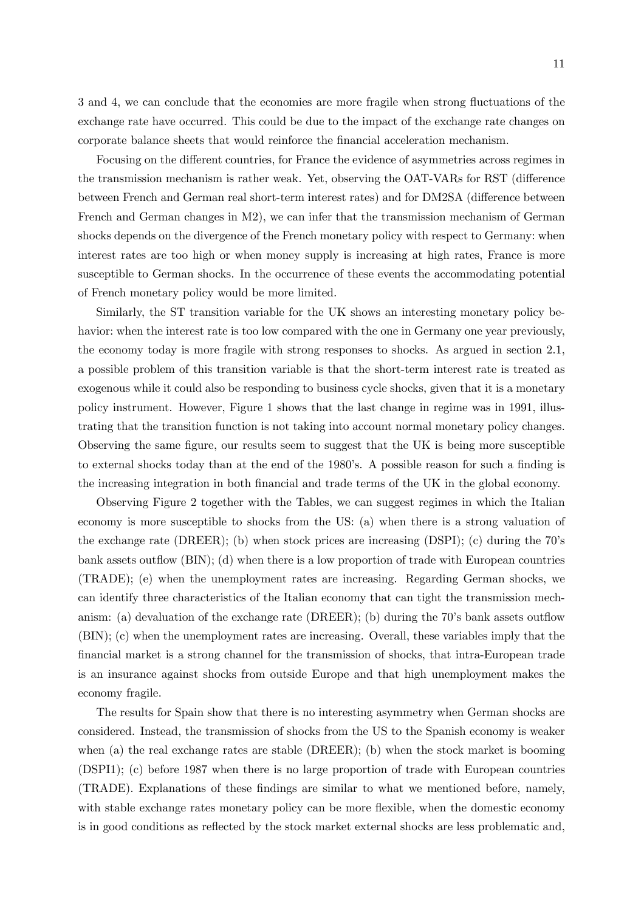3 and 4, we can conclude that the economies are more fragile when strong fluctuations of the exchange rate have occurred. This could be due to the impact of the exchange rate changes on corporate balance sheets that would reinforce the financial acceleration mechanism.

Focusing on the different countries, for France the evidence of asymmetries across regimes in the transmission mechanism is rather weak. Yet, observing the OAT-VARs for RST (difference between French and German real short-term interest rates) and for DM2SA (difference between French and German changes in M2), we can infer that the transmission mechanism of German shocks depends on the divergence of the French monetary policy with respect to Germany: when interest rates are too high or when money supply is increasing at high rates, France is more susceptible to German shocks. In the occurrence of these events the accommodating potential of French monetary policy would be more limited.

Similarly, the ST transition variable for the UK shows an interesting monetary policy behavior: when the interest rate is too low compared with the one in Germany one year previously, the economy today is more fragile with strong responses to shocks. As argued in section 2.1, a possible problem of this transition variable is that the short-term interest rate is treated as exogenous while it could also be responding to business cycle shocks, given that it is a monetary policy instrument. However, Figure 1 shows that the last change in regime was in 1991, illustrating that the transition function is not taking into account normal monetary policy changes. Observing the same figure, our results seem to suggest that the UK is being more susceptible to external shocks today than at the end of the 1980's. A possible reason for such a finding is the increasing integration in both financial and trade terms of the UK in the global economy.

Observing Figure 2 together with the Tables, we can suggest regimes in which the Italian economy is more susceptible to shocks from the US: (a) when there is a strong valuation of the exchange rate (DREER); (b) when stock prices are increasing (DSPI); (c) during the 70's bank assets outflow (BIN); (d) when there is a low proportion of trade with European countries (TRADE); (e) when the unemployment rates are increasing. Regarding German shocks, we can identify three characteristics of the Italian economy that can tight the transmission mechanism: (a) devaluation of the exchange rate (DREER); (b) during the 70's bank assets outflow (BIN); (c) when the unemployment rates are increasing. Overall, these variables imply that the financial market is a strong channel for the transmission of shocks, that intra-European trade is an insurance against shocks from outside Europe and that high unemployment makes the economy fragile.

The results for Spain show that there is no interesting asymmetry when German shocks are considered. Instead, the transmission of shocks from the US to the Spanish economy is weaker when (a) the real exchange rates are stable (DREER); (b) when the stock market is booming (DSPI1); (c) before 1987 when there is no large proportion of trade with European countries (TRADE). Explanations of these findings are similar to what we mentioned before, namely, with stable exchange rates monetary policy can be more flexible, when the domestic economy is in good conditions as reflected by the stock market external shocks are less problematic and,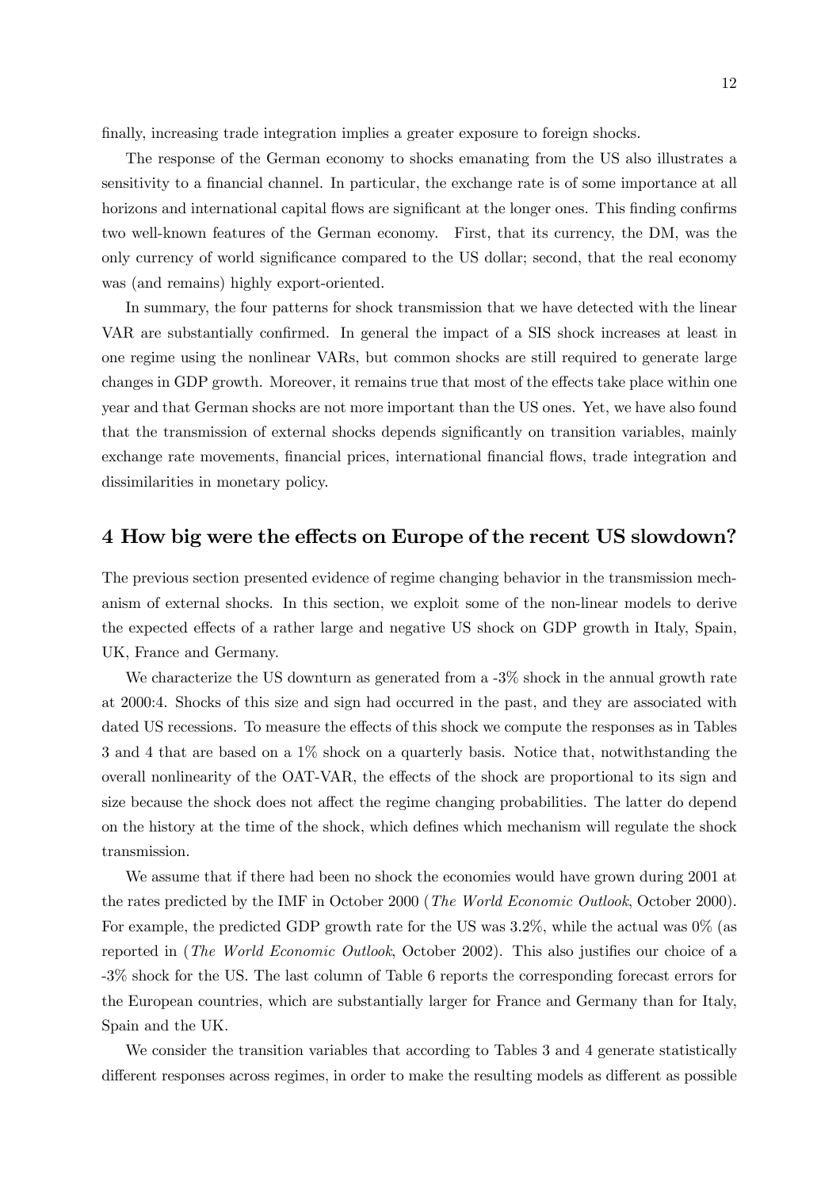finally, increasing trade integration implies a greater exposure to foreign shocks.

The response of the German economy to shocks emanating from the US also illustrates a sensitivity to a financial channel. In particular, the exchange rate is of some importance at all horizons and international capital flows are significant at the longer ones. This finding confirms two well-known features of the German economy. First, that its currency, the DM, was the only currency of world significance compared to the US dollar; second, that the real economy was (and remains) highly export-oriented.

In summary, the four patterns for shock transmission that we have detected with the linear VAR are substantially confirmed. In general the impact of a SIS shock increases at least in one regime using the nonlinear VARs, but common shocks are still required to generate large changes in GDP growth. Moreover, it remains true that most of the effects take place within one year and that German shocks are not more important than the US ones. Yet, we have also found that the transmission of external shocks depends significantly on transition variables, mainly exchange rate movements, financial prices, international financial flows, trade integration and dissimilarities in monetary policy.

## 4 How big were the effects on Europe of the recent US slowdown?

The previous section presented evidence of regime changing behavior in the transmission mechanism of external shocks. In this section, we exploit some of the non-linear models to derive the expected effects of a rather large and negative US shock on GDP growth in Italy, Spain, UK, France and Germany.

We characterize the US downturn as generated from a -3% shock in the annual growth rate at 2000:4. Shocks of this size and sign had occurred in the past, and they are associated with dated US recessions. To measure the effects of this shock we compute the responses as in Tables 3 and 4 that are based on a 1% shock on a quarterly basis. Notice that, notwithstanding the overall nonlinearity of the OAT-VAR, the effects of the shock are proportional to its sign and size because the shock does not affect the regime changing probabilities. The latter do depend on the history at the time of the shock, which defines which mechanism will regulate the shock transmission.

We assume that if there had been no shock the economies would have grown during 2001 at the rates predicted by the IMF in October 2000 (*The World Economic Outlook*, October 2000). For example, the predicted GDP growth rate for the US was 3.2%, while the actual was 0% (as reported in (*The World Economic Outlook*, October 2002). This also justifies our choice of a -3% shock for the US. The last column of Table 6 reports the corresponding forecast errors for the European countries, which are substantially larger for France and Germany than for Italy, Spain and the UK.

We consider the transition variables that according to Tables 3 and 4 generate statistically different responses across regimes, in order to make the resulting models as different as possible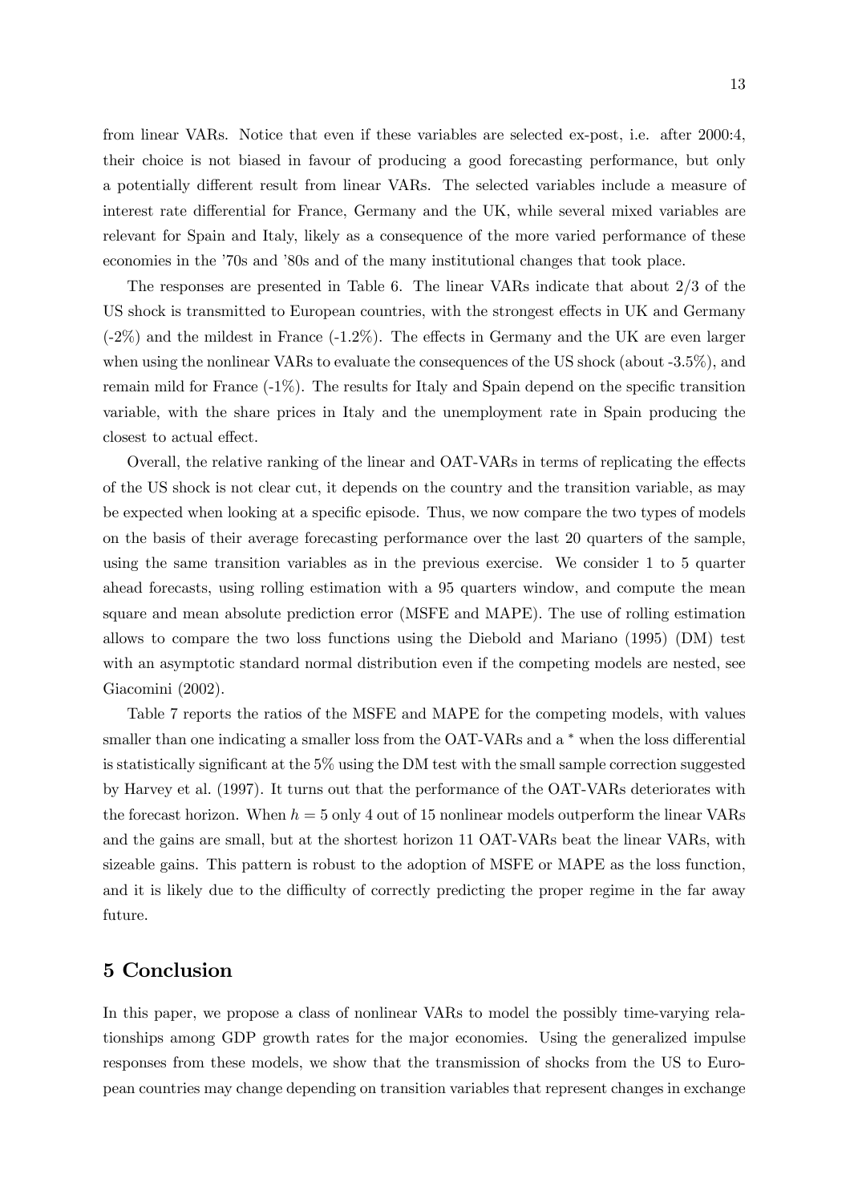from linear VARs. Notice that even if these variables are selected ex-post, i.e. after 2000:4, their choice is not biased in favour of producing a good forecasting performance, but only a potentially different result from linear VARs. The selected variables include a measure of interest rate differential for France, Germany and the UK, while several mixed variables are relevant for Spain and Italy, likely as a consequence of the more varied performance of these economies in the '70s and '80s and of the many institutional changes that took place.

The responses are presented in Table 6. The linear VARs indicate that about 2/3 of the US shock is transmitted to European countries, with the strongest effects in UK and Germany (-2%) and the mildest in France (-1.2%). The effects in Germany and the UK are even larger when using the nonlinear VARs to evaluate the consequences of the US shock (about -3.5%), and remain mild for France (-1%). The results for Italy and Spain depend on the specific transition variable, with the share prices in Italy and the unemployment rate in Spain producing the closest to actual effect.

Overall, the relative ranking of the linear and OAT-VARs in terms of replicating the effects of the US shock is not clear cut, it depends on the country and the transition variable, as may be expected when looking at a specific episode. Thus, we now compare the two types of models on the basis of their average forecasting performance over the last 20 quarters of the sample, using the same transition variables as in the previous exercise. We consider 1 to 5 quarter ahead forecasts, using rolling estimation with a 95 quarters window, and compute the mean square and mean absolute prediction error (MSFE and MAPE). The use of rolling estimation allows to compare the two loss functions using the Diebold and Mariano (1995) (DM) test with an asymptotic standard normal distribution even if the competing models are nested, see Giacomini (2002).

Table 7 reports the ratios of the MSFE and MAPE for the competing models, with values smaller than one indicating a smaller loss from the OAT-VARs and a * when the loss differential is statistically significant at the 5% using the DM test with the small sample correction suggested by Harvey et al. (1997). It turns out that the performance of the OAT-VARs deteriorates with the forecast horizon. When $h = 5$ only 4 out of 15 nonlinear models outperform the linear VARs and the gains are small, but at the shortest horizon 11 OAT-VARs beat the linear VARs, with sizeable gains. This pattern is robust to the adoption of MSFE or MAPE as the loss function, and it is likely due to the difficulty of correctly predicting the proper regime in the far away future.

## 5 Conclusion

In this paper, we propose a class of nonlinear VARs to model the possibly time-varying relationships among GDP growth rates for the major economies. Using the generalized impulse responses from these models, we show that the transmission of shocks from the US to European countries may change depending on transition variables that represent changes in exchange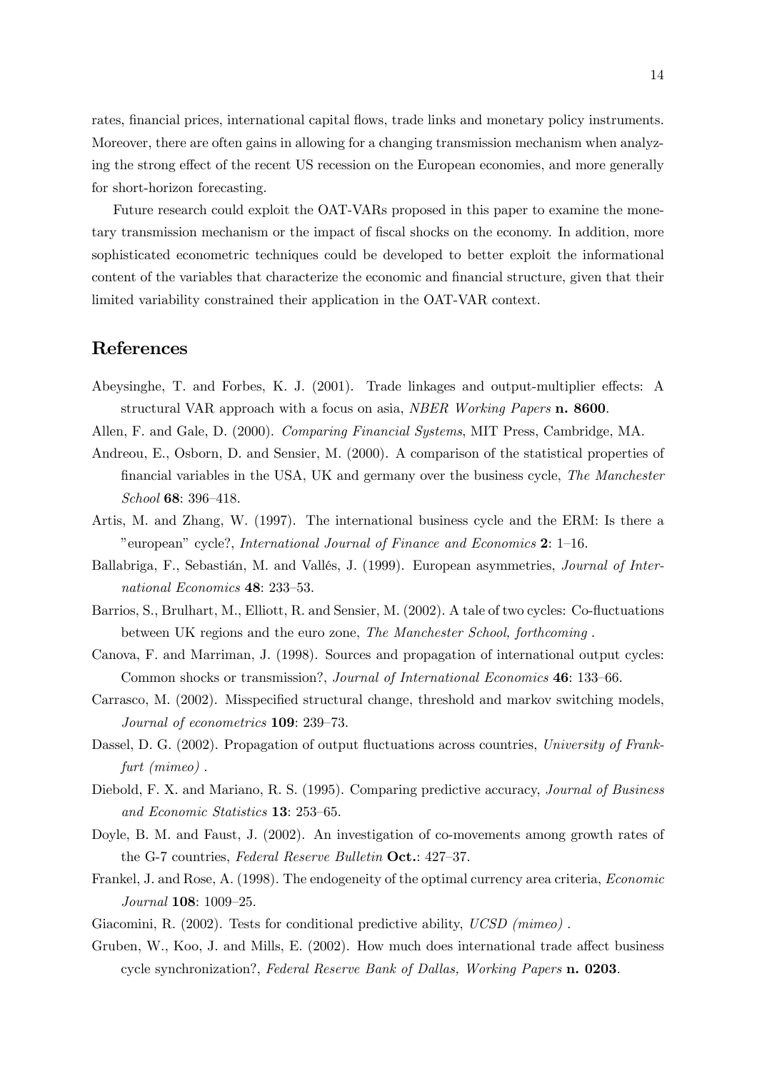rates, financial prices, international capital flows, trade links and monetary policy instruments. Moreover, there are often gains in allowing for a changing transmission mechanism when analyzing the strong effect of the recent US recession on the European economies, and more generally for short-horizon forecasting.

Future research could exploit the OAT-VARs proposed in this paper to examine the monetary transmission mechanism or the impact of fiscal shocks on the economy. In addition, more sophisticated econometric techniques could be developed to better exploit the informational content of the variables that characterize the economic and financial structure, given that their limited variability constrained their application in the OAT-VAR context.

## References

Abeysinghe, T. and Forbes, K. J. (2001). Trade linkages and output-multiplier effects: A structural VAR approach with a focus on asia, *NBER Working Papers* **n. 8600**.

Allen, F. and Gale, D. (2000). *Comparing Financial Systems*, MIT Press, Cambridge, MA.

Andreou, E., Osborn, D. and Sensier, M. (2000). A comparison of the statistical properties of financial variables in the USA, UK and germany over the business cycle, *The Manchester School* **68**: 396–418.

Artis, M. and Zhang, W. (1997). The international business cycle and the ERM: Is there a "european" cycle?, *International Journal of Finance and Economics* **2**: 1–16.

Ballabriga, F., Sebastián, M. and Vallés, J. (1999). European asymmetries, *Journal of International Economics* **48**: 233–53.

Barrios, S., Brulhart, M., Elliott, R. and Sensier, M. (2002). A tale of two cycles: Co-fluctuations between UK regions and the euro zone, *The Manchester School, forthcoming* .

Canova, F. and Marriman, J. (1998). Sources and propagation of international output cycles: Common shocks or transmission?, *Journal of International Economics* **46**: 133–66.

Carrasco, M. (2002). Misspecified structural change, threshold and markov switching models, *Journal of econometrics* **109**: 239–73.

Dassel, D. G. (2002). Propagation of output fluctuations across countries, *University of Frankfurt (mimeo)* .

Diebold, F. X. and Mariano, R. S. (1995). Comparing predictive accuracy, *Journal of Business and Economic Statistics* **13**: 253–65.

Doyle, B. M. and Faust, J. (2002). An investigation of co-movements among growth rates of the G-7 countries, *Federal Reserve Bulletin* **Oct.**: 427–37.

Frankel, J. and Rose, A. (1998). The endogeneity of the optimal currency area criteria, *Economic Journal* **108**: 1009–25.

Giacomini, R. (2002). Tests for conditional predictive ability, *UCSD (mimeo)* .

Gruben, W., Koo, J. and Mills, E. (2002). How much does international trade affect business cycle synchronization?, *Federal Reserve Bank of Dallas, Working Papers* **n. 0203**.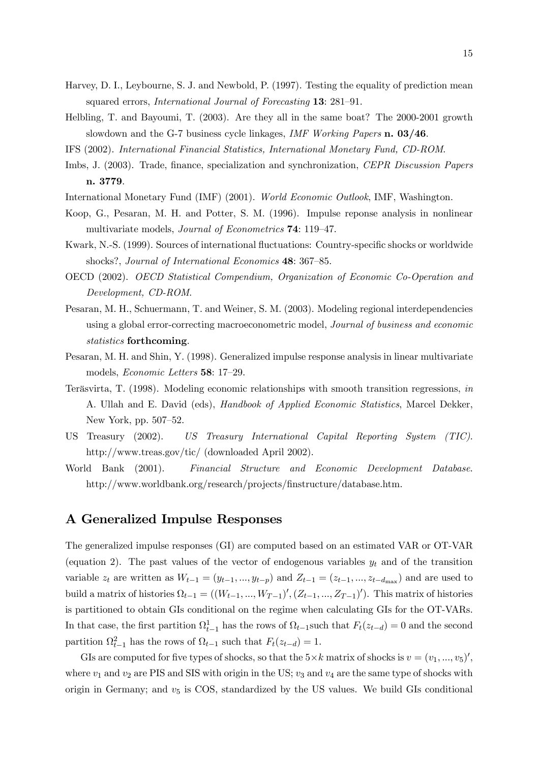Harvey, D. I., Leybourne, S. J. and Newbold, P. (1997). Testing the equality of prediction mean squared errors, *International Journal of Forecasting* **13**: 281–91.

Helbling, T. and Bayoumi, T. (2003). Are they all in the same boat? The 2000-2001 growth slowdown and the G-7 business cycle linkages, *IMF Working Papers* **n. 03/46**.

IFS (2002). *International Financial Statistics, International Monetary Fund, CD-ROM*.

Imbs, J. (2003). Trade, finance, specialization and synchronization, *CEPR Discussion Papers* **n. 3779**.

International Monetary Fund (IMF) (2001). *World Economic Outlook*, IMF, Washington.

Koop, G., Pesaran, M. H. and Potter, S. M. (1996). Impulse reponse analysis in nonlinear multivariate models, *Journal of Econometrics* **74**: 119–47.

Kwark, N.-S. (1999). Sources of international fluctuations: Country-specific shocks or worldwide shocks?, *Journal of International Economics* **48**: 367–85.

OECD (2002). *OECD Statistical Compendium, Organization of Economic Co-Operation and Development, CD-ROM*.

Pesaran, M. H., Schuermann, T. and Weiner, S. M. (2003). Modeling regional interdependencies using a global error-correcting macroeconometric model, *Journal of business and economic statistics* **forthcoming**.

Pesaran, M. H. and Shin, Y. (1998). Generalized impulse response analysis in linear multivariate models, *Economic Letters* **58**: 17–29.

Teräsvirta, T. (1998). Modeling economic relationships with smooth transition regressions, *in* A. Ullah and E. David (eds), *Handbook of Applied Economic Statistics*, Marcel Dekker, New York, pp. 507–52.

US Treasury (2002). *US Treasury International Capital Reporting System (TIC)*. http://www.treas.gov/tic/ (downloaded April 2002).

World Bank (2001). *Financial Structure and Economic Development Database*. http://www.worldbank.org/research/projects/finstructure/database.htm.

# A Generalized Impulse Responses

The generalized impulse responses (GI) are computed based on an estimated VAR or OT-VAR (equation 2). The past values of the vector of endogenous variables $y_t$ and of the transition variable $z_t$ are written as $W_{t-1} = (y_{t-1}, ..., y_{t-p})$ and $Z_{t-1} = (z_{t-1}, ..., z_{t-d_{\max}})$ and are used to build a matrix of histories $\Omega_{t-1} = ((W_{t-1}, ..., W_{T-1})', (Z_{t-1}, ..., Z_{T-1})')$. This matrix of histories is partitioned to obtain GIs conditional on the regime when calculating GIs for the OT-VARs. In that case, the first partition $\Omega^1_{t-1}$ has the rows of $\Omega_{t-1}$such that $F_t(z_{t-d}) = 0$ and the second partition $\Omega^2_{t-1}$ has the rows of $\Omega_{t-1}$ such that $F_t(z_{t-d}) = 1$.

GIs are computed for five types of shocks, so that the $5 \times k$ matrix of shocks is $v = (v_1, ..., v_5)'$, where $v_1$ and $v_2$ are PIS and SIS with origin in the US; $v_3$ and $v_4$ are the same type of shocks with origin in Germany; and $v_5$ is COS, standardized by the US values. We build GIs conditional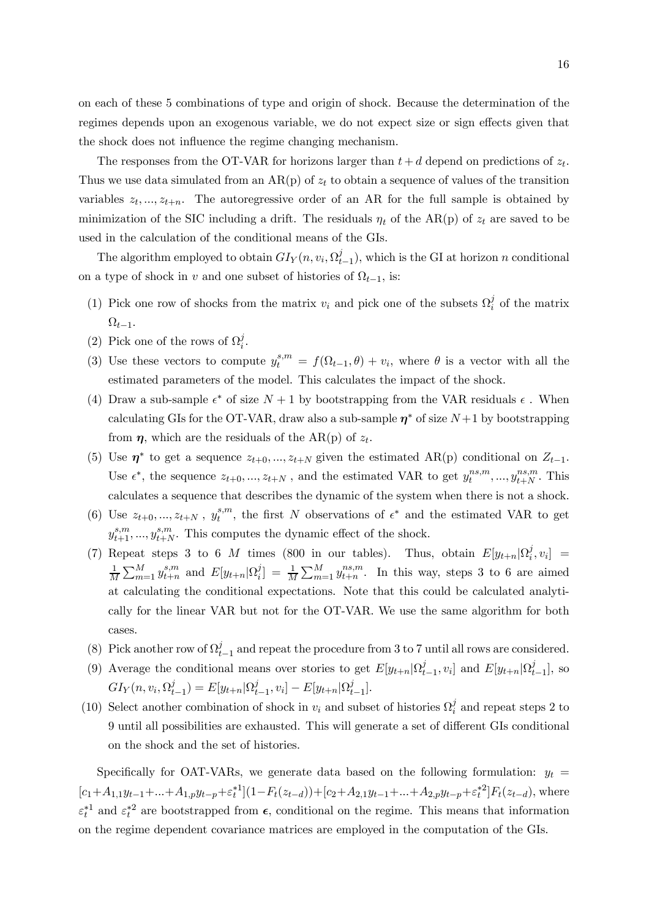on each of these 5 combinations of type and origin of shock. Because the determination of the regimes depends upon an exogenous variable, we do not expect size or sign effects given that the shock does not influence the regime changing mechanism.

The responses from the OT-VAR for horizons larger than $t+d$ depend on predictions of $z_t$. Thus we use data simulated from an AR(p) of $z_t$ to obtain a sequence of values of the transition variables $z_t, ..., z_{t+n}$. The autoregressive order of an AR for the full sample is obtained by minimization of the SIC including a drift. The residuals $\eta_t$ of the AR(p) of $z_t$ are saved to be used in the calculation of the conditional means of the GIs.

The algorithm employed to obtain $GI_Y(n, v_i, \Omega_{t-1}^j)$, which is the GI at horizon $n$ conditional on a type of shock in $v$ and one subset of histories of $\Omega_{t-1}$, is:

(1) Pick one row of shocks from the matrix $v_i$ and pick one of the subsets $\Omega_i^j$ of the matrix $\Omega_{t-1}$.

(2) Pick one of the rows of $\Omega_i^j$.

(3) Use these vectors to compute $y_t^{s,m} = f(\Omega_{t-1}, \theta) + v_i$, where $\theta$ is a vector with all the estimated parameters of the model. This calculates the impact of the shock.

(4) Draw a sub-sample $\epsilon^*$ of size $N+1$ by bootstrapping from the VAR residuals $\epsilon$ . When calculating GIs for the OT-VAR, draw also a sub-sample $\boldsymbol{\eta}^*$ of size $N+1$ by bootstrapping from $\boldsymbol{\eta}$, which are the residuals of the AR(p) of $z_t$.

(5) Use $\boldsymbol{\eta}^*$ to get a sequence $z_{t+0}, ..., z_{t+N}$ given the estimated AR(p) conditional on $Z_{t-1}$. Use $\epsilon^*$, the sequence $z_{t+0}, ..., z_{t+N}$ , and the estimated VAR to get $y_t^{ns,m}, ..., y_{t+N}^{ns,m}$. This calculates a sequence that describes the dynamic of the system when there is not a shock.

(6) Use $z_{t+0}, ..., z_{t+N}$ , $y_t^{s,m}$, the first $N$ observations of $\epsilon^*$ and the estimated VAR to get $y_{t+1}^{s,m}, ..., y_{t+N}^{s,m}$. This computes the dynamic effect of the shock.

(7) Repeat steps 3 to 6 $M$ times (800 in our tables). Thus, obtain $E[y_{t+n}|\Omega_i^j, v_i] = \frac{1}{M}\sum_{m=1}^{M} y_{t+n}^{s,m}$ and $E[y_{t+n}|\Omega_i^j] = \frac{1}{M}\sum_{m=1}^{M} y_{t+n}^{ns,m}$. In this way, steps 3 to 6 are aimed at calculating the conditional expectations. Note that this could be calculated analytically for the linear VAR but not for the OT-VAR. We use the same algorithm for both cases.

(8) Pick another row of $\Omega_{t-1}^j$ and repeat the procedure from 3 to 7 until all rows are considered.

(9) Average the conditional means over stories to get $E[y_{t+n}|\Omega_{t-1}^j, v_i]$ and $E[y_{t+n}|\Omega_{t-1}^j]$, so $GI_Y(n, v_i, \Omega_{t-1}^j) = E[y_{t+n}|\Omega_{t-1}^j, v_i] - E[y_{t+n}|\Omega_{t-1}^j]$.

(10) Select another combination of shock in $v_i$ and subset of histories $\Omega_i^j$ and repeat steps 2 to 9 until all possibilities are exhausted. This will generate a set of different GIs conditional on the shock and the set of histories.

Specifically for OAT-VARs, we generate data based on the following formulation: $y_t = [c_1 + A_{1,1}y_{t-1} + ... + A_{1,p}y_{t-p} + \varepsilon_t^{*1}](1 - F_t(z_{t-d})) + [c_2 + A_{2,1}y_{t-1} + ... + A_{2,p}y_{t-p} + \varepsilon_t^{*2}]F_t(z_{t-d})$, where $\varepsilon_t^{*1}$ and $\varepsilon_t^{*2}$ are bootstrapped from $\boldsymbol{\epsilon}$, conditional on the regime. This means that information on the regime dependent covariance matrices are employed in the computation of the GIs.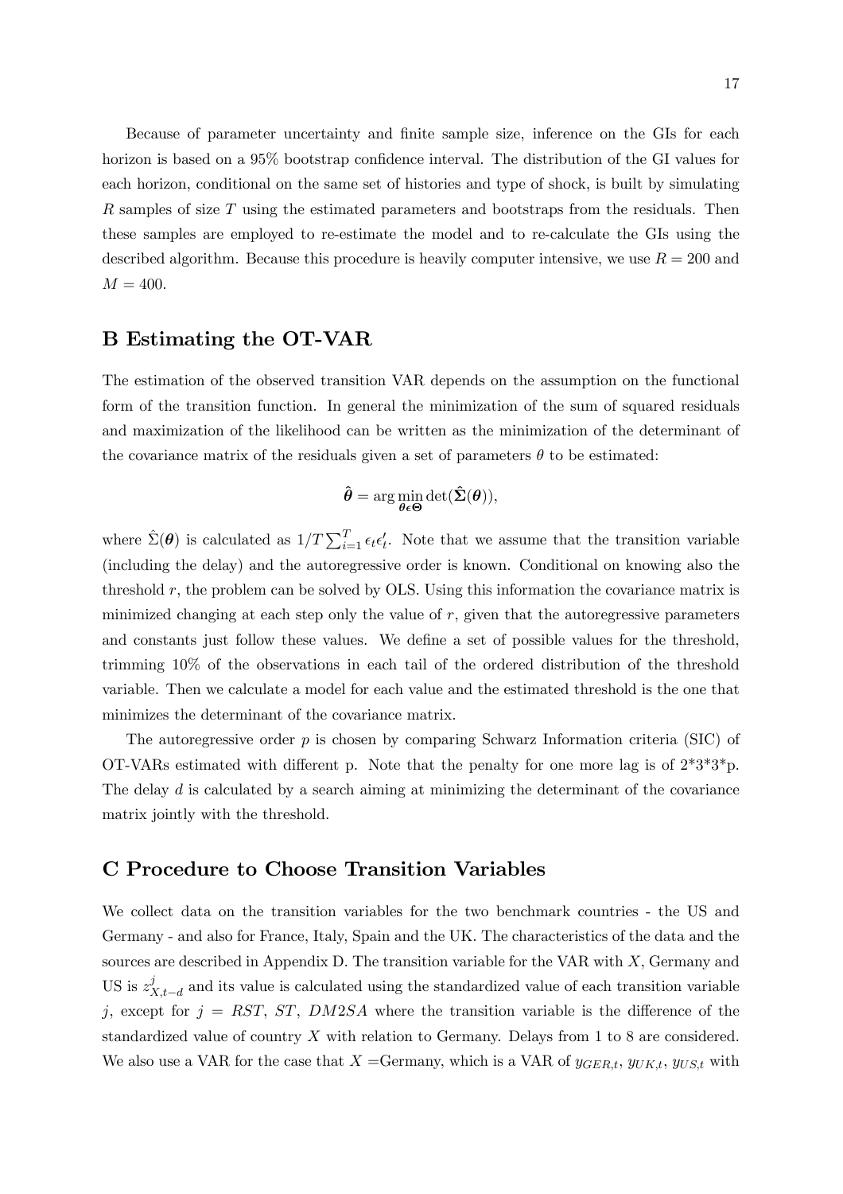Because of parameter uncertainty and finite sample size, inference on the GIs for each horizon is based on a 95% bootstrap confidence interval. The distribution of the GI values for each horizon, conditional on the same set of histories and type of shock, is built by simulating $R$ samples of size $T$ using the estimated parameters and bootstraps from the residuals. Then these samples are employed to re-estimate the model and to re-calculate the GIs using the described algorithm. Because this procedure is heavily computer intensive, we use $R = 200$ and $M = 400$.

## B Estimating the OT-VAR

The estimation of the observed transition VAR depends on the assumption on the functional form of the transition function. In general the minimization of the sum of squared residuals and maximization of the likelihood can be written as the minimization of the determinant of the covariance matrix of the residuals given a set of parameters $\theta$ to be estimated:

$$\hat{\boldsymbol{\theta}} = \arg\min_{\boldsymbol{\theta}\epsilon\boldsymbol{\Theta}} \det(\hat{\boldsymbol{\Sigma}}(\boldsymbol{\theta})),$$

where $\hat{\Sigma}(\boldsymbol{\theta})$ is calculated as $1/T\sum_{i=1}^{T}\epsilon_t\epsilon_t'$. Note that we assume that the transition variable (including the delay) and the autoregressive order is known. Conditional on knowing also the threshold $r$, the problem can be solved by OLS. Using this information the covariance matrix is minimized changing at each step only the value of $r$, given that the autoregressive parameters and constants just follow these values. We define a set of possible values for the threshold, trimming 10% of the observations in each tail of the ordered distribution of the threshold variable. Then we calculate a model for each value and the estimated threshold is the one that minimizes the determinant of the covariance matrix.

The autoregressive order $p$ is chosen by comparing Schwarz Information criteria (SIC) of OT-VARs estimated with different p. Note that the penalty for one more lag is of 2*3*3*p. The delay $d$ is calculated by a search aiming at minimizing the determinant of the covariance matrix jointly with the threshold.

## C Procedure to Choose Transition Variables

We collect data on the transition variables for the two benchmark countries - the US and Germany - and also for France, Italy, Spain and the UK. The characteristics of the data and the sources are described in Appendix D. The transition variable for the VAR with $X$, Germany and US is $z^{j}_{X,t-d}$ and its value is calculated using the standardized value of each transition variable $j$, except for $j = RST$, $ST$, $DM2SA$ where the transition variable is the difference of the standardized value of country $X$ with relation to Germany. Delays from 1 to 8 are considered. We also use a VAR for the case that $X$ =Germany, which is a VAR of $y_{GER,t}$, $y_{UK,t}$, $y_{US,t}$ with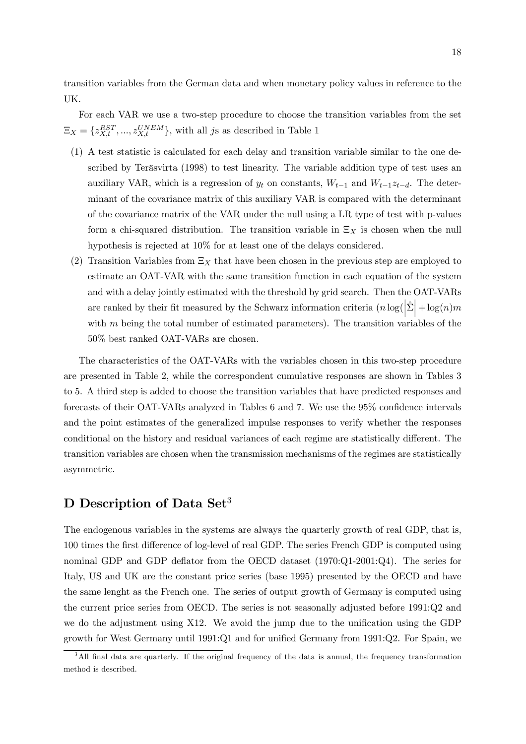transition variables from the German data and when monetary policy values in reference to the UK.

For each VAR we use a two-step procedure to choose the transition variables from the set $\Xi_X = \{z_{X,t}^{RST}, ..., z_{X,t}^{UNEM}\}$, with all $j$s as described in Table 1

(1) A test statistic is calculated for each delay and transition variable similar to the one described by Teräsvirta (1998) to test linearity. The variable addition type of test uses an auxiliary VAR, which is a regression of $y_t$ on constants, $W_{t-1}$ and $W_{t-1}z_{t-d}$. The determinant of the covariance matrix of this auxiliary VAR is compared with the determinant of the covariance matrix of the VAR under the null using a LR type of test with p-values form a chi-squared distribution. The transition variable in $\Xi_X$ is chosen when the null hypothesis is rejected at 10% for at least one of the delays considered.

(2) Transition Variables from $\Xi_X$ that have been chosen in the previous step are employed to estimate an OAT-VAR with the same transition function in each equation of the system and with a delay jointly estimated with the threshold by grid search. Then the OAT-VARs are ranked by their fit measured by the Schwarz information criteria ($n \log(\left|\hat{\Sigma}\right| + \log(n)m$ with $m$ being the total number of estimated parameters). The transition variables of the 50% best ranked OAT-VARs are chosen.

The characteristics of the OAT-VARs with the variables chosen in this two-step procedure are presented in Table 2, while the correspondent cumulative responses are shown in Tables 3 to 5. A third step is added to choose the transition variables that have predicted responses and forecasts of their OAT-VARs analyzed in Tables 6 and 7. We use the 95% confidence intervals and the point estimates of the generalized impulse responses to verify whether the responses conditional on the history and residual variances of each regime are statistically different. The transition variables are chosen when the transmission mechanisms of the regimes are statistically asymmetric.

## D Description of Data Set[3]

The endogenous variables in the systems are always the quarterly growth of real GDP, that is, 100 times the first difference of log-level of real GDP. The series French GDP is computed using nominal GDP and GDP deflator from the OECD dataset (1970:Q1-2001:Q4). The series for Italy, US and UK are the constant price series (base 1995) presented by the OECD and have the same lenght as the French one. The series of output growth of Germany is computed using the current price series from OECD. The series is not seasonally adjusted before 1991:Q2 and we do the adjustment using X12. We avoid the jump due to the unification using the GDP growth for West Germany until 1991:Q1 and for unified Germany from 1991:Q2. For Spain, we

[3] All final data are quarterly. If the original frequency of the data is annual, the frequency transformation method is described.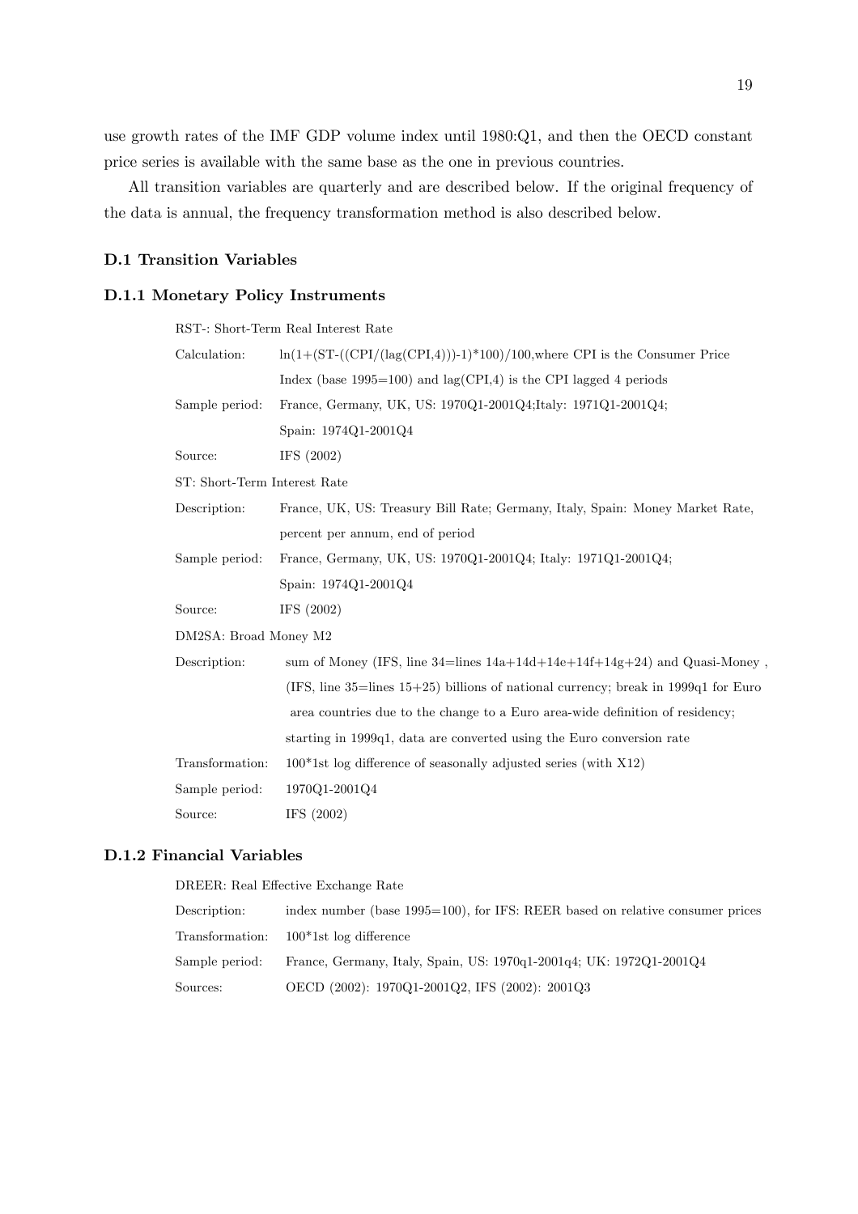use growth rates of the IMF GDP volume index until 1980:Q1, and then the OECD constant price series is available with the same base as the one in previous countries.

All transition variables are quarterly and are described below. If the original frequency of the data is annual, the frequency transformation method is also described below.

### D.1 Transition Variables

#### D.1.1 Monetary Policy Instruments

RST-: Short-Term Real Interest Rate

| | |
|---|---|
| Calculation: | ln(1+(ST-((CPI/(lag(CPI,4)))-1)*100)/100,where CPI is the Consumer Price Index (base 1995=100) and lag(CPI,4) is the CPI lagged 4 periods |
| Sample period: | France, Germany, UK, US: 1970Q1-2001Q4;Italy: 1971Q1-2001Q4; Spain: 1974Q1-2001Q4 |
| Source: | IFS (2002) |

ST: Short-Term Interest Rate

| | |
|---|---|
| Description: | France, UK, US: Treasury Bill Rate; Germany, Italy, Spain: Money Market Rate, percent per annum, end of period |
| Sample period: | France, Germany, UK, US: 1970Q1-2001Q4; Italy: 1971Q1-2001Q4; Spain: 1974Q1-2001Q4 |
| Source: | IFS (2002) |

DM2SA: Broad Money M2

| | |
|---|---|
| Description: | sum of Money (IFS, line 34=lines 14a+14d+14e+14f+14g+24) and Quasi-Money , (IFS, line 35=lines 15+25) billions of national currency; break in 1999q1 for Euro area countries due to the change to a Euro area-wide definition of residency; starting in 1999q1, data are converted using the Euro conversion rate |
| Transformation: | 100*1st log difference of seasonally adjusted series (with X12) |
| Sample period: | 1970Q1-2001Q4 |
| Source: | IFS (2002) |

#### D.1.2 Financial Variables

DREER: Real Effective Exchange Rate

| | |
|---|---|
| Description: | index number (base 1995=100), for IFS: REER based on relative consumer prices |
| Transformation: | 100*1st log difference |
| Sample period: | France, Germany, Italy, Spain, US: 1970q1-2001q4; UK: 1972Q1-2001Q4 |
| Sources: | OECD (2002): 1970Q1-2001Q2, IFS (2002): 2001Q3 |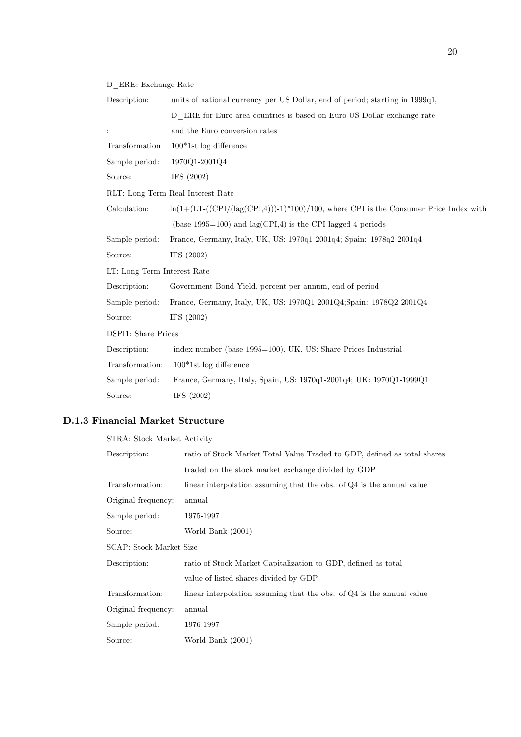D_ERE: Exchange Rate

| | |
|---|---|
| Description: | units of national currency per US Dollar, end of period; starting in 1999q1, D_ERE for Euro area countries is based on Euro-US Dollar exchange rate |
| : | and the Euro conversion rates |
| Transformation | 100*1st log difference |
| Sample period: | 1970Q1-2001Q4 |
| Source: | IFS (2002) |

RLT: Long-Term Real Interest Rate

| | |
|---|---|
| Calculation: | ln(1+(LT-((CPI/(lag(CPI,4)))-1)*100)/100, where CPI is the Consumer Price Index with (base 1995=100) and lag(CPI,4) is the CPI lagged 4 periods |
| Sample period: | France, Germany, Italy, UK, US: 1970q1-2001q4; Spain: 1978q2-2001q4 |
| Source: | IFS (2002) |

LT: Long-Term Interest Rate

| | |
|---|---|
| Description: | Government Bond Yield, percent per annum, end of period |
| Sample period: | France, Germany, Italy, UK, US: 1970Q1-2001Q4;Spain: 1978Q2-2001Q4 |
| Source: | IFS (2002) |

DSPI1: Share Prices

| | |
|---|---|
| Description: | index number (base 1995=100), UK, US: Share Prices Industrial |
| Transformation: | 100*1st log difference |
| Sample period: | France, Germany, Italy, Spain, US: 1970q1-2001q4; UK: 1970Q1-1999Q1 |
| Source: | IFS (2002) |

### D.1.3 Financial Market Structure

STRA: Stock Market Activity

| | |
|---|---|
| Description: | ratio of Stock Market Total Value Traded to GDP, defined as total shares traded on the stock market exchange divided by GDP |
| Transformation: | linear interpolation assuming that the obs. of Q4 is the annual value |
| Original frequency: | annual |
| Sample period: | 1975-1997 |
| Source: | World Bank (2001) |

SCAP: Stock Market Size

| | |
|---|---|
| Description: | ratio of Stock Market Capitalization to GDP, defined as total value of listed shares divided by GDP |
| Transformation: | linear interpolation assuming that the obs. of Q4 is the annual value |
| Original frequency: | annual |
| Sample period: | 1976-1997 |
| Source: | World Bank (2001) |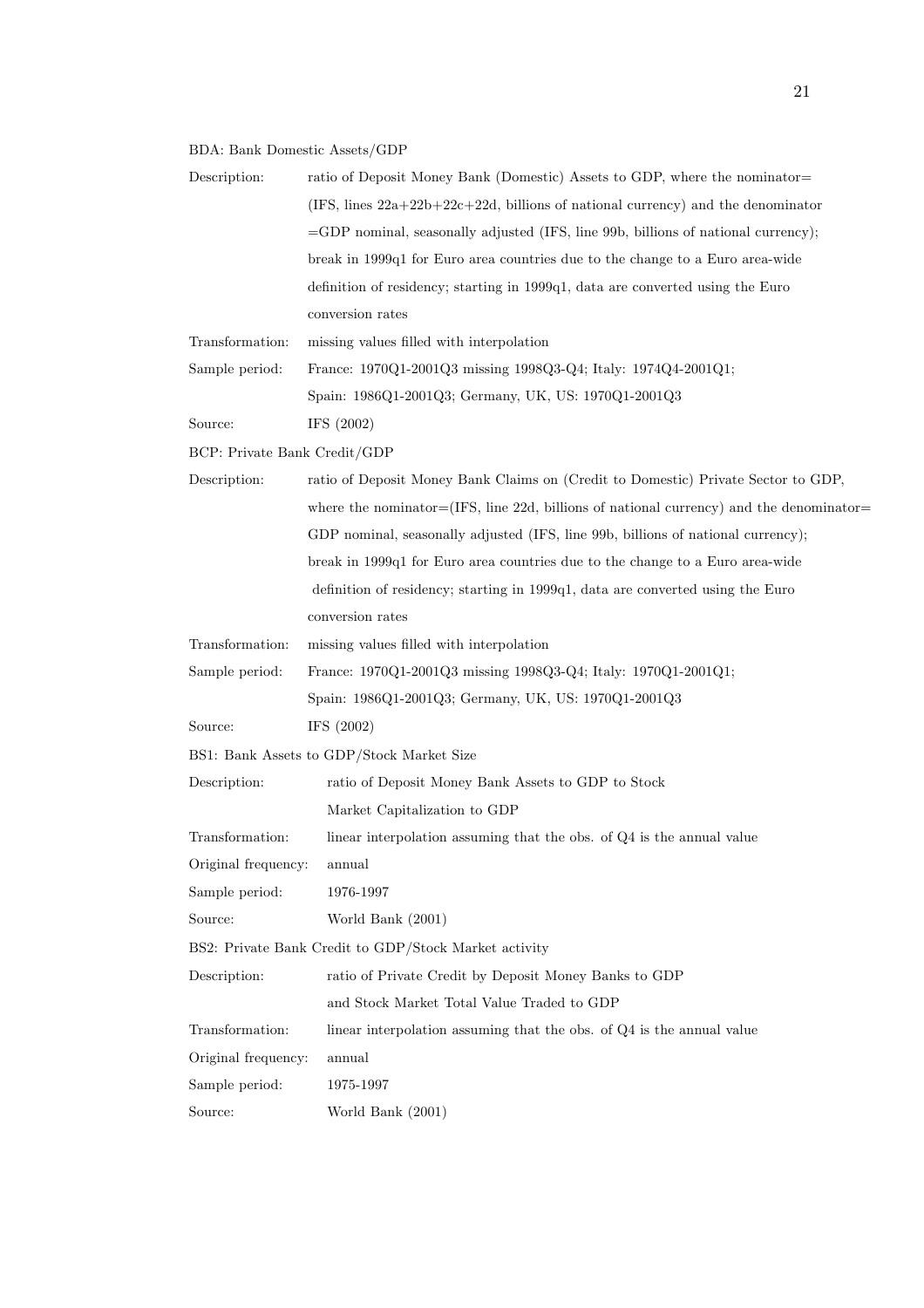BDA: Bank Domestic Assets/GDP

| | |
|---|---|
| Description: | ratio of Deposit Money Bank (Domestic) Assets to GDP, where the nominator= (IFS, lines 22a+22b+22c+22d, billions of national currency) and the denominator =GDP nominal, seasonally adjusted (IFS, line 99b, billions of national currency); break in 1999q1 for Euro area countries due to the change to a Euro area-wide definition of residency; starting in 1999q1, data are converted using the Euro conversion rates |
| Transformation: | missing values filled with interpolation |
| Sample period: | France: 1970Q1-2001Q3 missing 1998Q3-Q4; Italy: 1974Q4-2001Q1; Spain: 1986Q1-2001Q3; Germany, UK, US: 1970Q1-2001Q3 |
| Source: | IFS (2002) |

BCP: Private Bank Credit/GDP

| | |
|---|---|
| Description: | ratio of Deposit Money Bank Claims on (Credit to Domestic) Private Sector to GDP, where the nominator=(IFS, line 22d, billions of national currency) and the denominator= GDP nominal, seasonally adjusted (IFS, line 99b, billions of national currency); break in 1999q1 for Euro area countries due to the change to a Euro area-wide definition of residency; starting in 1999q1, data are converted using the Euro conversion rates |
| Transformation: | missing values filled with interpolation |
| Sample period: | France: 1970Q1-2001Q3 missing 1998Q3-Q4; Italy: 1970Q1-2001Q1; Spain: 1986Q1-2001Q3; Germany, UK, US: 1970Q1-2001Q3 |
| Source: | IFS (2002) |

BS1: Bank Assets to GDP/Stock Market Size

| | |
|---|---|
| Description: | ratio of Deposit Money Bank Assets to GDP to Stock Market Capitalization to GDP |
| Transformation: | linear interpolation assuming that the obs. of Q4 is the annual value |
| Original frequency: | annual |
| Sample period: | 1976-1997 |
| Source: | World Bank (2001) |

BS2: Private Bank Credit to GDP/Stock Market activity

| | |
|---|---|
| Description: | ratio of Private Credit by Deposit Money Banks to GDP and Stock Market Total Value Traded to GDP |
| Transformation: | linear interpolation assuming that the obs. of Q4 is the annual value |
| Original frequency: | annual |
| Sample period: | 1975-1997 |
| Source: | World Bank (2001) |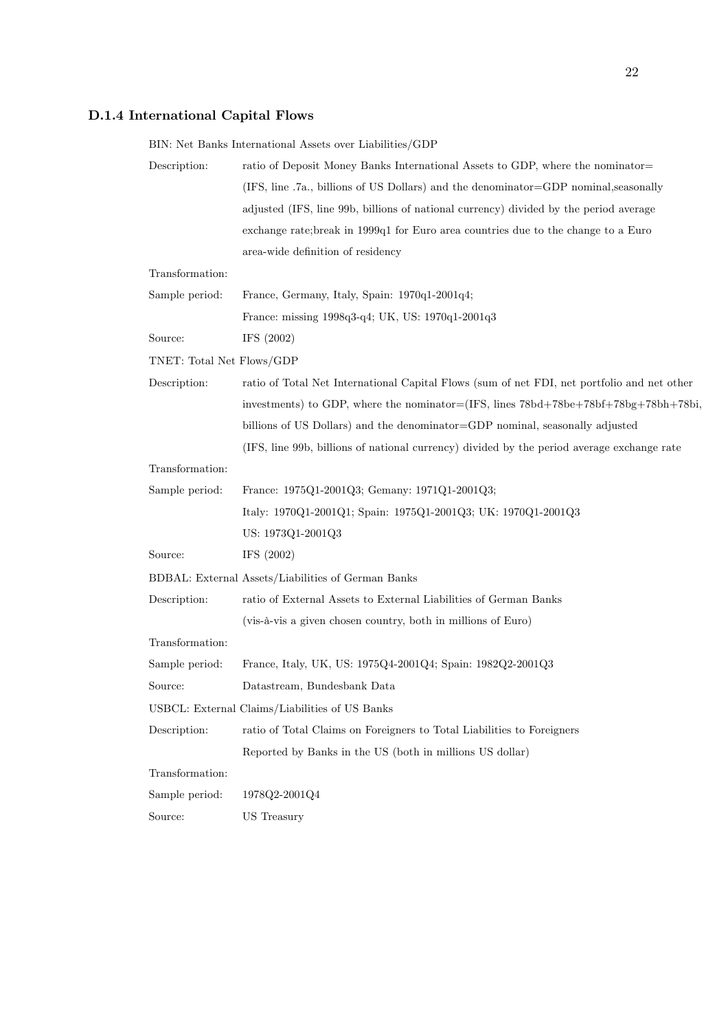### D.1.4 International Capital Flows

BIN: Net Banks International Assets over Liabilities/GDP

| | |
|---|---|
| Description: | ratio of Deposit Money Banks International Assets to GDP, where the nominator= (IFS, line .7a., billions of US Dollars) and the denominator=GDP nominal,seasonally adjusted (IFS, line 99b, billions of national currency) divided by the period average exchange rate;break in 1999q1 for Euro area countries due to the change to a Euro area-wide definition of residency |
| Transformation: | |
| Sample period: | France, Germany, Italy, Spain: 1970q1-2001q4; France: missing 1998q3-q4; UK, US: 1970q1-2001q3 |
| Source: | IFS (2002) |

TNET: Total Net Flows/GDP

| | |
|---|---|
| Description: | ratio of Total Net International Capital Flows (sum of net FDI, net portfolio and net other investments) to GDP, where the nominator=(IFS, lines 78bd+78be+78bf+78bg+78bh+78bi, billions of US Dollars) and the denominator=GDP nominal, seasonally adjusted (IFS, line 99b, billions of national currency) divided by the period average exchange rate |
| Transformation: | |
| Sample period: | France: 1975Q1-2001Q3; Gemany: 1971Q1-2001Q3; Italy: 1970Q1-2001Q1; Spain: 1975Q1-2001Q3; UK: 1970Q1-2001Q3 US: 1973Q1-2001Q3 |
| Source: | IFS (2002) |

BDBAL: External Assets/Liabilities of German Banks

| | |
|---|---|
| Description: | ratio of External Assets to External Liabilities of German Banks (vis-à-vis a given chosen country, both in millions of Euro) |
| Transformation: | |
| Sample period: | France, Italy, UK, US: 1975Q4-2001Q4; Spain: 1982Q2-2001Q3 |
| Source: | Datastream, Bundesbank Data |

USBCL: External Claims/Liabilities of US Banks

| | |
|---|---|
| Description: | ratio of Total Claims on Foreigners to Total Liabilities to Foreigners Reported by Banks in the US (both in millions US dollar) |
| Transformation: | |
| Sample period: | 1978Q2-2001Q4 |
| Source: | US Treasury |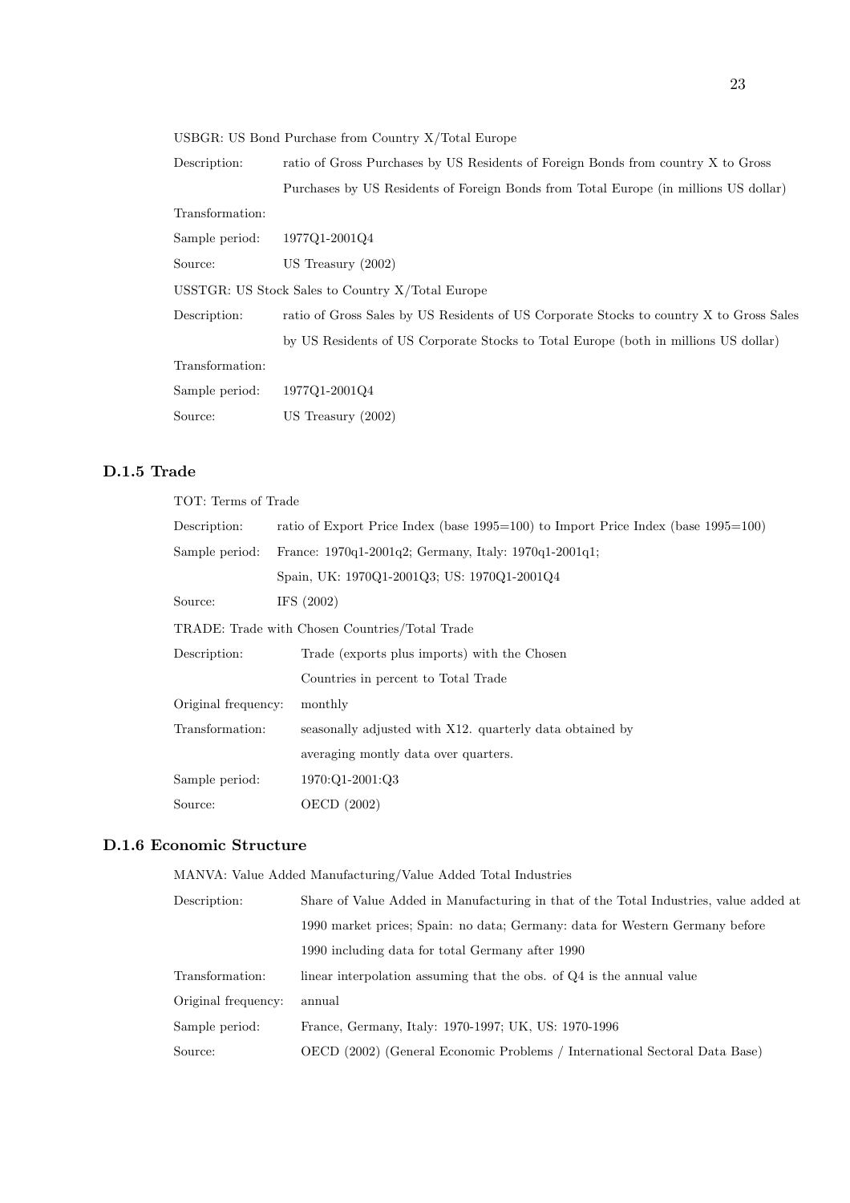USBGR: US Bond Purchase from Country X/Total Europe

| | |
|---|---|
| Description: | ratio of Gross Purchases by US Residents of Foreign Bonds from country X to Gross Purchases by US Residents of Foreign Bonds from Total Europe (in millions US dollar) |
| Transformation: | |
| Sample period: | 1977Q1-2001Q4 |
| Source: | US Treasury (2002) |

USSTGR: US Stock Sales to Country X/Total Europe

| | |
|---|---|
| Description: | ratio of Gross Sales by US Residents of US Corporate Stocks to country X to Gross Sales by US Residents of US Corporate Stocks to Total Europe (both in millions US dollar) |
| Transformation: | |
| Sample period: | 1977Q1-2001Q4 |
| Source: | US Treasury (2002) |

### D.1.5 Trade

TOT: Terms of Trade

| | |
|---|---|
| Description: | ratio of Export Price Index (base 1995=100) to Import Price Index (base 1995=100) |
| Sample period: | France: 1970q1-2001q2; Germany, Italy: 1970q1-2001q1; Spain, UK: 1970Q1-2001Q3; US: 1970Q1-2001Q4 |
| Source: | IFS (2002) |

TRADE: Trade with Chosen Countries/Total Trade

| | |
|---|---|
| Description: | Trade (exports plus imports) with the Chosen Countries in percent to Total Trade |
| Original frequency: | monthly |
| Transformation: | seasonally adjusted with X12. quarterly data obtained by averaging montly data over quarters. |
| Sample period: | 1970:Q1-2001:Q3 |
| Source: | OECD (2002) |

### D.1.6 Economic Structure

MANVA: Value Added Manufacturing/Value Added Total Industries

| | |
|---|---|
| Description: | Share of Value Added in Manufacturing in that of the Total Industries, value added at 1990 market prices; Spain: no data; Germany: data for Western Germany before 1990 including data for total Germany after 1990 |
| Transformation: | linear interpolation assuming that the obs. of Q4 is the annual value |
| Original frequency: | annual |
| Sample period: | France, Germany, Italy: 1970-1997; UK, US: 1970-1996 |
| Source: | OECD (2002) (General Economic Problems / International Sectoral Data Base) |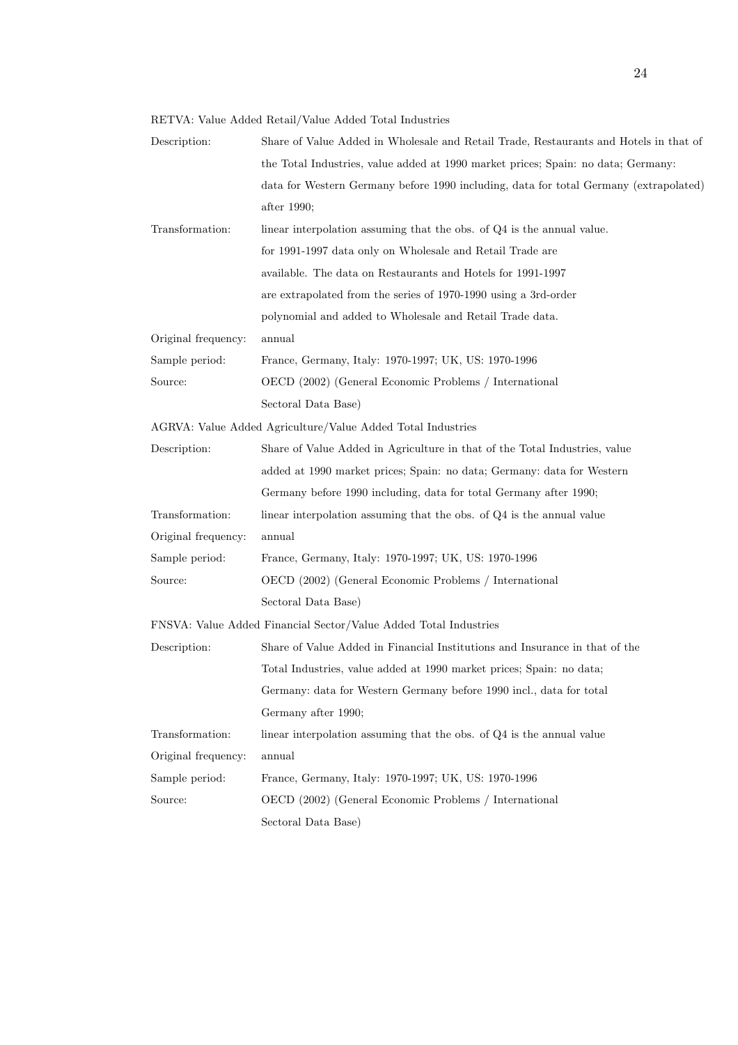RETVA: Value Added Retail/Value Added Total Industries

| | |
|---|---|
| Description: | Share of Value Added in Wholesale and Retail Trade, Restaurants and Hotels in that of the Total Industries, value added at 1990 market prices; Spain: no data; Germany: data for Western Germany before 1990 including, data for total Germany (extrapolated) after 1990; |
| Transformation: | linear interpolation assuming that the obs. of Q4 is the annual value. for 1991-1997 data only on Wholesale and Retail Trade are available. The data on Restaurants and Hotels for 1991-1997 are extrapolated from the series of 1970-1990 using a 3rd-order polynomial and added to Wholesale and Retail Trade data. |
| Original frequency: | annual |
| Sample period: | France, Germany, Italy: 1970-1997; UK, US: 1970-1996 |
| Source: | OECD (2002) (General Economic Problems / International Sectoral Data Base) |

AGRVA: Value Added Agriculture/Value Added Total Industries

| | |
|---|---|
| Description: | Share of Value Added in Agriculture in that of the Total Industries, value added at 1990 market prices; Spain: no data; Germany: data for Western Germany before 1990 including, data for total Germany after 1990; |
| Transformation: | linear interpolation assuming that the obs. of Q4 is the annual value |
| Original frequency: | annual |
| Sample period: | France, Germany, Italy: 1970-1997; UK, US: 1970-1996 |
| Source: | OECD (2002) (General Economic Problems / International Sectoral Data Base) |

FNSVA: Value Added Financial Sector/Value Added Total Industries

| | |
|---|---|
| Description: | Share of Value Added in Financial Institutions and Insurance in that of the Total Industries, value added at 1990 market prices; Spain: no data; Germany: data for Western Germany before 1990 incl., data for total Germany after 1990; |
| Transformation: | linear interpolation assuming that the obs. of Q4 is the annual value |
| Original frequency: | annual |
| Sample period: | France, Germany, Italy: 1970-1997; UK, US: 1970-1996 |
| Source: | OECD (2002) (General Economic Problems / International Sectoral Data Base) |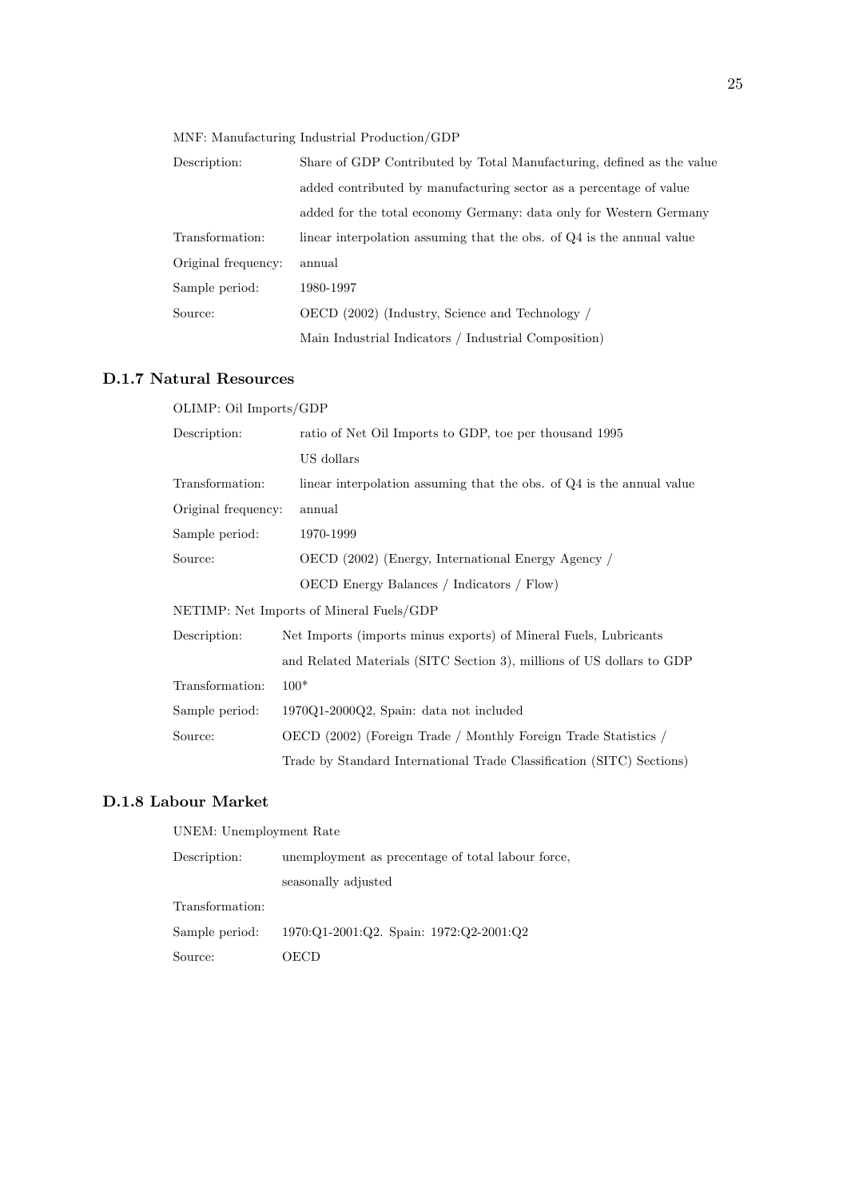MNF: Manufacturing Industrial Production/GDP

| | |
|---|---|
| Description: | Share of GDP Contributed by Total Manufacturing, defined as the value added contributed by manufacturing sector as a percentage of value added for the total economy Germany: data only for Western Germany |
| Transformation: | linear interpolation assuming that the obs. of Q4 is the annual value |
| Original frequency: | annual |
| Sample period: | 1980-1997 |
| Source: | OECD (2002) (Industry, Science and Technology / Main Industrial Indicators / Industrial Composition) |

### D.1.7 Natural Resources

OLIMP: Oil Imports/GDP

| | |
|---|---|
| Description: | ratio of Net Oil Imports to GDP, toe per thousand 1995 US dollars |
| Transformation: | linear interpolation assuming that the obs. of Q4 is the annual value |
| Original frequency: | annual |
| Sample period: | 1970-1999 |
| Source: | OECD (2002) (Energy, International Energy Agency / OECD Energy Balances / Indicators / Flow) |

NETIMP: Net Imports of Mineral Fuels/GDP

| | |
|---|---|
| Description: | Net Imports (imports minus exports) of Mineral Fuels, Lubricants and Related Materials (SITC Section 3), millions of US dollars to GDP |
| Transformation: | 100* |
| Sample period: | 1970Q1-2000Q2, Spain: data not included |
| Source: | OECD (2002) (Foreign Trade / Monthly Foreign Trade Statistics / Trade by Standard International Trade Classification (SITC) Sections) |

### D.1.8 Labour Market

UNEM: Unemployment Rate

| | |
|---|---|
| Description: | unemployment as precentage of total labour force, seasonally adjusted |
| Transformation: | |
| Sample period: | 1970:Q1-2001:Q2. Spain: 1972:Q2-2001:Q2 |
| Source: | OECD |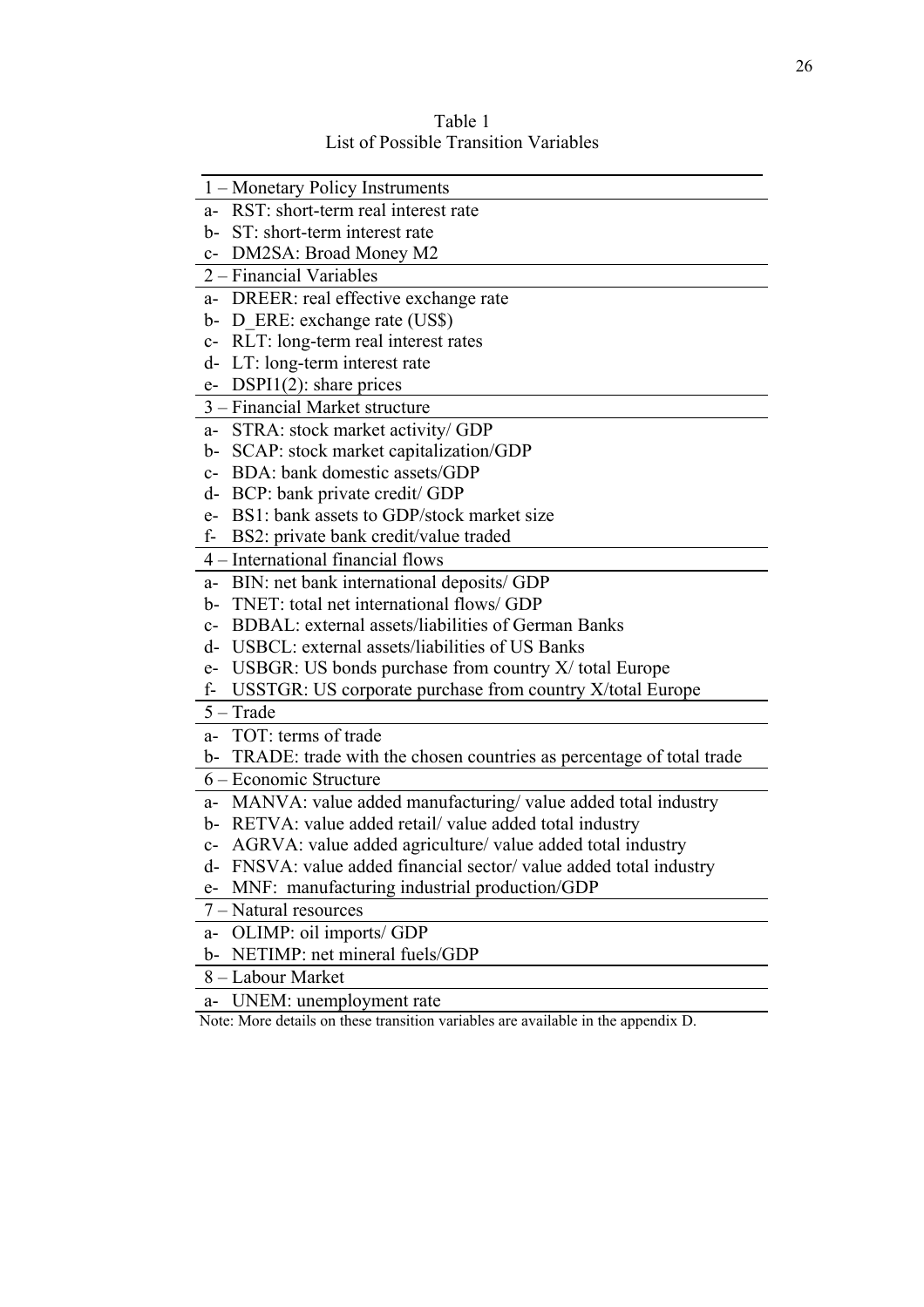Table 1
List of Possible Transition Variables

| 1 – Monetary Policy Instruments |
|---|
| a- RST: short-term real interest rate |
| b- ST: short-term interest rate |
| c- DM2SA: Broad Money M2 |
| 2 – Financial Variables |
| a- DREER: real effective exchange rate |
| b- D_ERE: exchange rate (US$) |
| c- RLT: long-term real interest rates |
| d- LT: long-term interest rate |
| e- DSPI1(2): share prices |
| 3 – Financial Market structure |
| a- STRA: stock market activity/ GDP |
| b- SCAP: stock market capitalization/GDP |
| c- BDA: bank domestic assets/GDP |
| d- BCP: bank private credit/ GDP |
| e- BS1: bank assets to GDP/stock market size |
| f- BS2: private bank credit/value traded |
| 4 – International financial flows |
| a- BIN: net bank international deposits/ GDP |
| b- TNET: total net international flows/ GDP |
| c- BDBAL: external assets/liabilities of German Banks |
| d- USBCL: external assets/liabilities of US Banks |
| e- USBGR: US bonds purchase from country X/ total Europe |
| f- USSTGR: US corporate purchase from country X/total Europe |
| 5 – Trade |
| a- TOT: terms of trade |
| b- TRADE: trade with the chosen countries as percentage of total trade |
| 6 – Economic Structure |
| a- MANVA: value added manufacturing/ value added total industry |
| b- RETVA: value added retail/ value added total industry |
| c- AGRVA: value added agriculture/ value added total industry |
| d- FNSVA: value added financial sector/ value added total industry |
| e- MNF: manufacturing industrial production/GDP |
| 7 – Natural resources |
| a- OLIMP: oil imports/ GDP |
| b- NETIMP: net mineral fuels/GDP |
| 8 – Labour Market |
| a- UNEM: unemployment rate |

Note: More details on these transition variables are available in the appendix D.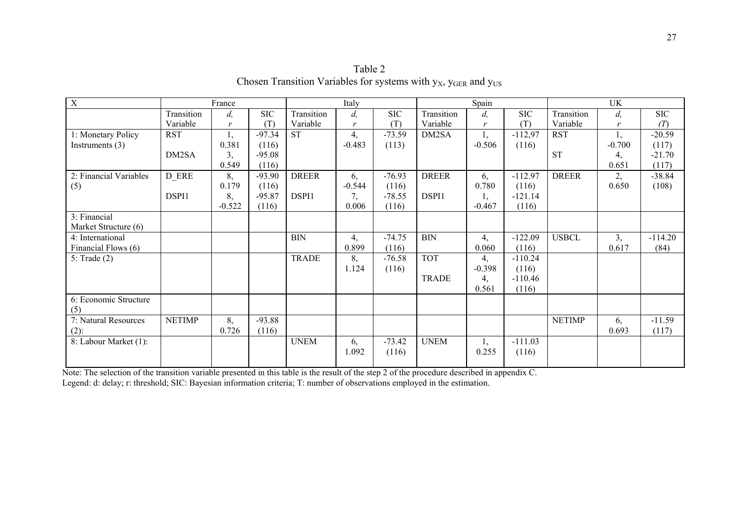Table 2
Chosen Transition Variables for systems with $y_X$, $y_{GER}$ and $y_{US}$

| X | France | | | Italy | | | Spain | | | UK | | |
|---|---|---|---|---|---|---|---|---|---|---|---|---|
| | Transition Variable | $d$, $r$ | SIC (T) | Transition Variable | $d$, $r$ | SIC (T) | Transition Variable | $d$, $r$ | SIC (T) | Transition Variable | $d$, $r$ | SIC ($T$) |
| 1: Monetary Policy Instruments (3) | RST | 1, 0.381 | -97.34 (116) | ST | 4, -0.483 | -73.59 (113) | DM2SA | 1, -0.506 | -112,97 (116) | RST | 1, -0.700 | -20.59 (117) |
| | DM2SA | 3, 0.549 | -95.08 (116) | | | | | | | ST | 4, 0.651 | -21.70 (117) |
| 2: Financial Variables (5) | D_ERE | 8, 0.179 | -93.90 (116) | DREER | 6, -0.544 | -76.93 (116) | DREER | 6, 0.780 | -112.97 (116) | DREER | 2, 0.650 | -38.84 (108) |
| | DSPI1 | 8, -0.522 | -95.87 (116) | DSPI1 | 7, 0.006 | -78.55 (116) | DSPI1 | 1, -0.467 | -121.14 (116) | | | |
| 3: Financial Market Structure (6) | | | | | | | | | | | | |
| 4: International Financial Flows (6) | | | | BIN | 4, 0.899 | -74.75 (116) | BIN | 4, 0.060 | -122.09 (116) | USBCL | 3, 0.617 | -114.20 (84) |
| 5: Trade (2) | | | | TRADE | 8, 1.124 | -76.58 (116) | TOT | 4, -0.398 | -110.24 (116) | | | |
| | | | | | | | TRADE | 4, 0.561 | -110.46 (116) | | | |
| 6: Economic Structure (5) | | | | | | | | | | | | |
| 7: Natural Resources (2): | NETIMP | 8, 0.726 | -93.88 (116) | | | | | | | NETIMP | 6, 0.693 | -11.59 (117) |
| 8: Labour Market (1): | | | | UNEM | 6, 1.092 | -73.42 (116) | UNEM | 1, 0.255 | -111.03 (116) | | | |

Note: The selection of the transition variable presented in this table is the result of the step 2 of the procedure described in appendix C.
Legend: d: delay; r: threshold; SIC: Bayesian information criteria; T: number of observations employed in the estimation.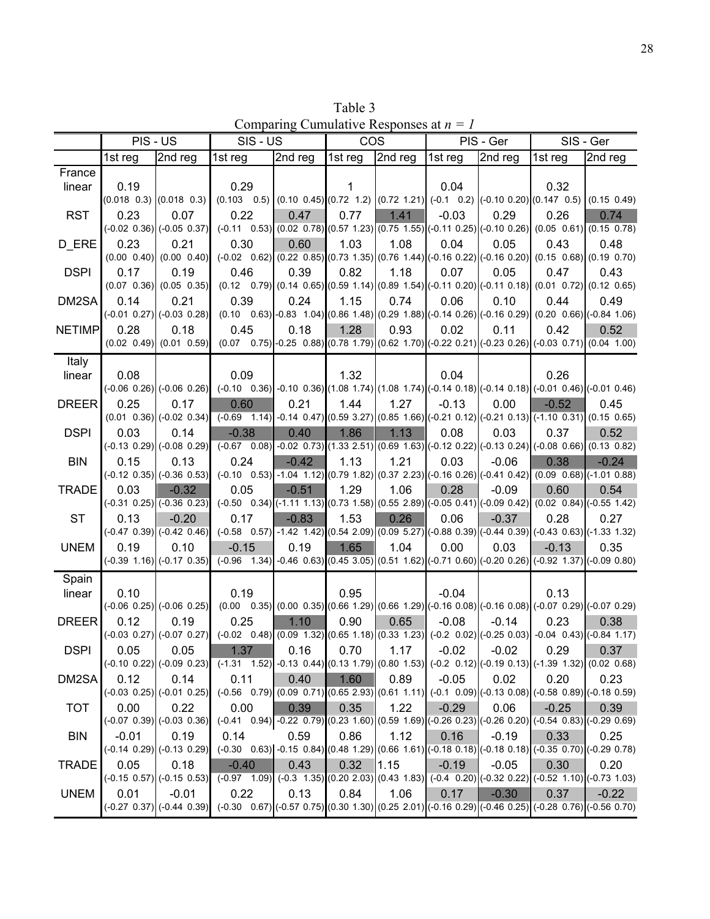Table 3
Comparing Cumulative Responses at $n = 1$

| | PIS - US | | SIS - US | | COS | | PIS - Ger | | SIS - Ger | |
|---|---|---|---|---|---|---|---|---|---|---|
| | 1st reg | 2nd reg | 1st reg | 2nd reg | 1st reg | 2nd reg | 1st reg | 2nd reg | 1st reg | 2nd reg |
| **France** | | | | | | | | | | |
| linear | 0.19 | | 0.29 | | 1 | | 0.04 | | 0.32 | |
| | (0.018 0.3) | (0.018 0.3) | (0.103 0.5) | (0.10 0.45) | (0.72 1.2) | (0.72 1.21) | (-0.1 0.2) | (-0.10 0.20) | (0.147 0.5) | (0.15 0.49) |
| RST | 0.23 | 0.07 | 0.22 | 0.47 | 0.77 | 1.41 | -0.03 | 0.29 | 0.26 | 0.74 |
| | (-0.02 0.36) | (-0.05 0.37) | (-0.11 0.53) | (0.02 0.78) | (0.57 1.23) | (0.75 1.55) | (-0.11 0.25) | (-0.10 0.26) | (0.05 0.61) | (0.15 0.78) |
| D_ERE | 0.23 | 0.21 | 0.30 | 0.60 | 1.03 | 1.08 | 0.04 | 0.05 | 0.43 | 0.48 |
| | (0.00 0.40) | (0.00 0.40) | (-0.02 0.62) | (0.22 0.85) | (0.73 1.35) | (0.76 1.44) | (-0.16 0.22) | (-0.16 0.20) | (0.15 0.68) | (0.19 0.70) |
| DSPI | 0.17 | 0.19 | 0.46 | 0.39 | 0.82 | 1.18 | 0.07 | 0.05 | 0.47 | 0.43 |
| | (0.07 0.36) | (0.05 0.35) | (0.12 0.79) | (0.14 0.65) | (0.59 1.14) | (0.89 1.54) | (-0.11 0.20) | (-0.11 0.18) | (0.01 0.72) | (0.12 0.65) |
| DM2SA | 0.14 | 0.21 | 0.39 | 0.24 | 1.15 | 0.74 | 0.06 | 0.10 | 0.44 | 0.49 |
| | (-0.01 0.27) | (-0.03 0.28) | (0.10 0.63) | (-0.83 1.04) | (0.86 1.48) | (0.29 1.88) | (-0.14 0.26) | (-0.16 0.29) | (0.20 0.66) | (-0.84 1.06) |
| NETIMP | 0.28 | 0.18 | 0.45 | 0.18 | 1.28 | 0.93 | 0.02 | 0.11 | 0.42 | 0.52 |
| | (0.02 0.49) | (0.01 0.59) | (0.07 0.75) | (-0.25 0.88) | (0.78 1.79) | (0.62 1.70) | (-0.22 0.21) | (-0.23 0.26) | (-0.03 0.71) | (0.04 1.00) |
| **Italy** | | | | | | | | | | |
| linear | 0.08 | | 0.09 | | 1.32 | | 0.04 | | 0.26 | |
| | (-0.06 0.26) | (-0.06 0.26) | (-0.10 0.36) | (-0.10 0.36) | (1.08 1.74) | (1.08 1.74) | (-0.14 0.18) | (-0.14 0.18) | (-0.01 0.46) | (-0.01 0.46) |
| DREER | 0.25 | 0.17 | 0.60 | 0.21 | 1.44 | 1.27 | -0.13 | 0.00 | -0.52 | 0.45 |
| | (0.01 0.36) | (-0.02 0.34) | (-0.69 1.14) | (-0.14 0.47) | (0.59 3.27) | (0.85 1.66) | (-0.21 0.12) | (-0.21 0.13) | (-1.10 0.31) | (0.15 0.65) |
| DSPI | 0.03 | 0.14 | -0.38 | 0.40 | 1.86 | 1.13 | 0.08 | 0.03 | 0.37 | 0.52 |
| | (-0.13 0.29) | (-0.08 0.29) | (-0.67 0.08) | (-0.02 0.73) | (1.33 2.51) | (0.69 1.63) | (-0.12 0.22) | (-0.13 0.24) | (-0.08 0.66) | (0.13 0.82) |
| BIN | 0.15 | 0.13 | 0.24 | -0.42 | 1.13 | 1.21 | 0.03 | -0.06 | 0.38 | -0.24 |
| | (-0.12 0.35) | (-0.36 0.53) | (-0.10 0.53) | (-1.04 1.12) | (0.79 1.82) | (0.37 2.23) | (-0.16 0.26) | (-0.41 0.42) | (0.09 0.68) | (-1.01 0.88) |
| TRADE | 0.03 | -0.32 | 0.05 | -0.51 | 1.29 | 1.06 | 0.28 | -0.09 | 0.60 | 0.54 |
| | (-0.31 0.25) | (-0.36 0.23) | (-0.50 0.34) | (-1.11 1.13) | (0.73 1.58) | (0.55 2.89) | (-0.05 0.41) | (-0.09 0.42) | (0.02 0.84) | (-0.55 1.42) |
| ST | 0.13 | -0.20 | 0.17 | -0.83 | 1.53 | 0.26 | 0.06 | -0.37 | 0.28 | 0.27 |
| | (-0.47 0.39) | (-0.42 0.46) | (-0.58 0.57) | (-1.42 1.42) | (0.54 2.09) | (0.09 5.27) | (-0.88 0.39) | (-0.44 0.39) | (-0.43 0.63) | (-1.33 1.32) |
| UNEM | 0.19 | 0.10 | -0.15 | 0.19 | 1.65 | 1.04 | 0.00 | 0.03 | -0.13 | 0.35 |
| | (-0.39 1.16) | (-0.17 0.35) | (-0.96 1.34) | (-0.46 0.63) | (0.45 3.05) | (0.51 1.62) | (-0.71 0.60) | (-0.20 0.26) | (-0.92 1.37) | (-0.09 0.80) |
| **Spain** | | | | | | | | | | |
| linear | 0.10 | | 0.19 | | 0.95 | | -0.04 | | 0.13 | |
| | (-0.06 0.25) | (-0.06 0.25) | (0.00 0.35) | (0.00 0.35) | (0.66 1.29) | (0.66 1.29) | (-0.16 0.08) | (-0.16 0.08) | (-0.07 0.29) | (-0.07 0.29) |
| DREER | 0.12 | 0.19 | 0.25 | 1.10 | 0.90 | 0.65 | -0.08 | -0.14 | 0.23 | 0.38 |
| | (-0.03 0.27) | (-0.07 0.27) | (-0.02 0.48) | (0.09 1.32) | (0.65 1.18) | (0.33 1.23) | (-0.2 0.02) | (-0.25 0.03) | -0.04 0.43) | (-0.84 1.17) |
| DSPI | 0.05 | 0.05 | 1.37 | 0.16 | 0.70 | 1.17 | -0.02 | -0.02 | 0.29 | 0.37 |
| | (-0.10 0.22) | (-0.09 0.23) | (-1.31 1.52) | (-0.13 0.44) | (0.13 1.79) | (0.80 1.53) | (-0.2 0.12) | (-0.19 0.13) | (-1.39 1.32) | (0.02 0.68) |
| DM2SA | 0.12 | 0.14 | 0.11 | 0.40 | 1.60 | 0.89 | -0.05 | 0.02 | 0.20 | 0.23 |
| | (-0.03 0.25) | (-0.01 0.25) | (-0.56 0.79) | (0.09 0.71) | (0.65 2.93) | (0.61 1.11) | (-0.1 0.09) | (-0.13 0.08) | (-0.58 0.89) | (-0.18 0.59) |
| TOT | 0.00 | 0.22 | 0.00 | 0.39 | 0.35 | 1.22 | -0.29 | 0.06 | -0.25 | 0.39 |
| | (-0.07 0.39) | (-0.03 0.36) | (-0.41 0.94) | (-0.22 0.79) | (0.23 1.60) | (0.59 1.69) | (-0.26 0.23) | (-0.26 0.20) | (-0.54 0.83) | (-0.29 0.69) |
| BIN | -0.01 | 0.19 | 0.14 | 0.59 | 0.86 | 1.12 | 0.16 | -0.19 | 0.33 | 0.25 |
| | (-0.14 0.29) | (-0.13 0.29) | (-0.30 0.63) | (-0.15 0.84) | (0.48 1.29) | (0.66 1.61) | (-0.18 0.18) | (-0.18 0.18) | (-0.35 0.70) | (-0.29 0.78) |
| TRADE | 0.05 | 0.18 | -0.40 | 0.43 | 0.32 | 1.15 | -0.19 | -0.05 | 0.30 | 0.20 |
| | (-0.15 0.57) | (-0.15 0.53) | (-0.97 1.09) | (-0.3 1.35) | (0.20 2.03) | (0.43 1.83) | (-0.4 0.20) | (-0.32 0.22) | (-0.52 1.10) | (-0.73 1.03) |
| UNEM | 0.01 | -0.01 | 0.22 | 0.13 | 0.84 | 1.06 | 0.17 | -0.30 | 0.37 | -0.22 |
| | (-0.27 0.37) | (-0.44 0.39) | (-0.30 0.67) | (-0.57 0.75) | (0.30 1.30) | (0.25 2.01) | (-0.16 0.29) | (-0.46 0.25) | (-0.28 0.76) | (-0.56 0.70) |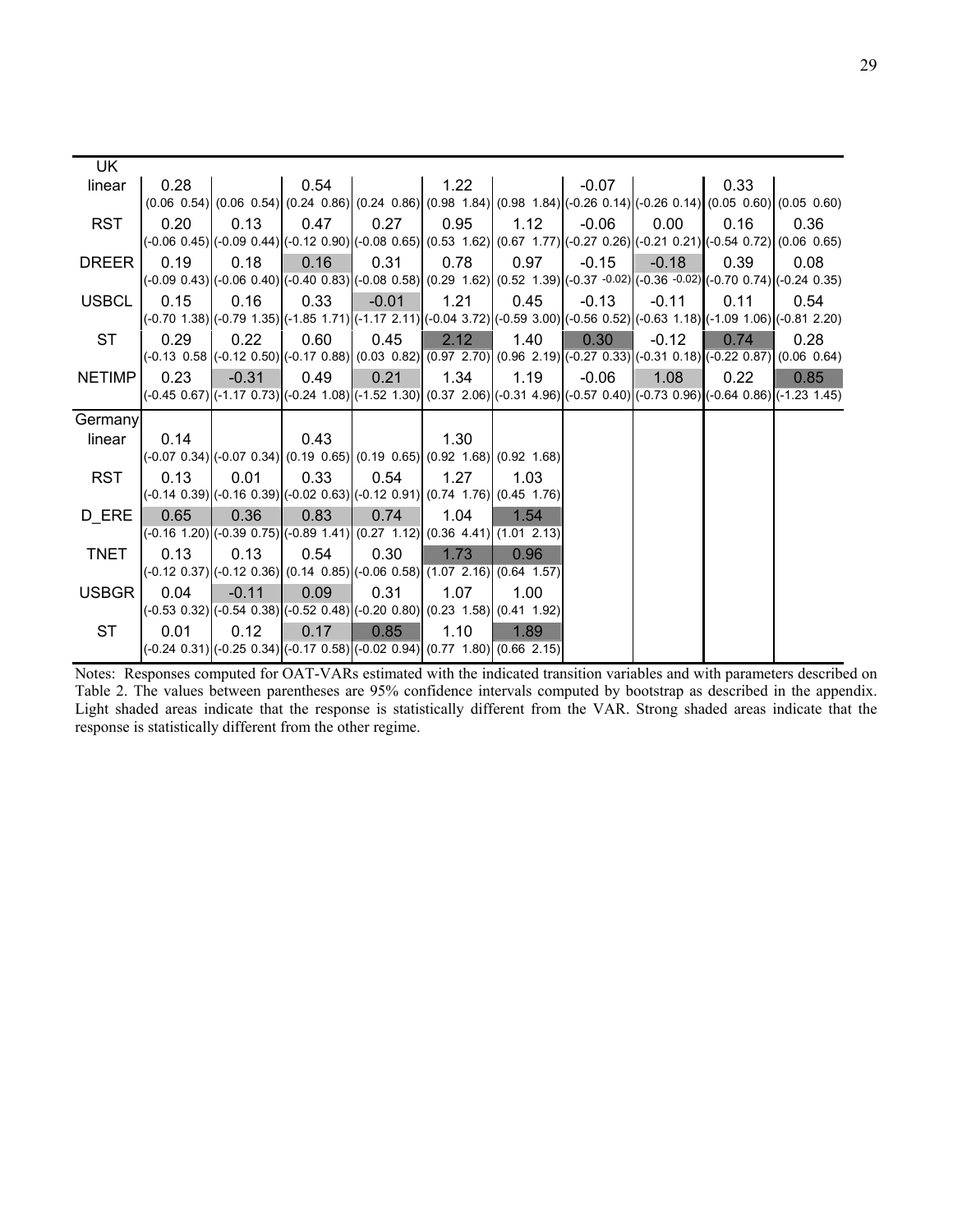| UK | | | | | | | | | | |
|---|---|---|---|---|---|---|---|---|---|---|
| linear | 0.28 | | 0.54 | | 1.22 | | -0.07 | | 0.33 | |
| | (0.06 0.54) | (0.06 0.54) | (0.24 0.86) | (0.24 0.86) | (0.98 1.84) | (0.98 1.84) | (-0.26 0.14) | (-0.26 0.14) | (0.05 0.60) | (0.05 0.60) |
| RST | 0.20 | 0.13 | 0.47 | 0.27 | 0.95 | 1.12 | -0.06 | 0.00 | 0.16 | 0.36 |
| | (-0.06 0.45) | (-0.09 0.44) | (-0.12 0.90) | (-0.08 0.65) | (0.53 1.62) | (0.67 1.77) | (-0.27 0.26) | (-0.21 0.21) | (-0.54 0.72) | (0.06 0.65) |
| DREER | 0.19 | 0.18 | 0.16 | 0.31 | 0.78 | 0.97 | -0.15 | -0.18 | 0.39 | 0.08 |
| | (-0.09 0.43) | (-0.06 0.40) | (-0.40 0.83) | (-0.08 0.58) | (0.29 1.62) | (0.52 1.39) | (-0.37 -0.02) | (-0.36 -0.02) | (-0.70 0.74) | (-0.24 0.35) |
| USBCL | 0.15 | 0.16 | 0.33 | -0.01 | 1.21 | 0.45 | -0.13 | -0.11 | 0.11 | 0.54 |
| | (-0.70 1.38) | (-0.79 1.35) | (-1.85 1.71) | (-1.17 2.11) | (-0.04 3.72) | (-0.59 3.00) | (-0.56 0.52) | (-0.63 1.18) | (-1.09 1.06) | (-0.81 2.20) |
| ST | 0.29 | 0.22 | 0.60 | 0.45 | 2.12 | 1.40 | 0.30 | -0.12 | 0.74 | 0.28 |
| | (-0.13 0.58 | (-0.12 0.50) | (-0.17 0.88) | (0.03 0.82) | (0.97 2.70) | (0.96 2.19) | (-0.27 0.33) | (-0.31 0.18) | (-0.22 0.87) | (0.06 0.64) |
| NETIMP | 0.23 | -0.31 | 0.49 | 0.21 | 1.34 | 1.19 | -0.06 | 1.08 | 0.22 | 0.85 |
| | (-0.45 0.67) | (-1.17 0.73) | (-0.24 1.08) | (-1.52 1.30) | (0.37 2.06) | (-0.31 4.96) | (-0.57 0.40) | (-0.73 0.96) | (-0.64 0.86) | (-1.23 1.45) |
| **Germany** | | | | | | | | | | |
| linear | 0.14 | | 0.43 | | 1.30 | | | | | |
| | (-0.07 0.34) | (-0.07 0.34) | (0.19 0.65) | (0.19 0.65) | (0.92 1.68) | (0.92 1.68) | | | | |
| RST | 0.13 | 0.01 | 0.33 | 0.54 | 1.27 | 1.03 | | | | |
| | (-0.14 0.39) | (-0.16 0.39) | (-0.02 0.63) | (-0.12 0.91) | (0.74 1.76) | (0.45 1.76) | | | | |
| D_ERE | 0.65 | 0.36 | 0.83 | 0.74 | 1.04 | 1.54 | | | | |
| | (-0.16 1.20) | (-0.39 0.75) | (-0.89 1.41) | (0.27 1.12) | (0.36 4.41) | (1.01 2.13) | | | | |
| TNET | 0.13 | 0.13 | 0.54 | 0.30 | 1.73 | 0.96 | | | | |
| | (-0.12 0.37) | (-0.12 0.36) | (0.14 0.85) | (-0.06 0.58) | (1.07 2.16) | (0.64 1.57) | | | | |
| USBGR | 0.04 | -0.11 | 0.09 | 0.31 | 1.07 | 1.00 | | | | |
| | (-0.53 0.32) | (-0.54 0.38) | (-0.52 0.48) | (-0.20 0.80) | (0.23 1.58) | (0.41 1.92) | | | | |
| ST | 0.01 | 0.12 | 0.17 | 0.85 | 1.10 | 1.89 | | | | |
| | (-0.24 0.31) | (-0.25 0.34) | (-0.17 0.58) | (-0.02 0.94) | (0.77 1.80) | (0.66 2.15) | | | | |

Notes: Responses computed for OAT-VARs estimated with the indicated transition variables and with parameters described on Table 2. The values between parentheses are 95% confidence intervals computed by bootstrap as described in the appendix. Light shaded areas indicate that the response is statistically different from the VAR. Strong shaded areas indicate that the response is statistically different from the other regime.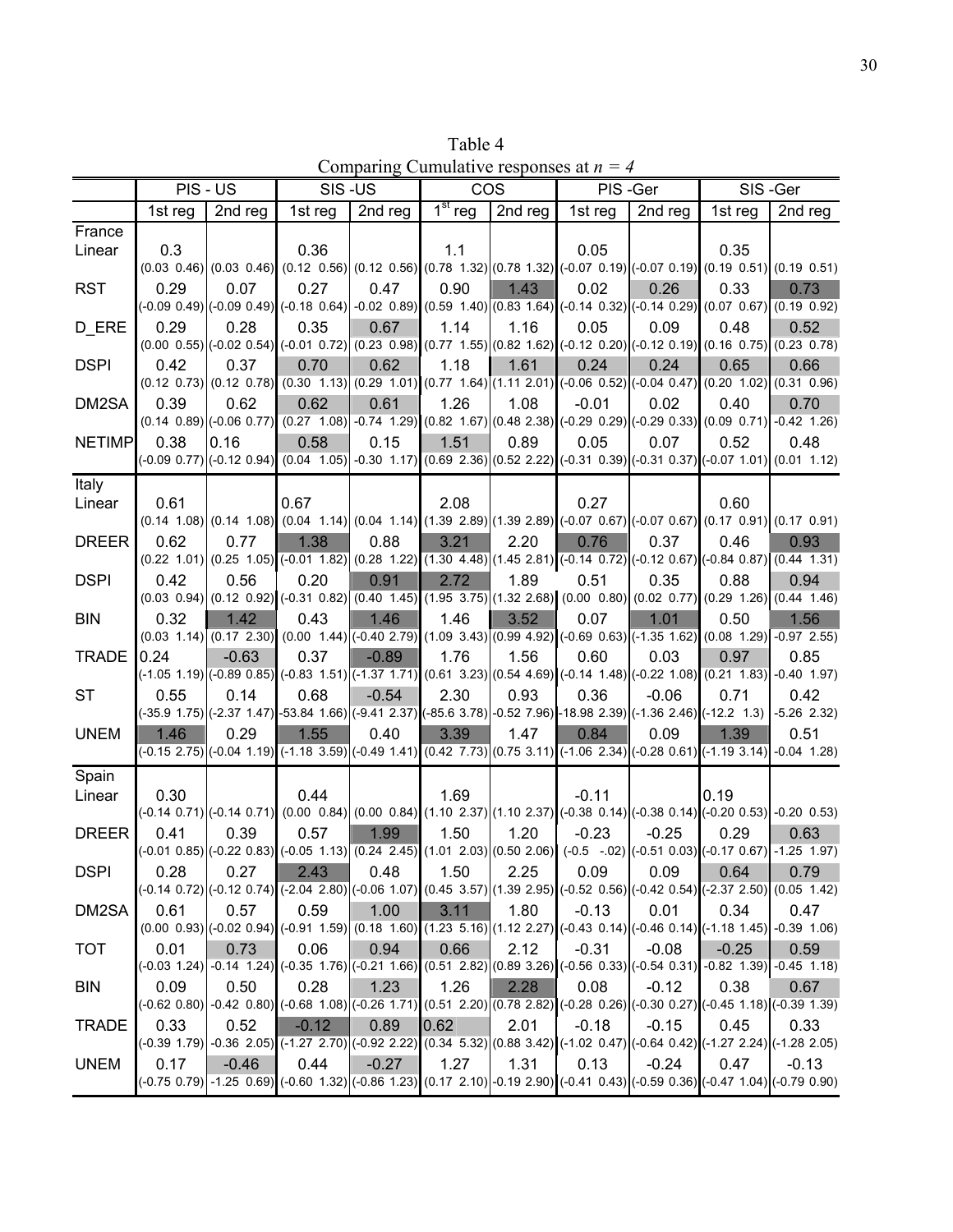Table 4
Comparing Cumulative responses at $n = 4$

| | PIS - US | | SIS -US | | COS | | PIS -Ger | | SIS -Ger | |
|---|---|---|---|---|---|---|---|---|---|---|
| | 1st reg | 2nd reg | 1st reg | 2nd reg | 1$^{st}$ reg | 2nd reg | 1st reg | 2nd reg | 1st reg | 2nd reg |
| **France** | | | | | | | | | | |
| Linear | 0.3 | | 0.36 | | 1.1 | | 0.05 | | 0.35 | |
| | (0.03 0.46) | (0.03 0.46) | (0.12 0.56) | (0.12 0.56) | (0.78 1.32) | (0.78 1.32) | (-0.07 0.19) | (-0.07 0.19) | (0.19 0.51) | (0.19 0.51) |
| RST | 0.29 | 0.07 | 0.27 | 0.47 | 0.90 | 1.43 | 0.02 | 0.26 | 0.33 | 0.73 |
| | (-0.09 0.49) | (-0.09 0.49) | (-0.18 0.64) | -0.02 0.89) | (0.59 1.40) | (0.83 1.64) | (-0.14 0.32) | (-0.14 0.29) | (0.07 0.67) | (0.19 0.92) |
| D_ERE | 0.29 | 0.28 | 0.35 | 0.67 | 1.14 | 1.16 | 0.05 | 0.09 | 0.48 | 0.52 |
| | (0.00 0.55) | (-0.02 0.54) | (-0.01 0.72) | (0.23 0.98) | (0.77 1.55) | (0.82 1.62) | (-0.12 0.20) | (-0.12 0.19) | (0.16 0.75) | (0.23 0.78) |
| DSPI | 0.42 | 0.37 | 0.70 | 0.62 | 1.18 | 1.61 | 0.24 | 0.24 | 0.65 | 0.66 |
| | (0.12 0.73) | (0.12 0.78) | (0.30 1.13) | (0.29 1.01) | (0.77 1.64) | (1.11 2.01) | (-0.06 0.52) | (-0.04 0.47) | (0.20 1.02) | (0.31 0.96) |
| DM2SA | 0.39 | 0.62 | 0.62 | 0.61 | 1.26 | 1.08 | -0.01 | 0.02 | 0.40 | 0.70 |
| | (0.14 0.89) | (-0.06 0.77) | (0.27 1.08) | -0.74 1.29) | (0.82 1.67) | (0.48 2.38) | (-0.29 0.29) | (-0.29 0.33) | (0.09 0.71) | -0.42 1.26) |
| NETIMP | 0.38 | 0.16 | 0.58 | 0.15 | 1.51 | 0.89 | 0.05 | 0.07 | 0.52 | 0.48 |
| | (-0.09 0.77) | (-0.12 0.94) | (0.04 1.05) | -0.30 1.17) | (0.69 2.36) | (0.52 2.22) | (-0.31 0.39) | (-0.31 0.37) | (-0.07 1.01) | (0.01 1.12) |
| **Italy** | | | | | | | | | | |
| Linear | 0.61 | | 0.67 | | 2.08 | | 0.27 | | 0.60 | |
| | (0.14 1.08) | (0.14 1.08) | (0.04 1.14) | (0.04 1.14) | (1.39 2.89) | (1.39 2.89) | (-0.07 0.67) | (-0.07 0.67) | (0.17 0.91) | (0.17 0.91) |
| DREER | 0.62 | 0.77 | 1.38 | 0.88 | 3.21 | 2.20 | 0.76 | 0.37 | 0.46 | 0.93 |
| | (0.22 1.01) | (0.25 1.05) | (-0.01 1.82) | (0.28 1.22) | (1.30 4.48) | (1.45 2.81) | (-0.14 0.72) | (-0.12 0.67) | (-0.84 0.87) | (0.44 1.31) |
| DSPI | 0.42 | 0.56 | 0.20 | 0.91 | 2.72 | 1.89 | 0.51 | 0.35 | 0.88 | 0.94 |
| | (0.03 0.94) | (0.12 0.92) | (-0.31 0.82) | (0.40 1.45) | (1.95 3.75) | (1.32 2.68) | (0.00 0.80) | (0.02 0.77) | (0.29 1.26) | (0.44 1.46) |
| BIN | 0.32 | 1.42 | 0.43 | 1.46 | 1.46 | 3.52 | 0.07 | 1.01 | 0.50 | 1.56 |
| | (0.03 1.14) | (0.17 2.30) | (0.00 1.44) | (-0.40 2.79) | (1.09 3.43) | (0.99 4.92) | (-0.69 0.63) | (-1.35 1.62) | (0.08 1.29) | -0.97 2.55) |
| TRADE | 0.24 | -0.63 | 0.37 | -0.89 | 1.76 | 1.56 | 0.60 | 0.03 | 0.97 | 0.85 |
| | (-1.05 1.19) | (-0.89 0.85) | (-0.83 1.51) | (-1.37 1.71) | (0.61 3.23) | (0.54 4.69) | (-0.14 1.48) | (-0.22 1.08) | (0.21 1.83) | -0.40 1.97) |
| ST | 0.55 | 0.14 | 0.68 | -0.54 | 2.30 | 0.93 | 0.36 | -0.06 | 0.71 | 0.42 |
| | (-35.9 1.75) | (-2.37 1.47) | -53.84 1.66) | (-9.41 2.37) | (-85.6 3.78) | -0.52 7.96) | -18.98 2.39) | (-1.36 2.46) | (-12.2 1.3) | -5.26 2.32) |
| UNEM | 1.46 | 0.29 | 1.55 | 0.40 | 3.39 | 1.47 | 0.84 | 0.09 | 1.39 | 0.51 |
| | (-0.15 2.75) | (-0.04 1.19) | (-1.18 3.59) | (-0.49 1.41) | (0.42 7.73) | (0.75 3.11) | (-1.06 2.34) | (-0.28 0.61) | (-1.19 3.14) | -0.04 1.28) |
| **Spain** | | | | | | | | | | |
| Linear | 0.30 | | 0.44 | | 1.69 | | -0.11 | | 0.19 | |
| | (-0.14 0.71) | (-0.14 0.71) | (0.00 0.84) | (0.00 0.84) | (1.10 2.37) | (1.10 2.37) | (-0.38 0.14) | (-0.38 0.14) | (-0.20 0.53) | -0.20 0.53) |
| DREER | 0.41 | 0.39 | 0.57 | 1.99 | 1.50 | 1.20 | -0.23 | -0.25 | 0.29 | 0.63 |
| | (-0.01 0.85) | (-0.22 0.83) | (-0.05 1.13) | (0.24 2.45) | (1.01 2.03) | (0.50 2.06) | (-0.5 -.02) | (-0.51 0.03) | (-0.17 0.67) | -1.25 1.97) |
| DSPI | 0.28 | 0.27 | 2.43 | 0.48 | 1.50 | 2.25 | 0.09 | 0.09 | 0.64 | 0.79 |
| | (-0.14 0.72) | (-0.12 0.74) | (-2.04 2.80) | (-0.06 1.07) | (0.45 3.57) | (1.39 2.95) | (-0.52 0.56) | (-0.42 0.54) | (-2.37 2.50) | (0.05 1.42) |
| DM2SA | 0.61 | 0.57 | 0.59 | 1.00 | 3.11 | 1.80 | -0.13 | 0.01 | 0.34 | 0.47 |
| | (0.00 0.93) | (-0.02 0.94) | (-0.91 1.59) | (0.18 1.60) | (1.23 5.16) | (1.12 2.27) | (-0.43 0.14) | (-0.46 0.14) | (-1.18 1.45) | -0.39 1.06) |
| TOT | 0.01 | 0.73 | 0.06 | 0.94 | 0.66 | 2.12 | -0.31 | -0.08 | -0.25 | 0.59 |
| | (-0.03 1.24) | -0.14 1.24) | (-0.35 1.76) | (-0.21 1.66) | (0.51 2.82) | (0.89 3.26) | (-0.56 0.33) | (-0.54 0.31) | -0.82 1.39) | (-0.45 1.18) |
| BIN | 0.09 | 0.50 | 0.28 | 1.23 | 1.26 | 2.28 | 0.08 | -0.12 | 0.38 | 0.67 |
| | (-0.62 0.80) | -0.42 0.80) | (-0.68 1.08) | (-0.26 1.71) | (0.51 2.20) | (0.78 2.82) | (-0.28 0.26) | (-0.30 0.27) | (-0.45 1.18) | (-0.39 1.39) |
| TRADE | 0.33 | 0.52 | -0.12 | 0.89 | 0.62 | 2.01 | -0.18 | -0.15 | 0.45 | 0.33 |
| | (-0.39 1.79) | -0.36 2.05) | (-1.27 2.70) | (-0.92 2.22) | (0.34 5.32) | (0.88 3.42) | (-1.02 0.47) | (-0.64 0.42) | (-1.27 2.24) | (-1.28 2.05) |
| UNEM | 0.17 | -0.46 | 0.44 | -0.27 | 1.27 | 1.31 | 0.13 | -0.24 | 0.47 | -0.13 |
| | (-0.75 0.79) | -1.25 0.69) | (-0.60 1.32) | (-0.86 1.23) | (0.17 2.10) | -0.19 2.90) | (-0.41 0.43) | (-0.59 0.36) | (-0.47 1.04) | (-0.79 0.90) |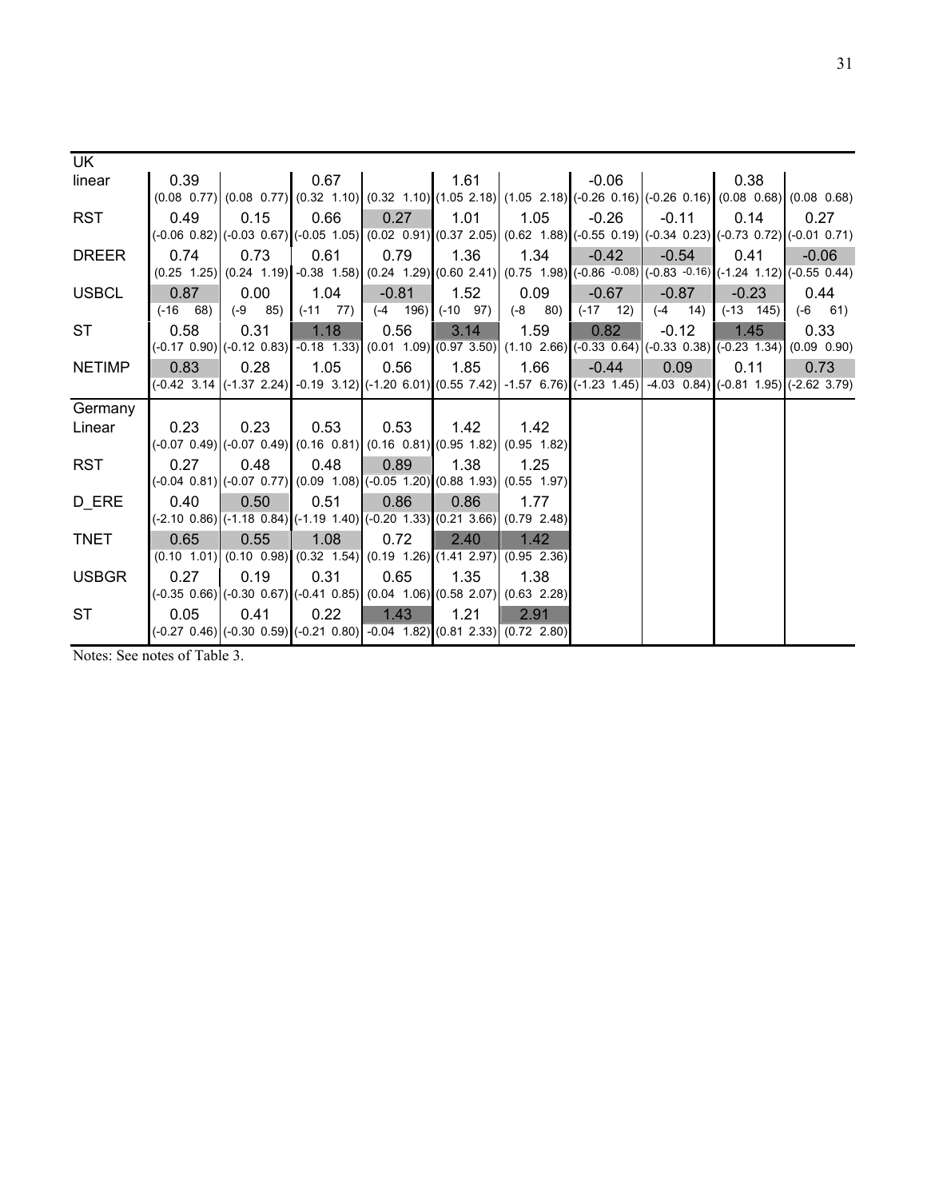| | | | | | | | | | | |
|---|---|---|---|---|---|---|---|---|---|---|
| **UK** | | | | | | | | | | |
| linear | 0.39 | | 0.67 | | 1.61 | | -0.06 | | 0.38 | |
| | (0.08 0.77) | (0.08 0.77) | (0.32 1.10) | (0.32 1.10) | (1.05 2.18) | (1.05 2.18) | (-0.26 0.16) | (-0.26 0.16) | (0.08 0.68) | (0.08 0.68) |
| RST | 0.49 | 0.15 | 0.66 | 0.27 | 1.01 | 1.05 | -0.26 | -0.11 | 0.14 | 0.27 |
| | (-0.06 0.82) | (-0.03 0.67) | (-0.05 1.05) | (0.02 0.91) | (0.37 2.05) | (0.62 1.88) | (-0.55 0.19) | (-0.34 0.23) | (-0.73 0.72) | (-0.01 0.71) |
| DREER | 0.74 | 0.73 | 0.61 | 0.79 | 1.36 | 1.34 | -0.42 | -0.54 | 0.41 | -0.06 |
| | (0.25 1.25) | (0.24 1.19) | -0.38 1.58) | (0.24 1.29) | (0.60 2.41) | (0.75 1.98) | (-0.86 -0.08) | (-0.83 -0.16) | (-1.24 1.12) | (-0.55 0.44) |
| USBCL | 0.87 | 0.00 | 1.04 | -0.81 | 1.52 | 0.09 | -0.67 | -0.87 | -0.23 | 0.44 |
| | (-16 68) | (-9 85) | (-11 77) | (-4 196) | (-10 97) | (-8 80) | (-17 12) | (-4 14) | (-13 145) | (-6 61) |
| ST | 0.58 | 0.31 | 1.18 | 0.56 | 3.14 | 1.59 | 0.82 | -0.12 | 1.45 | 0.33 |
| | (-0.17 0.90) | (-0.12 0.83) | -0.18 1.33) | (0.01 1.09) | (0.97 3.50) | (1.10 2.66) | (-0.33 0.64) | (-0.33 0.38) | (-0.23 1.34) | (0.09 0.90) |
| NETIMP | 0.83 | 0.28 | 1.05 | 0.56 | 1.85 | 1.66 | -0.44 | 0.09 | 0.11 | 0.73 |
| | (-0.42 3.14 | (-1.37 2.24) | -0.19 3.12) | (-1.20 6.01) | (0.55 7.42) | -1.57 6.76) | (-1.23 1.45) | -4.03 0.84) | (-0.81 1.95) | (-2.62 3.79) |
| **Germany** | | | | | | | | | | |
| Linear | 0.23 | 0.23 | 0.53 | 0.53 | 1.42 | 1.42 | | | | |
| | (-0.07 0.49) | (-0.07 0.49) | (0.16 0.81) | (0.16 0.81) | (0.95 1.82) | (0.95 1.82) | | | | |
| RST | 0.27 | 0.48 | 0.48 | 0.89 | 1.38 | 1.25 | | | | |
| | (-0.04 0.81) | (-0.07 0.77) | (0.09 1.08) | (-0.05 1.20) | (0.88 1.93) | (0.55 1.97) | | | | |
| D_ERE | 0.40 | 0.50 | 0.51 | 0.86 | 0.86 | 1.77 | | | | |
| | (-2.10 0.86) | (-1.18 0.84) | (-1.19 1.40) | (-0.20 1.33) | (0.21 3.66) | (0.79 2.48) | | | | |
| TNET | 0.65 | 0.55 | 1.08 | 0.72 | 2.40 | 1.42 | | | | |
| | (0.10 1.01) | (0.10 0.98) | (0.32 1.54) | (0.19 1.26) | (1.41 2.97) | (0.95 2.36) | | | | |
| USBGR | 0.27 | 0.19 | 0.31 | 0.65 | 1.35 | 1.38 | | | | |
| | (-0.35 0.66) | (-0.30 0.67) | (-0.41 0.85) | (0.04 1.06) | (0.58 2.07) | (0.63 2.28) | | | | |
| ST | 0.05 | 0.41 | 0.22 | 1.43 | 1.21 | 2.91 | | | | |
| | (-0.27 0.46) | (-0.30 0.59) | (-0.21 0.80) | -0.04 1.82) | (0.81 2.33) | (0.72 2.80) | | | | |

Notes: See notes of Table 3.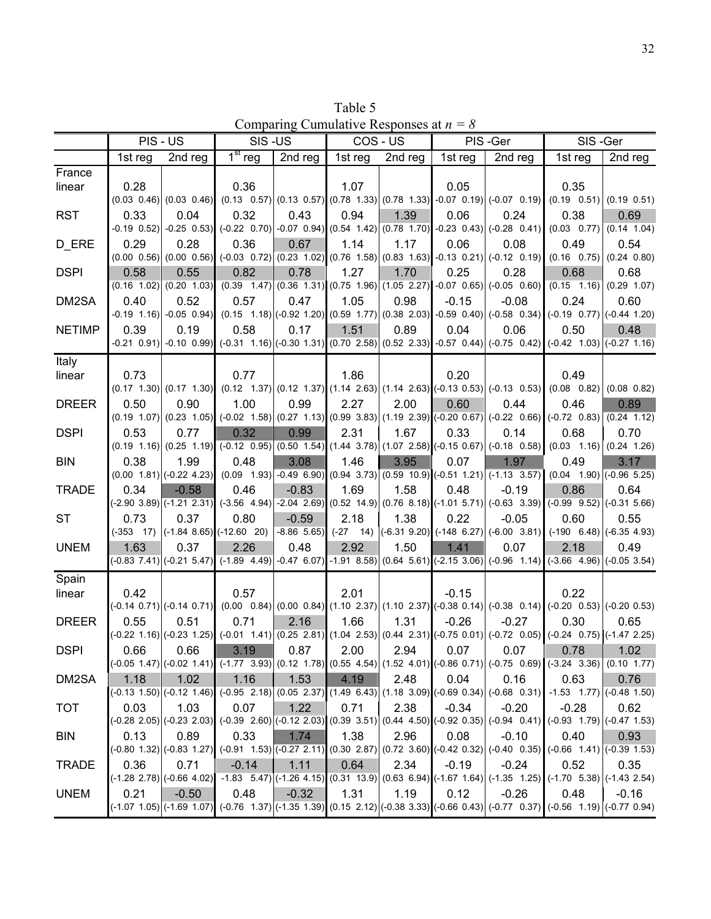Table 5
Comparing Cumulative Responses at $n = 8$

| | PIS - US | | SIS -US | | COS - US | | PIS -Ger | | SIS -Ger | |
|---|---|---|---|---|---|---|---|---|---|---|
| | 1st reg | 2nd reg | $1^{st}$ reg | 2nd reg | 1st reg | 2nd reg | 1st reg | 2nd reg | 1st reg | 2nd reg |
| France | | | | | | | | | | |
| linear | 0.28 | | 0.36 | | 1.07 | | 0.05 | | 0.35 | |
| | (0.03 0.46) | (0.03 0.46) | (0.13 0.57) | (0.13 0.57) | (0.78 1.33) | (0.78 1.33) | -0.07 0.19) | (-0.07 0.19) | (0.19 0.51) | (0.19 0.51) |
| RST | 0.33 | 0.04 | 0.32 | 0.43 | 0.94 | 1.39 | 0.06 | 0.24 | 0.38 | 0.69 |
| | -0.19 0.52) | (-0.25 0.53) | (-0.22 0.70) | -0.07 0.94) | (0.54 1.42) | (0.78 1.70) | -0.23 0.43) | (-0.28 0.41) | (0.03 0.77) | (0.14 1.04) |
| D_ERE | 0.29 | 0.28 | 0.36 | 0.67 | 1.14 | 1.17 | 0.06 | 0.08 | 0.49 | 0.54 |
| | (0.00 0.56) | (0.00 0.56) | (-0.03 0.72) | (0.23 1.02) | (0.76 1.58) | (0.83 1.63) | -0.13 0.21) | (-0.12 0.19) | (0.16 0.75) | (0.24 0.80) |
| DSPI | 0.58 | 0.55 | 0.82 | 0.78 | 1.27 | 1.70 | 0.25 | 0.28 | 0.68 | 0.68 |
| | (0.16 1.02) | (0.20 1.03) | (0.39 1.47) | (0.36 1.31) | (0.75 1.96) | (1.05 2.27) | -0.07 0.65) | (-0.05 0.60) | (0.15 1.16) | (0.29 1.07) |
| DM2SA | 0.40 | 0.52 | 0.57 | 0.47 | 1.05 | 0.98 | -0.15 | -0.08 | 0.24 | 0.60 |
| | -0.19 1.16) | (-0.05 0.94) | (0.15 1.18) | (-0.92 1.20) | (0.59 1.77) | (0.38 2.03) | -0.59 0.40) | (-0.58 0.34) | (-0.19 0.77) | (-0.44 1.20) |
| NETIMP | 0.39 | 0.19 | 0.58 | 0.17 | 1.51 | 0.89 | 0.04 | 0.06 | 0.50 | 0.48 |
| | -0.21 0.91) | (-0.10 0.99) | (-0.31 1.16) | (-0.30 1.31) | (0.70 2.58) | (0.52 2.33) | -0.57 0.44) | (-0.75 0.42) | (-0.42 1.03) | (-0.27 1.16) |
| Italy | | | | | | | | | | |
| linear | 0.73 | | 0.77 | | 1.86 | | 0.20 | | 0.49 | |
| | (0.17 1.30) | (0.17 1.30) | (0.12 1.37) | (0.12 1.37) | (1.14 2.63) | (1.14 2.63) | (-0.13 0.53) | (-0.13 0.53) | (0.08 0.82) | (0.08 0.82) |
| DREER | 0.50 | 0.90 | 1.00 | 0.99 | 2.27 | 2.00 | 0.60 | 0.44 | 0.46 | 0.89 |
| | (0.19 1.07) | (0.23 1.05) | (-0.02 1.58) | (0.27 1.13) | (0.99 3.83) | (1.19 2.39) | (-0.20 0.67) | (-0.22 0.66) | (-0.72 0.83) | (0.24 1.12) |
| DSPI | 0.53 | 0.77 | 0.32 | 0.99 | 2.31 | 1.67 | 0.33 | 0.14 | 0.68 | 0.70 |
| | (0.19 1.16) | (0.25 1.19) | (-0.12 0.95) | (0.50 1.54) | (1.44 3.78) | (1.07 2.58) | (-0.15 0.67) | (-0.18 0.58) | (0.03 1.16) | (0.24 1.26) |
| BIN | 0.38 | 1.99 | 0.48 | 3.08 | 1.46 | 3.95 | 0.07 | 1.97 | 0.49 | 3.17 |
| | (0.00 1.81) | (-0.22 4.23) | (0.09 1.93) | -0.49 6.90) | (0.94 3.73) | (0.59 10.9) | (-0.51 1.21) | (-1.13 3.57) | (0.04 1.90) | (-0.96 5.25) |
| TRADE | 0.34 | -0.58 | 0.46 | -0.83 | 1.69 | 1.58 | 0.48 | -0.19 | 0.86 | 0.64 |
| | (-2.90 3.89) | (-1.21 2.31) | (-3.56 4.94) | -2.04 2.69) | (0.52 14.9) | (0.76 8.18) | (-1.01 5.71) | (-0.63 3.39) | (-0.99 9.52) | (-0.31 5.66) |
| ST | 0.73 | 0.37 | 0.80 | -0.59 | 2.18 | 1.38 | 0.22 | -0.05 | 0.60 | 0.55 |
| | (-353 17) | (-1.84 8.65) | (-12.60 20) | -8.86 5.65) | (-27 14) | (-6.31 9.20) | (-148 6.27) | (-6.00 3.81) | (-190 6.48) | (-6.35 4.93) |
| UNEM | 1.63 | 0.37 | 2.26 | 0.48 | 2.92 | 1.50 | 1.41 | 0.07 | 2.18 | 0.49 |
| | (-0.83 7.41) | (-0.21 5.47) | (-1.89 4.49) | -0.47 6.07) | -1.91 8.58) | (0.64 5.61) | (-2.15 3.06) | (-0.96 1.14) | (-3.66 4.96) | (-0.05 3.54) |
| Spain | | | | | | | | | | |
| linear | 0.42 | | 0.57 | | 2.01 | | -0.15 | | 0.22 | |
| | (-0.14 0.71) | (-0.14 0.71) | (0.00 0.84) | (0.00 0.84) | (1.10 2.37) | (1.10 2.37) | (-0.38 0.14) | (-0.38 0.14) | (-0.20 0.53) | (-0.20 0.53) |
| DREER | 0.55 | 0.51 | 0.71 | 2.16 | 1.66 | 1.31 | -0.26 | -0.27 | 0.30 | 0.65 |
| | (-0.22 1.16) | (-0.23 1.25) | (-0.01 1.41) | (0.25 2.81) | (1.04 2.53) | (0.44 2.31) | (-0.75 0.01) | (-0.72 0.05) | (-0.24 0.75) | (-1.47 2.25) |
| DSPI | 0.66 | 0.66 | 3.19 | 0.87 | 2.00 | 2.94 | 0.07 | 0.07 | 0.78 | 1.02 |
| | (-0.05 1.47) | (-0.02 1.41) | (-1.77 3.93) | (0.12 1.78) | (0.55 4.54) | (1.52 4.01) | (-0.86 0.71) | (-0.75 0.69) | (-3.24 3.36) | (0.10 1.77) |
| DM2SA | 1.18 | 1.02 | 1.16 | 1.53 | 4.19 | 2.48 | 0.04 | 0.16 | 0.63 | 0.76 |
| | (-0.13 1.50) | (-0.12 1.46) | (-0.95 2.18) | (0.05 2.37) | (1.49 6.43) | (1.18 3.09) | (-0.69 0.34) | (-0.68 0.31) | -1.53 1.77) | (-0.48 1.50) |
| TOT | 0.03 | 1.03 | 0.07 | 1.22 | 0.71 | 2.38 | -0.34 | -0.20 | -0.28 | 0.62 |
| | (-0.28 2.05) | (-0.23 2.03) | (-0.39 2.60) | (-0.12 2.03) | (0.39 3.51) | (0.44 4.50) | (-0.92 0.35) | (-0.94 0.41) | (-0.93 1.79) | (-0.47 1.53) |
| BIN | 0.13 | 0.89 | 0.33 | 1.74 | 1.38 | 2.96 | 0.08 | -0.10 | 0.40 | 0.93 |
| | (-0.80 1.32) | (-0.83 1.27) | (-0.91 1.53) | (-0.27 2.11) | (0.30 2.87) | (0.72 3.60) | (-0.42 0.32) | (-0.40 0.35) | (-0.66 1.41) | (-0.39 1.53) |
| TRADE | 0.36 | 0.71 | -0.14 | 1.11 | 0.64 | 2.34 | -0.19 | -0.24 | 0.52 | 0.35 |
| | (-1.28 2.78) | (-0.66 4.02) | -1.83 5.47) | (-1.26 4.15) | (0.31 13.9) | (0.63 6.94) | (-1.67 1.64) | (-1.35 1.25) | (-1.70 5.38) | (-1.43 2.54) |
| UNEM | 0.21 | -0.50 | 0.48 | -0.32 | 1.31 | 1.19 | 0.12 | -0.26 | 0.48 | -0.16 |
| | (-1.07 1.05) | (-1.69 1.07) | (-0.76 1.37) | (-1.35 1.39) | (0.15 2.12) | (-0.38 3.33) | (-0.66 0.43) | (-0.77 0.37) | (-0.56 1.19) | (-0.77 0.94) |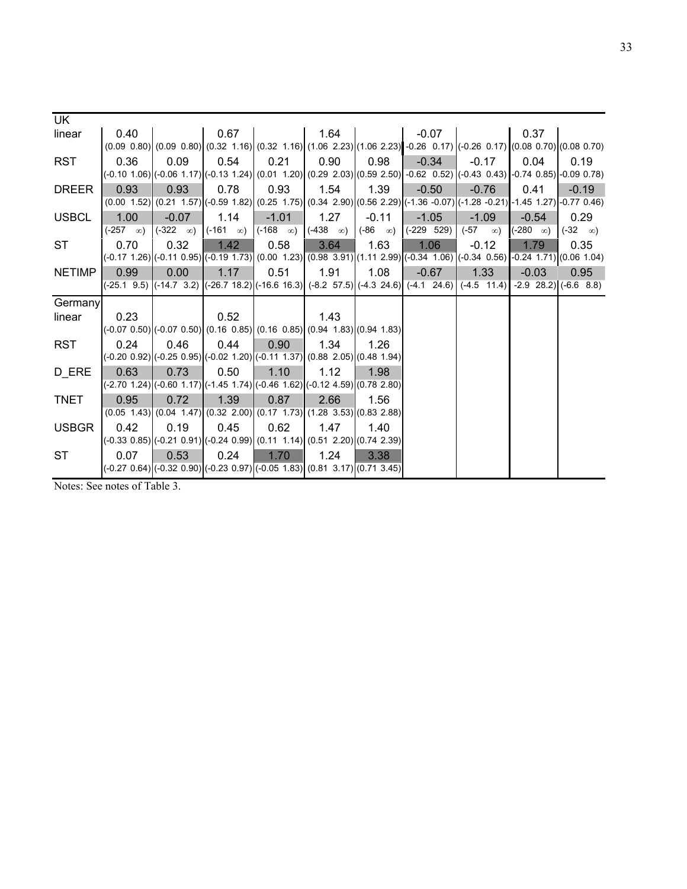| UK | | | | | | | | | | |
|---|---|---|---|---|---|---|---|---|---|---|
| linear | 0.40 | | 0.67 | | 1.64 | | -0.07 | | 0.37 | |
| | (0.09 0.80) | (0.09 0.80) | (0.32 1.16) | (0.32 1.16) | (1.06 2.23) | (1.06 2.23) | -0.26 0.17) | (-0.26 0.17) | (0.08 0.70) | (0.08 0.70) |
| RST | 0.36 | 0.09 | 0.54 | 0.21 | 0.90 | 0.98 | -0.34 | -0.17 | 0.04 | 0.19 |
| | (-0.10 1.06) | (-0.06 1.17) | (-0.13 1.24) | (0.01 1.20) | (0.29 2.03) | (0.59 2.50) | -0.62 0.52) | (-0.43 0.43) | -0.74 0.85) | -0.09 0.78) |
| DREER | 0.93 | 0.93 | 0.78 | 0.93 | 1.54 | 1.39 | -0.50 | -0.76 | 0.41 | -0.19 |
| | (0.00 1.52) | (0.21 1.57) | (-0.59 1.82) | (0.25 1.75) | (0.34 2.90) | (0.56 2.29) | (-1.36 -0.07) | (-1.28 -0.21) | -1.45 1.27) | -0.77 0.46) |
| USBCL | 1.00 | -0.07 | 1.14 | -1.01 | 1.27 | -0.11 | -1.05 | -1.09 | -0.54 | 0.29 |
| | (-257 ∞) | (-322 ∞) | (-161 ∞) | (-168 ∞) | (-438 ∞) | (-86 ∞) | (-229 529) | (-57 ∞) | (-280 ∞) | (-32 ∞) |
| ST | 0.70 | 0.32 | 1.42 | 0.58 | 3.64 | 1.63 | 1.06 | -0.12 | 1.79 | 0.35 |
| | (-0.17 1.26) | (-0.11 0.95) | (-0.19 1.73) | (0.00 1.23) | (0.98 3.91) | (1.11 2.99) | (-0.34 1.06) | (-0.34 0.56) | -0.24 1.71) | (0.06 1.04) |
| NETIMP | 0.99 | 0.00 | 1.17 | 0.51 | 1.91 | 1.08 | -0.67 | 1.33 | -0.03 | 0.95 |
| | (-25.1 9.5) | (-14.7 3.2) | (-26.7 18.2) | (-16.6 16.3) | (-8.2 57.5) | (-4.3 24.6) | (-4.1 24.6) | (-4.5 11.4) | -2.9 28.2) | (-6.6 8.8) |
| Germany | | | | | | | | | | |
| linear | 0.23 | | 0.52 | | 1.43 | | | | | |
| | (-0.07 0.50) | (-0.07 0.50) | (0.16 0.85) | (0.16 0.85) | (0.94 1.83) | (0.94 1.83) | | | | |
| RST | 0.24 | 0.46 | 0.44 | 0.90 | 1.34 | 1.26 | | | | |
| | (-0.20 0.92) | (-0.25 0.95) | (-0.02 1.20) | (-0.11 1.37) | (0.88 2.05) | (0.48 1.94) | | | | |
| D_ERE | 0.63 | 0.73 | 0.50 | 1.10 | 1.12 | 1.98 | | | | |
| | (-2.70 1.24) | (-0.60 1.17) | (-1.45 1.74) | (-0.46 1.62) | (-0.12 4.59) | (0.78 2.80) | | | | |
| TNET | 0.95 | 0.72 | 1.39 | 0.87 | 2.66 | 1.56 | | | | |
| | (0.05 1.43) | (0.04 1.47) | (0.32 2.00) | (0.17 1.73) | (1.28 3.53) | (0.83 2.88) | | | | |
| USBGR | 0.42 | 0.19 | 0.45 | 0.62 | 1.47 | 1.40 | | | | |
| | (-0.33 0.85) | (-0.21 0.91) | (-0.24 0.99) | (0.11 1.14) | (0.51 2.20) | (0.74 2.39) | | | | |
| ST | 0.07 | 0.53 | 0.24 | 1.70 | 1.24 | 3.38 | | | | |
| | (-0.27 0.64) | (-0.32 0.90) | (-0.23 0.97) | (-0.05 1.83) | (0.81 3.17) | (0.71 3.45) | | | | |

Notes: See notes of Table 3.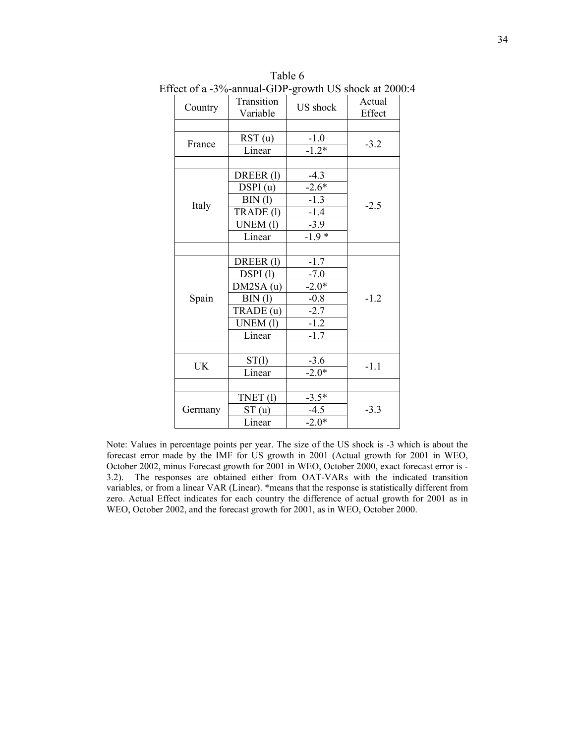Table 6
Effect of a -3%-annual-GDP-growth US shock at 2000:4

| Country | Transition Variable | US shock | Actual Effect |
|---|---|---|---|
| | | | |
| France | RST (u) | -1.0 | -3.2 |
| | Linear | -1.2* | |
| | | | |
| Italy | DREER (l) | -4.3 | -2.5 |
| | DSPI (u) | -2.6* | |
| | BIN (l) | -1.3 | |
| | TRADE (l) | -1.4 | |
| | UNEM (l) | -3.9 | |
| | Linear | -1.9 * | |
| | | | |
| Spain | DREER (l) | -1.7 | -1.2 |
| | DSPI (l) | -7.0 | |
| | DM2SA (u) | -2.0* | |
| | BIN (l) | -0.8 | |
| | TRADE (u) | -2.7 | |
| | UNEM (l) | -1.2 | |
| | Linear | -1.7 | |
| | | | |
| UK | ST(l) | -3.6 | -1.1 |
| | Linear | -2.0* | |
| | | | |
| Germany | TNET (l) | -3.5* | -3.3 |
| | ST (u) | -4.5 | |
| | Linear | -2.0* | |

Note: Values in percentage points per year. The size of the US shock is -3 which is about the forecast error made by the IMF for US growth in 2001 (Actual growth for 2001 in WEO, October 2002, minus Forecast growth for 2001 in WEO, October 2000, exact forecast error is -3.2). The responses are obtained either from OAT-VARs with the indicated transition variables, or from a linear VAR (Linear). *means that the response is statistically different from zero. Actual Effect indicates for each country the difference of actual growth for 2001 as in WEO, October 2002, and the forecast growth for 2001, as in WEO, October 2000.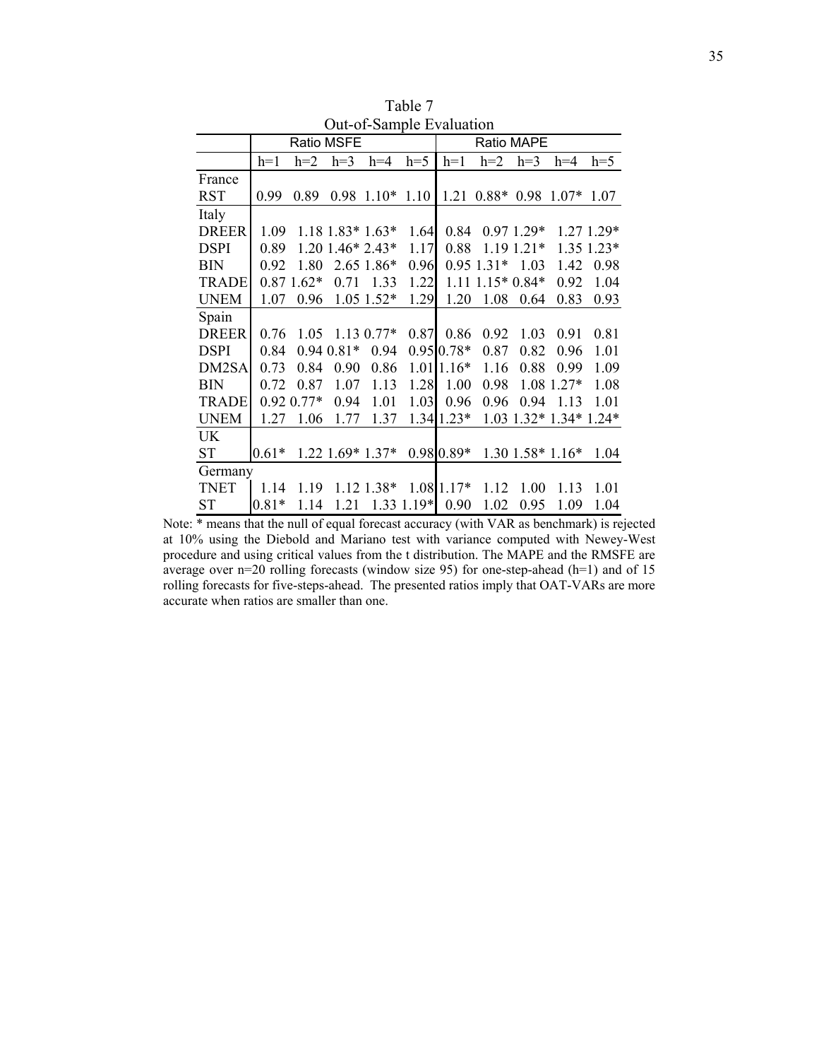Table 7

Out-of-Sample Evaluation

| | Ratio MSFE | | | | | Ratio MAPE | | | | |
|---|---|---|---|---|---|---|---|---|---|---|
| | h=1 | h=2 | h=3 | h=4 | h=5 | h=1 | h=2 | h=3 | h=4 | h=5 |
| France | | | | | | | | | | |
| RST | 0.99 | 0.89 | 0.98 | 1.10* | 1.10 | 1.21 | 0.88* | 0.98 | 1.07* | 1.07 |
| Italy | | | | | | | | | | |
| DREER | 1.09 | 1.18 | 1.83* | 1.63* | 1.64 | 0.84 | 0.97 | 1.29* | 1.27 | 1.29* |
| DSPI | 0.89 | 1.20 | 1.46* | 2.43* | 1.17 | 0.88 | 1.19 | 1.21* | 1.35 | 1.23* |
| BIN | 0.92 | 1.80 | 2.65 | 1.86* | 0.96 | 0.95 | 1.31* | 1.03 | 1.42 | 0.98 |
| TRADE | 0.87 | 1.62* | 0.71 | 1.33 | 1.22 | 1.11 | 1.15* | 0.84* | 0.92 | 1.04 |
| UNEM | 1.07 | 0.96 | 1.05 | 1.52* | 1.29 | 1.20 | 1.08 | 0.64 | 0.83 | 0.93 |
| Spain | | | | | | | | | | |
| DREER | 0.76 | 1.05 | 1.13 | 0.77* | 0.87 | 0.86 | 0.92 | 1.03 | 0.91 | 0.81 |
| DSPI | 0.84 | 0.94 | 0.81* | 0.94 | 0.95 | 0.78* | 0.87 | 0.82 | 0.96 | 1.01 |
| DM2SA | 0.73 | 0.84 | 0.90 | 0.86 | 1.01 | 1.16* | 1.16 | 0.88 | 0.99 | 1.09 |
| BIN | 0.72 | 0.87 | 1.07 | 1.13 | 1.28 | 1.00 | 0.98 | 1.08 | 1.27* | 1.08 |
| TRADE | 0.92 | 0.77* | 0.94 | 1.01 | 1.03 | 0.96 | 0.96 | 0.94 | 1.13 | 1.01 |
| UNEM | 1.27 | 1.06 | 1.77 | 1.37 | 1.34 | 1.23* | 1.03 | 1.32* | 1.34* | 1.24* |
| UK | | | | | | | | | | |
| ST | 0.61* | 1.22 | 1.69* | 1.37* | 0.98 | 0.89* | 1.30 | 1.58* | 1.16* | 1.04 |
| Germany | | | | | | | | | | |
| TNET | 1.14 | 1.19 | 1.12 | 1.38* | 1.08 | 1.17* | 1.12 | 1.00 | 1.13 | 1.01 |
| ST | 0.81* | 1.14 | 1.21 | 1.33 | 1.19* | 0.90 | 1.02 | 0.95 | 1.09 | 1.04 |

Note: * means that the null of equal forecast accuracy (with VAR as benchmark) is rejected at 10% using the Diebold and Mariano test with variance computed with Newey-West procedure and using critical values from the t distribution. The MAPE and the RMSFE are average over n=20 rolling forecasts (window size 95) for one-step-ahead (h=1) and of 15 rolling forecasts for five-steps-ahead. The presented ratios imply that OAT-VARs are more accurate when ratios are smaller than one.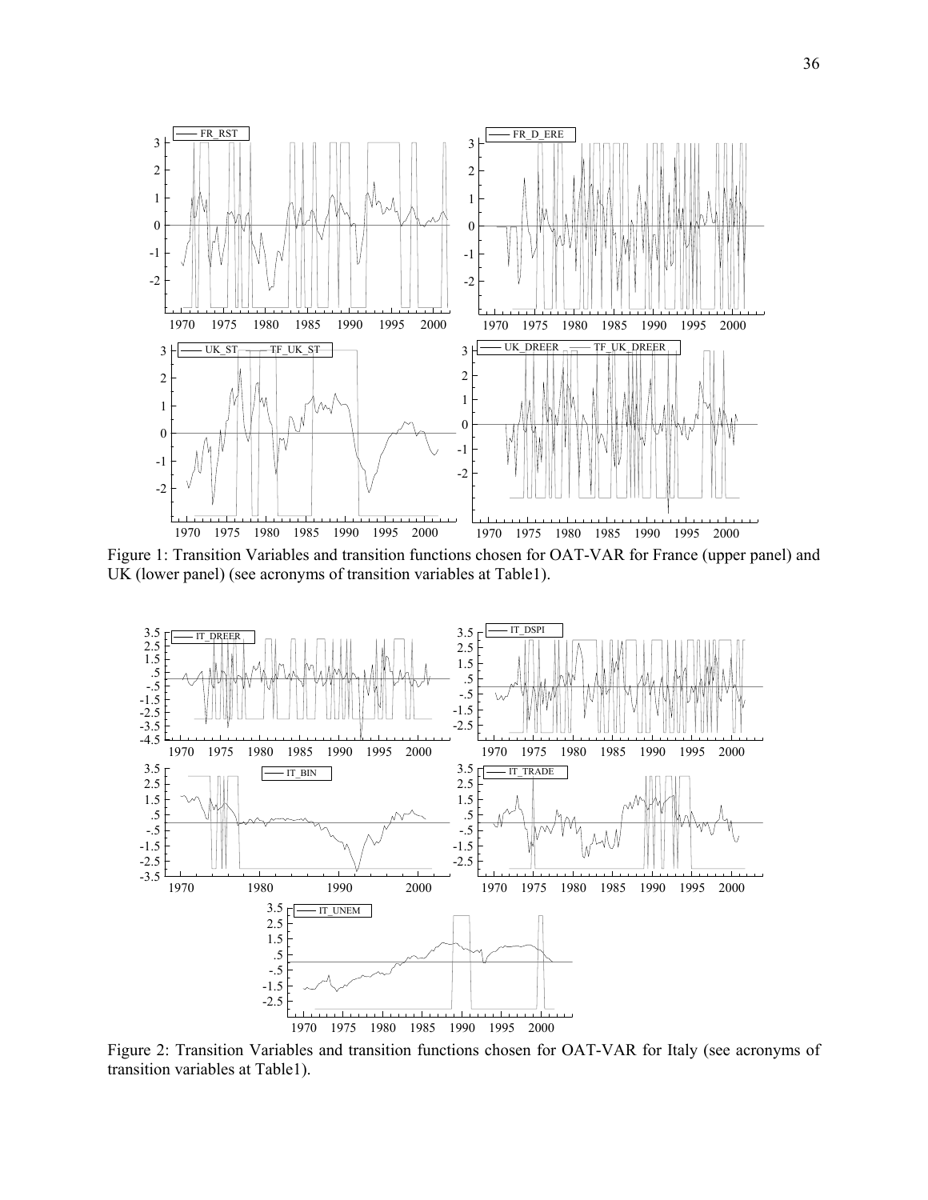Figure 1: Transition Variables and transition functions chosen for OAT-VAR for France (upper panel) and UK (lower panel) (see acronyms of transition variables at Table1).

Figure 2: Transition Variables and transition functions chosen for OAT-VAR for Italy (see acronyms of transition variables at Table1).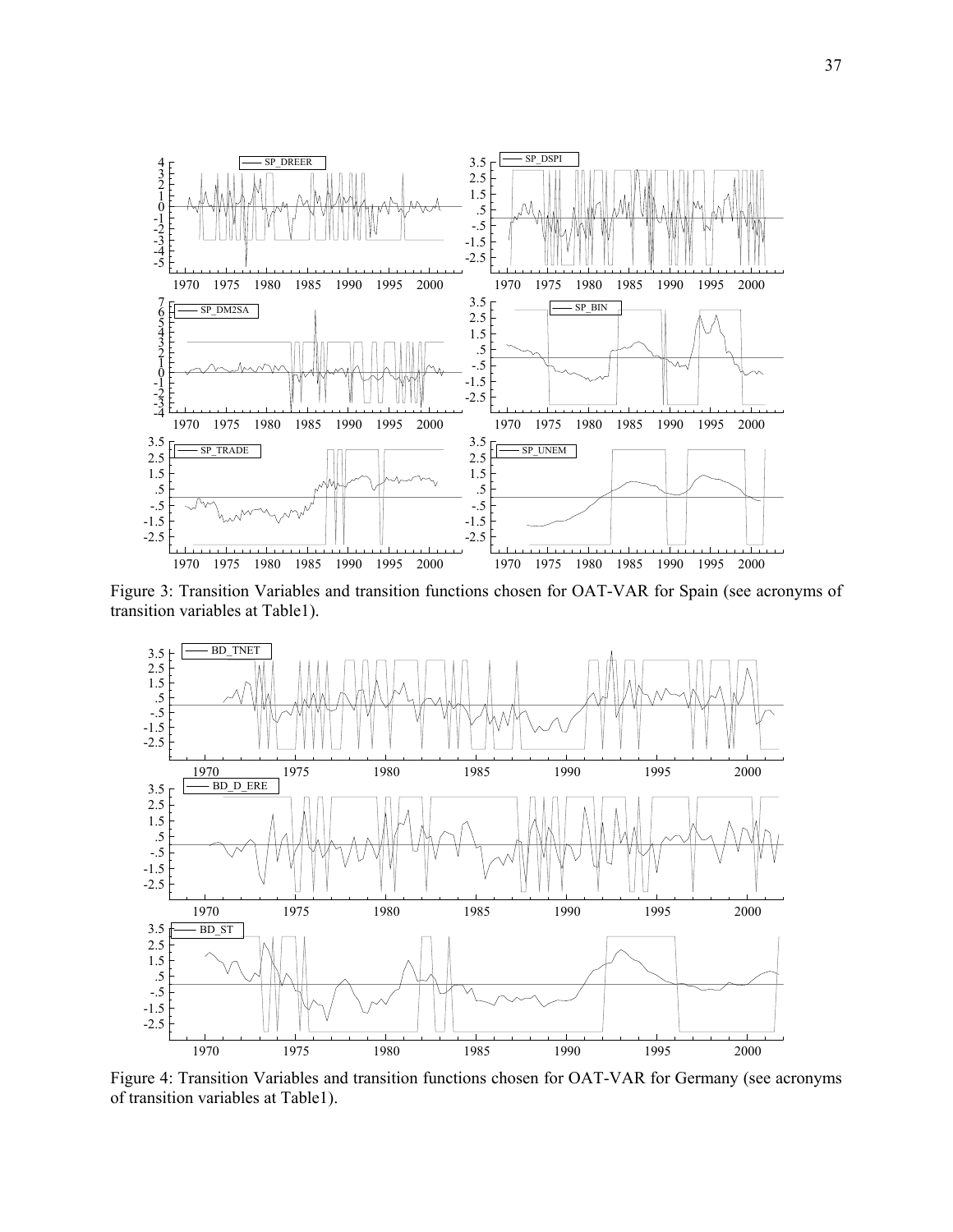SP_DREER

4
3
2
1
0
-1
-2
-3
-4
-5

1970 1975 1980 1985 1990 1995 2000

SP_DSPI

3.5
2.5
1.5
.5
-.5
-1.5
-2.5

1970 1975 1980 1985 1990 1995 2000

SP_DM2SA

7
6
5
4
3
2
1
0
-1
-2
-3
-4

1970 1975 1980 1985 1990 1995 2000

SP_BIN

3.5
2.5
1.5
.5
-.5
-1.5
-2.5

1970 1975 1980 1985 1990 1995 2000

SP_TRADE

3.5
2.5
1.5
.5
-.5
-1.5
-2.5

1970 1975 1980 1985 1990 1995 2000

SP_UNEM

3.5
2.5
1.5
.5
-.5
-1.5
-2.5

1970 1975 1980 1985 1990 1995 2000

Figure 3: Transition Variables and transition functions chosen for OAT-VAR for Spain (see acronyms of transition variables at Table1).

BD_TNET

3.5
2.5
1.5
.5
-.5
-1.5
-2.5

1970 1975 1980 1985 1990 1995 2000

BD_D_ERE

3.5
2.5
1.5
.5
-.5
-1.5
-2.5

1970 1975 1980 1985 1990 1995 2000

BD_ST

3.5
2.5
1.5
.5
-.5
-1.5
-2.5

1970 1975 1980 1985 1990 1995 2000

Figure 4: Transition Variables and transition functions chosen for OAT-VAR for Germany (see acronyms of transition variables at Table1).